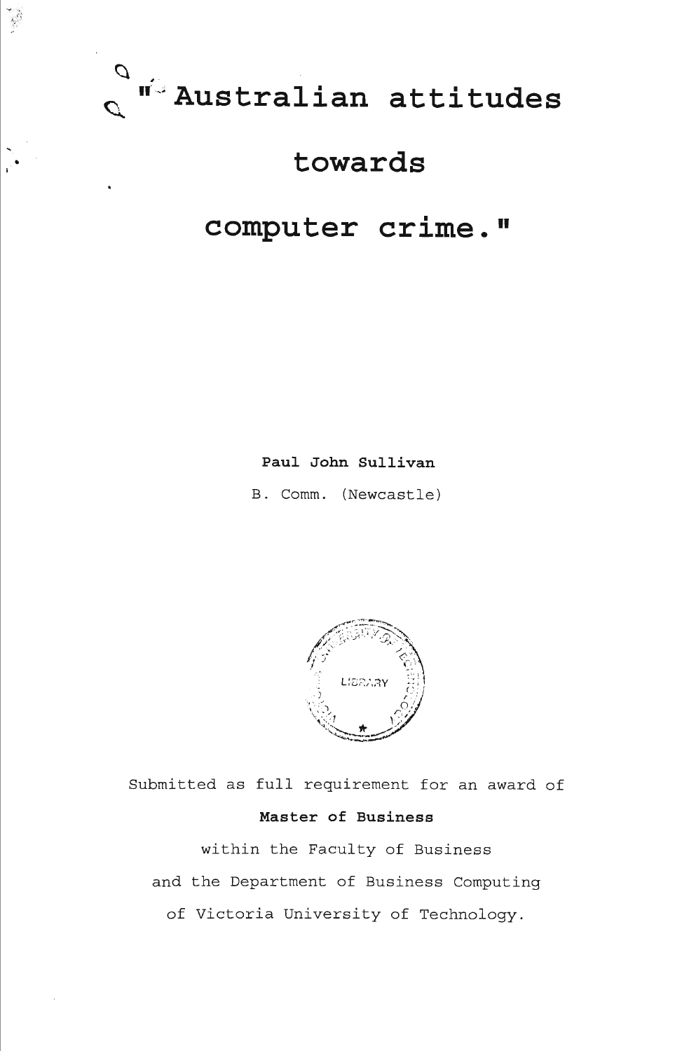# "Australian attitudes towards computer crime."

**Paul John Sullivan**

B. Comm. (Newcastle)

Submitted as full requirement for an award of

**Master of Business**

within the Faculty of Business

and the Department of Business Computing

of Victoria University of Technology.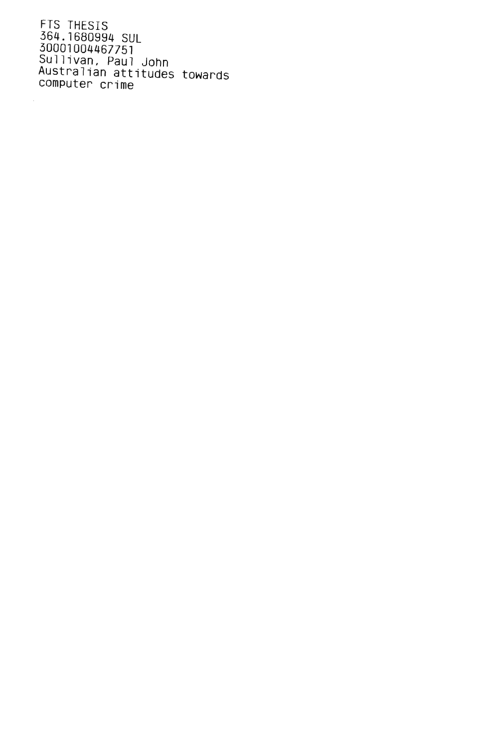FTS THESIS
364.1680994 SUL
30001004467751
Sullivan, Paul John
Australian attitudes towards
computer crime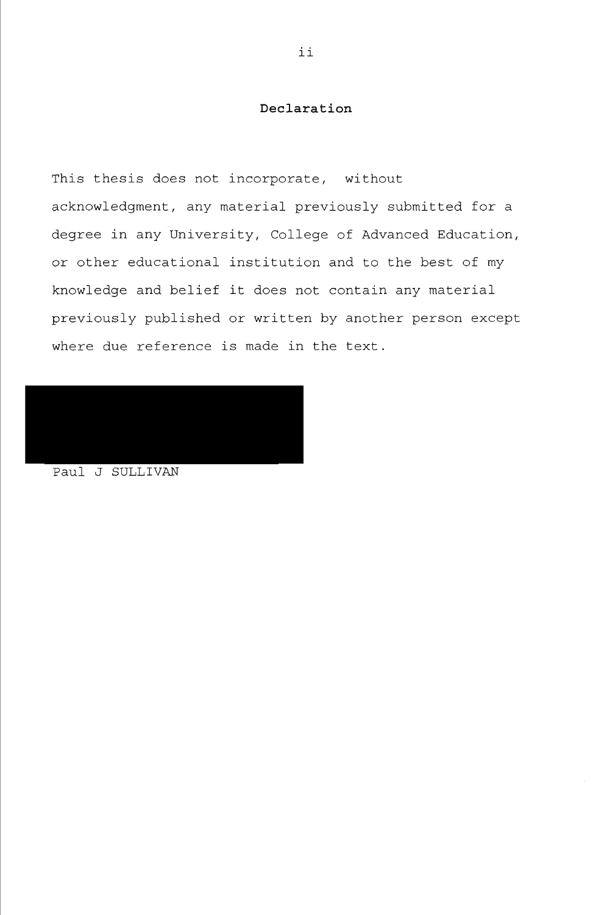## Declaration

This thesis does not incorporate, without acknowledgment, any material previously submitted for a degree in any University, College of Advanced Education, or other educational institution and to the best of my knowledge and belief it does not contain any material previously published or written by another person except where due reference is made in the text.

Paul J SULLIVAN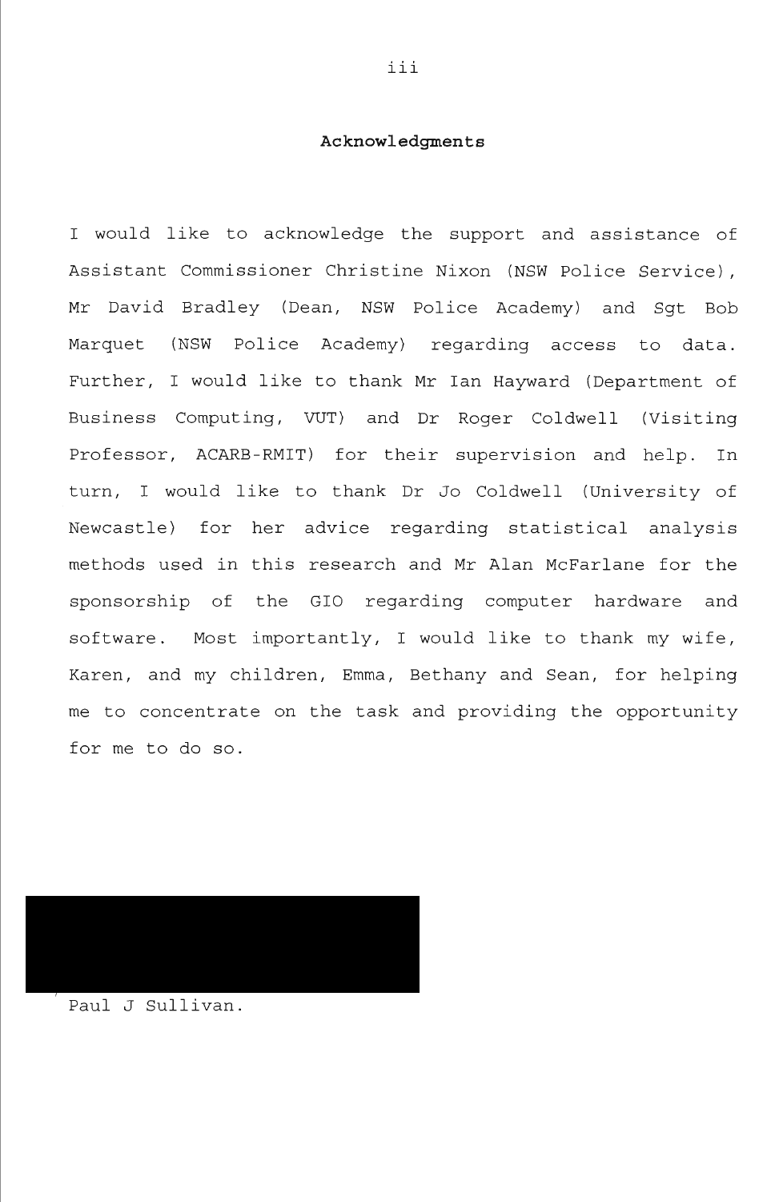## Acknowledgments

I would like to acknowledge the support and assistance of Assistant Commissioner Christine Nixon (NSW Police Service), Mr David Bradley (Dean, NSW Police Academy) and Sgt Bob Marquet (NSW Police Academy) regarding access to data. Further, I would like to thank Mr Ian Hayward (Department of Business Computing, VUT) and Dr Roger Coldwell (Visiting Professor, ACARB-RMIT) for their supervision and help. In turn, I would like to thank Dr Jo Coldwell (University of Newcastle) for her advice regarding statistical analysis methods used in this research and Mr Alan McFarlane for the sponsorship of the GIO regarding computer hardware and software. Most importantly, I would like to thank my wife, Karen, and my children, Emma, Bethany and Sean, for helping me to concentrate on the task and providing the opportunity for me to do so.

Paul J Sullivan.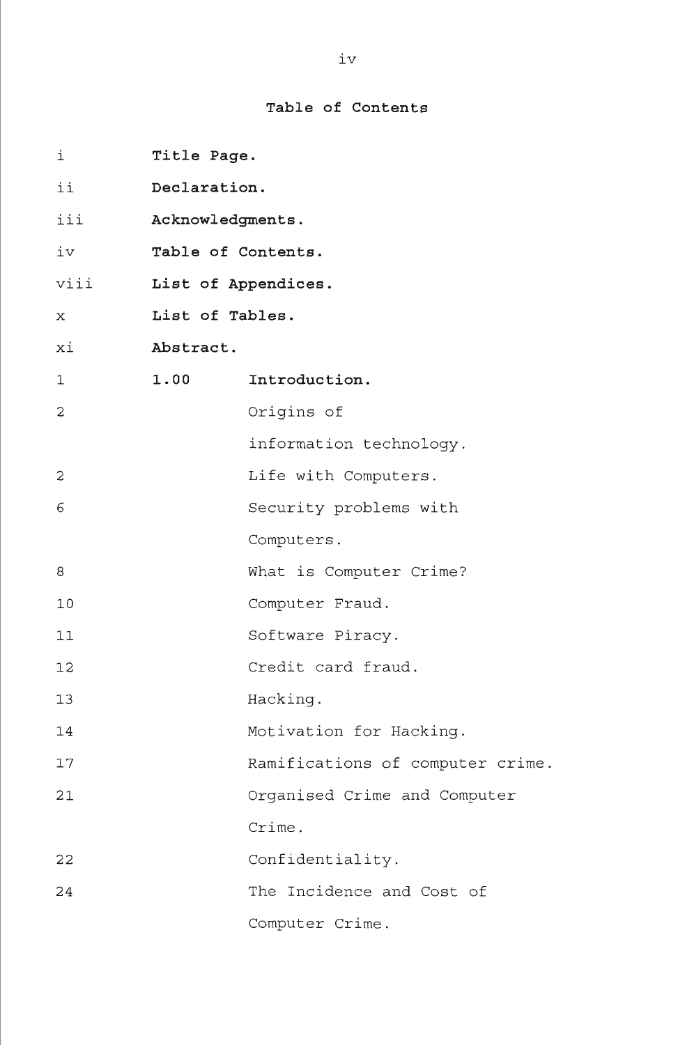## Table of Contents

| | | |
|---|---|---|
| i | **Title Page.** | |
| ii | **Declaration.** | |
| iii | **Acknowledgments.** | |
| iv | **Table of Contents.** | |
| viii | **List of Appendices.** | |
| x | **List of Tables.** | |
| xi | **Abstract.** | |
| 1 | **1.00** | **Introduction.** |
| 2 | | Origins of information technology. |
| 2 | | Life with Computers. |
| 6 | | Security problems with Computers. |
| 8 | | What is Computer Crime? |
| 10 | | Computer Fraud. |
| 11 | | Software Piracy. |
| 12 | | Credit card fraud. |
| 13 | | Hacking. |
| 14 | | Motivation for Hacking. |
| 17 | | Ramifications of computer crime. |
| 21 | | Organised Crime and Computer Crime. |
| 22 | | Confidentiality. |
| 24 | | The Incidence and Cost of Computer Crime. |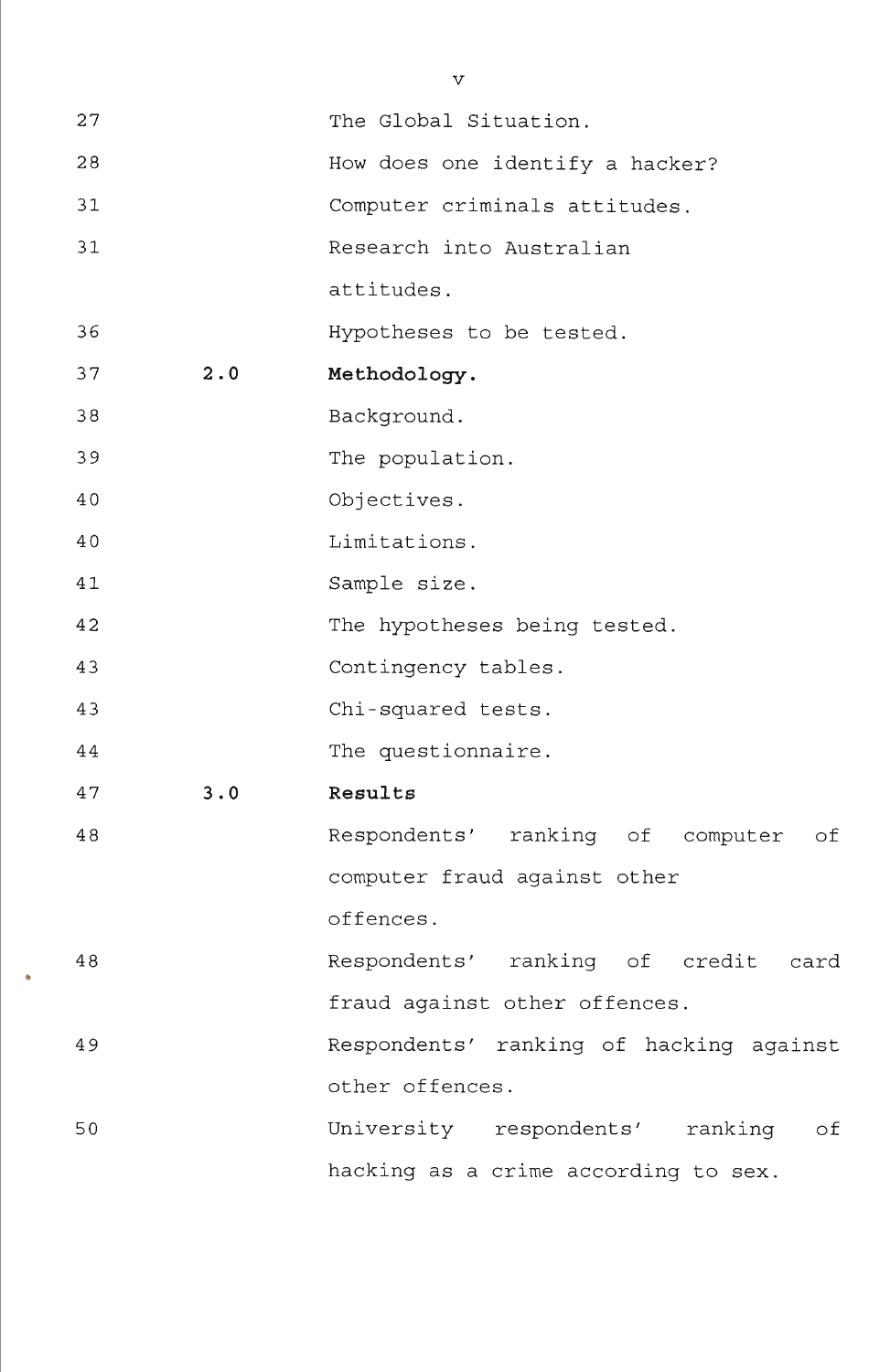| | | |
|---|---|---|
| 27 | | The Global Situation. |
| 28 | | How does one identify a hacker? |
| 31 | | Computer criminals attitudes. |
| 31 | | Research into Australian attitudes. |
| 36 | | Hypotheses to be tested. |
| 37 | **2.0** | **Methodology.** |
| 38 | | Background. |
| 39 | | The population. |
| 40 | | Objectives. |
| 40 | | Limitations. |
| 41 | | Sample size. |
| 42 | | The hypotheses being tested. |
| 43 | | Contingency tables. |
| 43 | | Chi-squared tests. |
| 44 | | The questionnaire. |
| 47 | **3.0** | **Results** |
| 48 | | Respondents' ranking of computer of computer fraud against other offences. |
| 48 | | Respondents' ranking of credit card fraud against other offences. |
| 49 | | Respondents' ranking of hacking against other offences. |
| 50 | | University respondents' ranking of hacking as a crime according to sex. |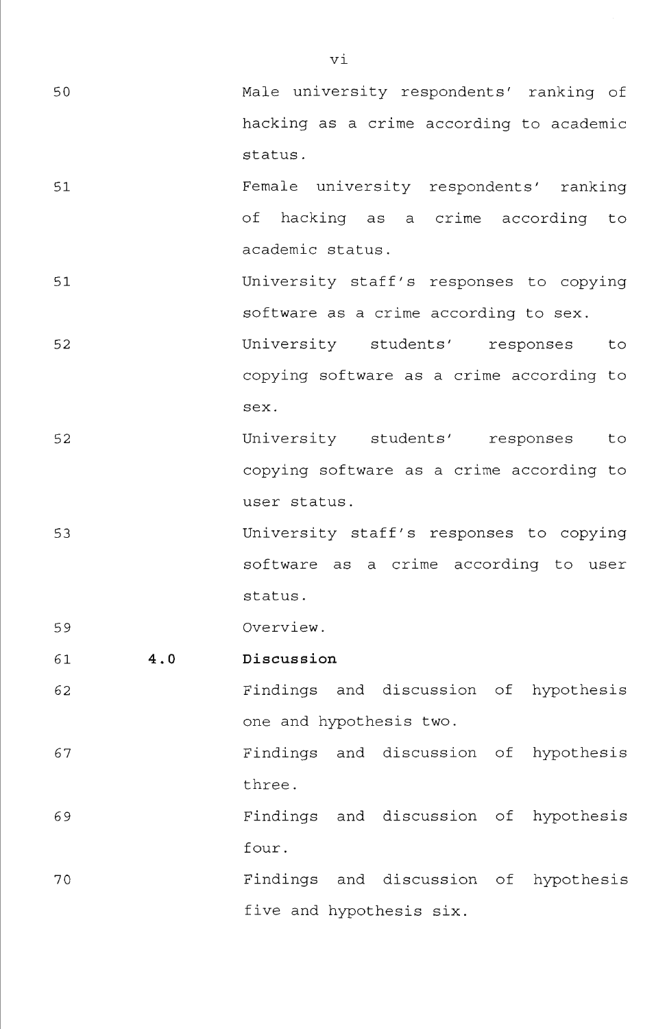| | | |
|---|---|---|
| 50 | | Male university respondents' ranking of hacking as a crime according to academic status. |
| 51 | | Female university respondents' ranking of hacking as a crime according to academic status. |
| 51 | | University staff's responses to copying software as a crime according to sex. |
| 52 | | University students' responses to copying software as a crime according to sex. |
| 52 | | University students' responses to copying software as a crime according to user status. |
| 53 | | University staff's responses to copying software as a crime according to user status. |
| 59 | | Overview. |
| 61 | **4.0** | **Discussion** |
| 62 | | Findings and discussion of hypothesis one and hypothesis two. |
| 67 | | Findings and discussion of hypothesis three. |
| 69 | | Findings and discussion of hypothesis four. |
| 70 | | Findings and discussion of hypothesis five and hypothesis six. |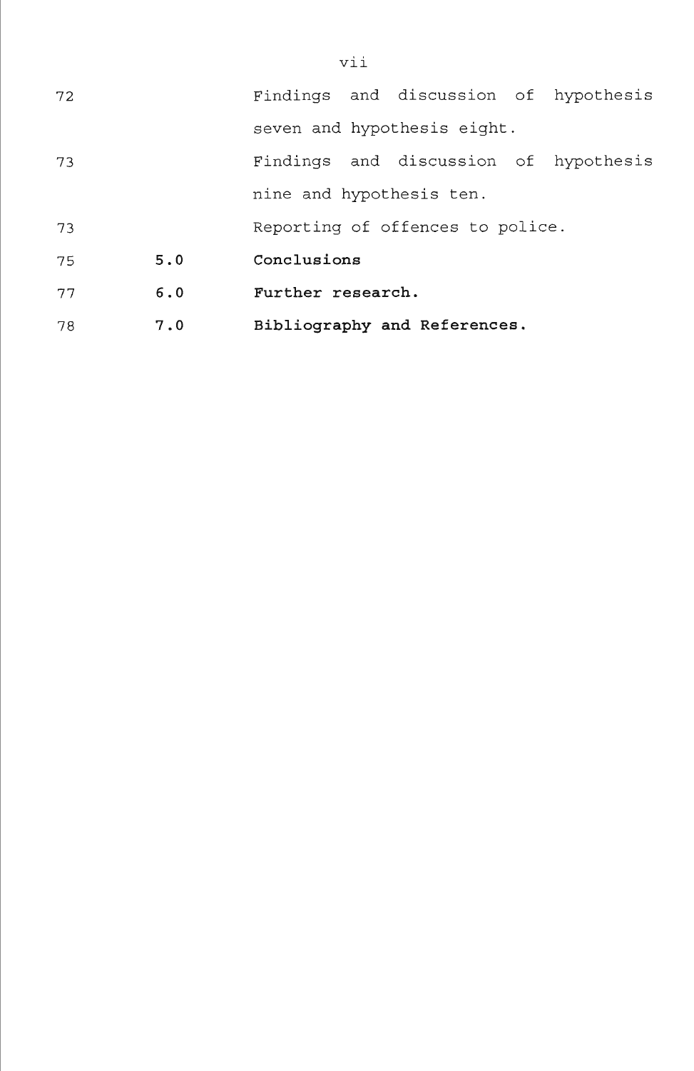| | | |
|---|---|---|
| 72 | | Findings and discussion of hypothesis seven and hypothesis eight. |
| 73 | | Findings and discussion of hypothesis nine and hypothesis ten. |
| 73 | | Reporting of offences to police. |
| 75 | **5.0** | **Conclusions** |
| 77 | **6.0** | **Further research.** |
| 78 | **7.0** | **Bibliography and References.** |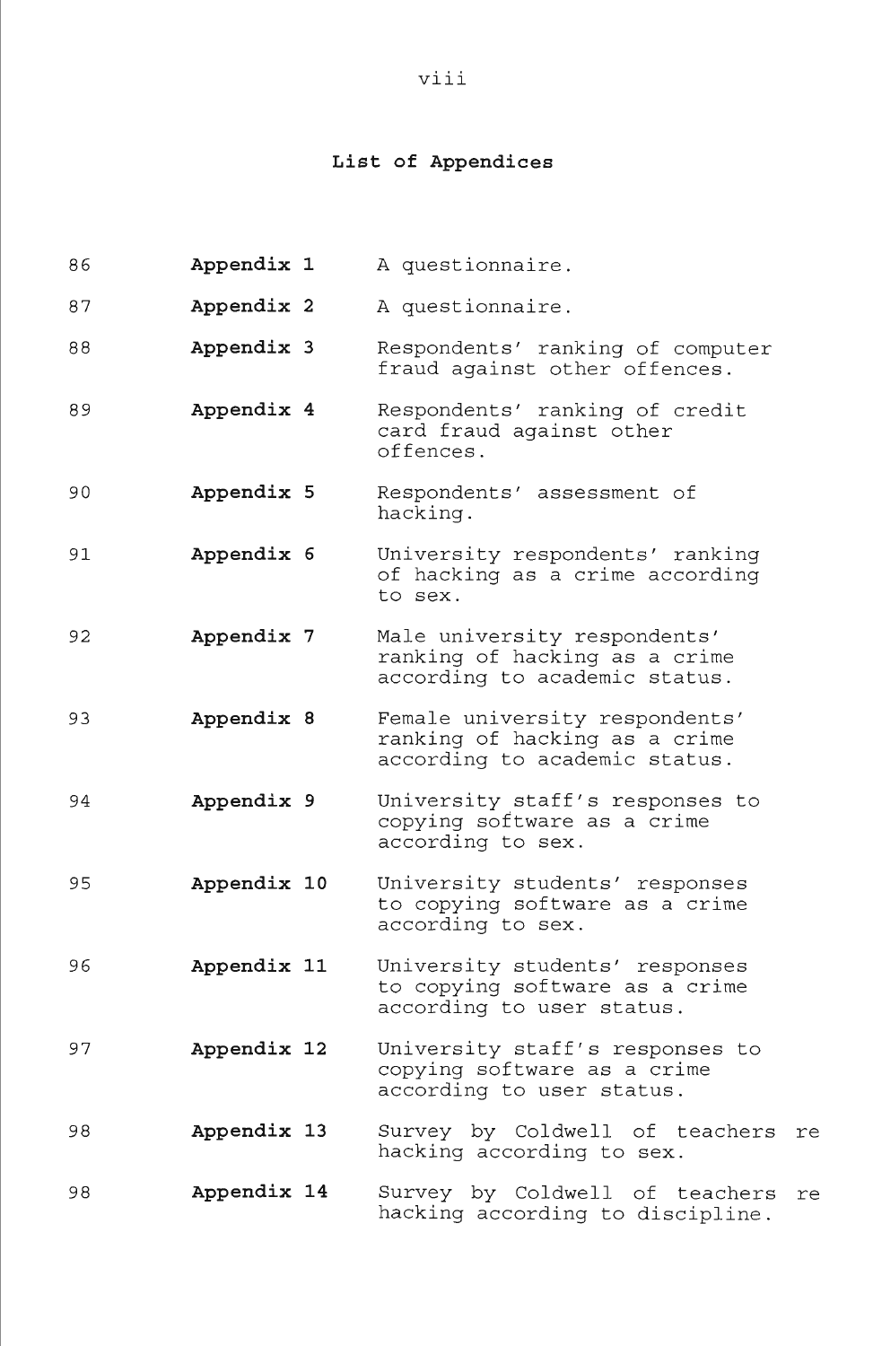## List of Appendices

| | | |
|---|---|---|
| 86 | **Appendix 1** | A questionnaire. |
| 87 | **Appendix 2** | A questionnaire. |
| 88 | **Appendix 3** | Respondents' ranking of computer fraud against other offences. |
| 89 | **Appendix 4** | Respondents' ranking of credit card fraud against other offences. |
| 90 | **Appendix 5** | Respondents' assessment of hacking. |
| 91 | **Appendix 6** | University respondents' ranking of hacking as a crime according to sex. |
| 92 | **Appendix 7** | Male university respondents' ranking of hacking as a crime according to academic status. |
| 93 | **Appendix 8** | Female university respondents' ranking of hacking as a crime according to academic status. |
| 94 | **Appendix 9** | University staff's responses to copying software as a crime according to sex. |
| 95 | **Appendix 10** | University students' responses to copying software as a crime according to sex. |
| 96 | **Appendix 11** | University students' responses to copying software as a crime according to user status. |
| 97 | **Appendix 12** | University staff's responses to copying software as a crime according to user status. |
| 98 | **Appendix 13** | Survey by Coldwell of teachers re hacking according to sex. |
| 98 | **Appendix 14** | Survey by Coldwell of teachers re hacking according to discipline. |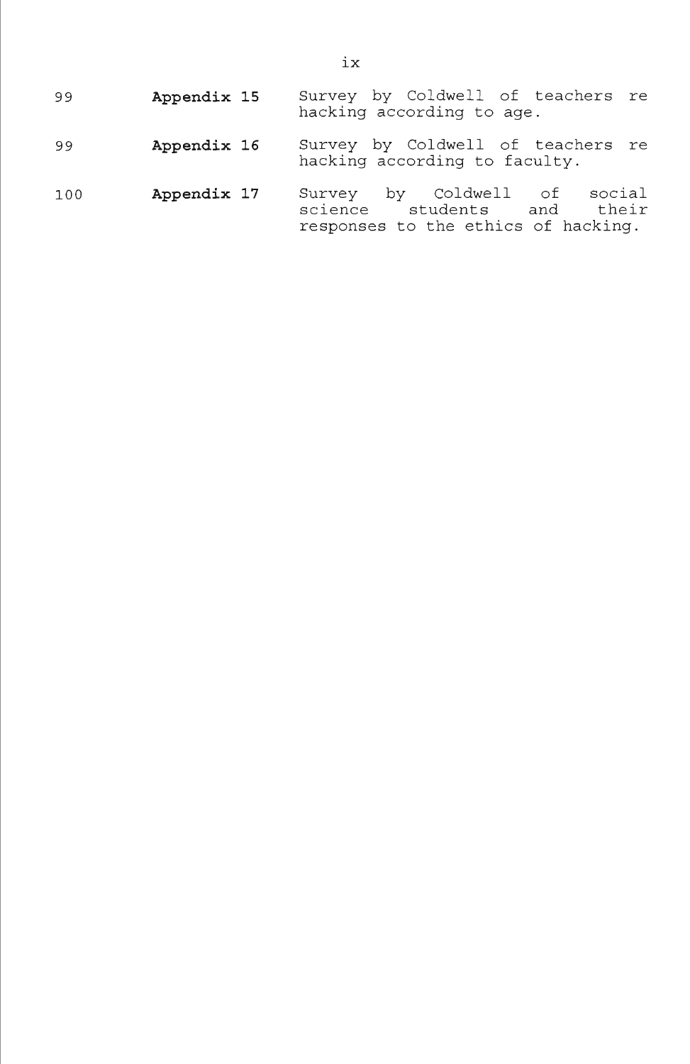| | | |
|---|---|---|
| 99 | **Appendix 15** | Survey by Coldwell of teachers re hacking according to age. |
| 99 | **Appendix 16** | Survey by Coldwell of teachers re hacking according to faculty. |
| 100 | **Appendix 17** | Survey by Coldwell of social science students and their responses to the ethics of hacking. |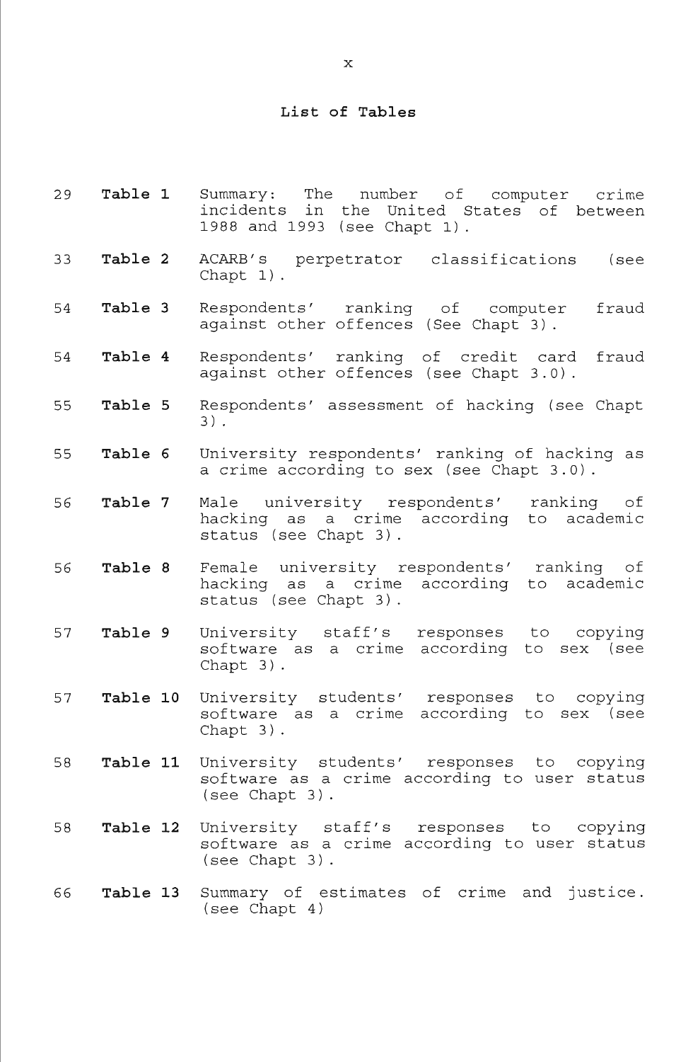## List of Tables

| | | |
|---|---|---|
| 29 | **Table 1** | Summary: The number of computer crime incidents in the United States of between 1988 and 1993 (see Chapt 1). |
| 33 | **Table 2** | ACARB's perpetrator classifications (see Chapt 1). |
| 54 | **Table 3** | Respondents' ranking of computer fraud against other offences (See Chapt 3). |
| 54 | **Table 4** | Respondents' ranking of credit card fraud against other offences (see Chapt 3.0). |
| 55 | **Table 5** | Respondents' assessment of hacking (see Chapt 3). |
| 55 | **Table 6** | University respondents' ranking of hacking as a crime according to sex (see Chapt 3.0). |
| 56 | **Table 7** | Male university respondents' ranking of hacking as a crime according to academic status (see Chapt 3). |
| 56 | **Table 8** | Female university respondents' ranking of hacking as a crime according to academic status (see Chapt 3). |
| 57 | **Table 9** | University staff's responses to copying software as a crime according to sex (see Chapt 3). |
| 57 | **Table 10** | University students' responses to copying software as a crime according to sex (see Chapt 3). |
| 58 | **Table 11** | University students' responses to copying software as a crime according to user status (see Chapt 3). |
| 58 | **Table 12** | University staff's responses to copying software as a crime according to user status (see Chapt 3). |
| 66 | **Table 13** | Summary of estimates of crime and justice. (see Chapt 4) |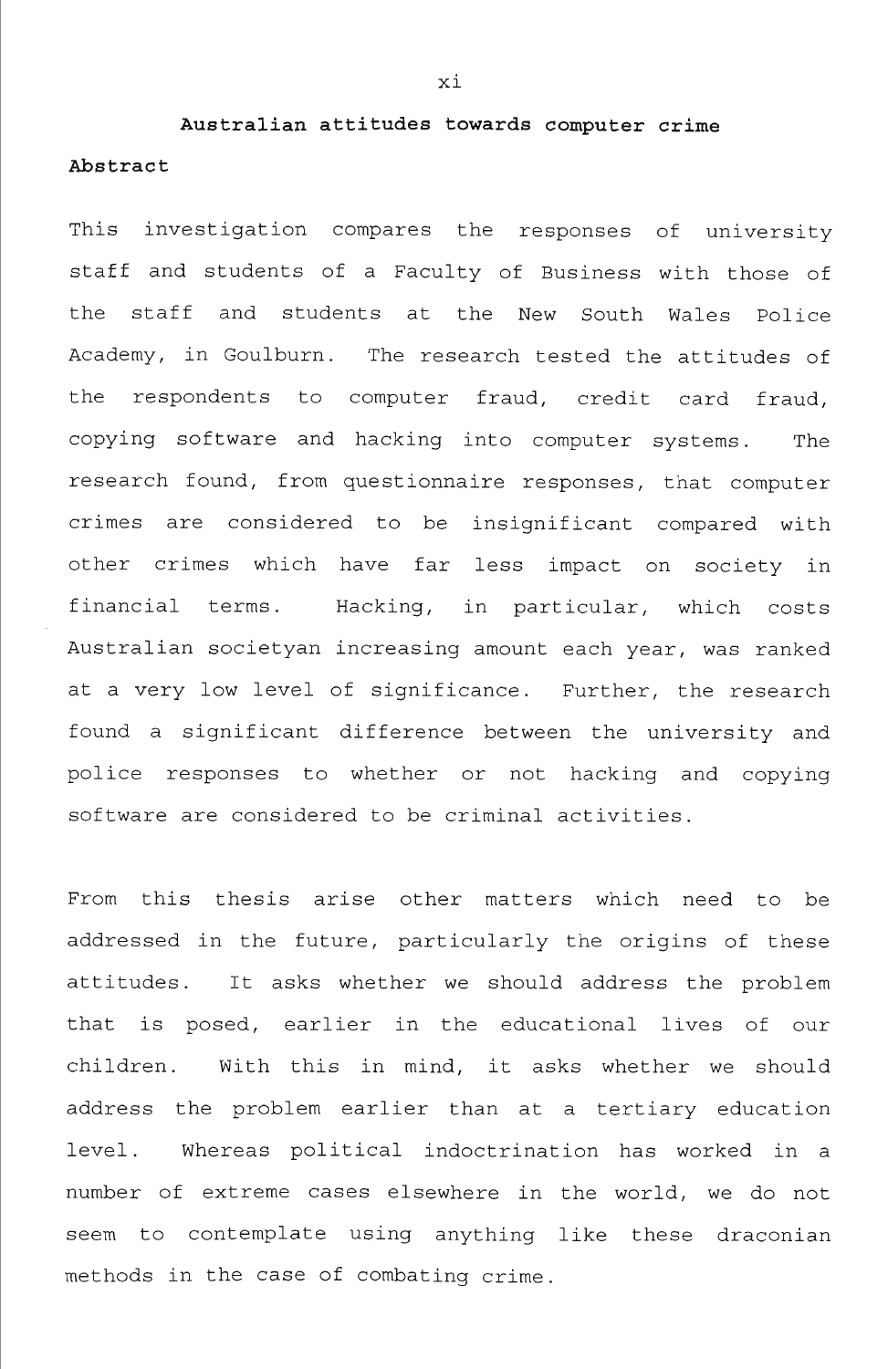# Australian attitudes towards computer crime

## Abstract

This investigation compares the responses of university staff and students of a Faculty of Business with those of the staff and students at the New South Wales Police Academy, in Goulburn. The research tested the attitudes of the respondents to computer fraud, credit card fraud, copying software and hacking into computer systems. The research found, from questionnaire responses, that computer crimes are considered to be insignificant compared with other crimes which have far less impact on society in financial terms. Hacking, in particular, which costs Australian societyan increasing amount each year, was ranked at a very low level of significance. Further, the research found a significant difference between the university and police responses to whether or not hacking and copying software are considered to be criminal activities.

From this thesis arise other matters which need to be addressed in the future, particularly the origins of these attitudes. It asks whether we should address the problem that is posed, earlier in the educational lives of our children. With this in mind, it asks whether we should address the problem earlier than at a tertiary education level. Whereas political indoctrination has worked in a number of extreme cases elsewhere in the world, we do not seem to contemplate using anything like these draconian methods in the case of combating crime.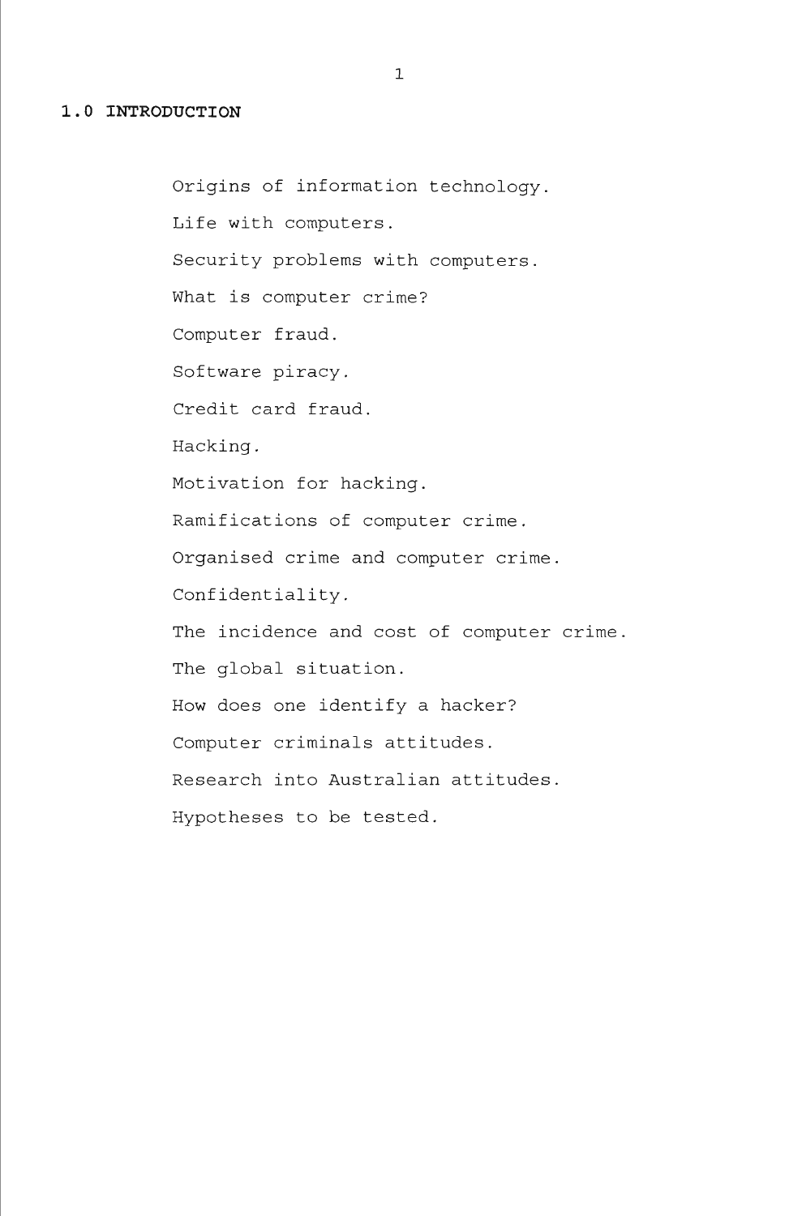# 1.0 INTRODUCTION

Origins of information technology.

Life with computers.

Security problems with computers.

What is computer crime?

Computer fraud.

Software piracy.

Credit card fraud.

Hacking.

Motivation for hacking.

Ramifications of computer crime.

Organised crime and computer crime.

Confidentiality.

The incidence and cost of computer crime.

The global situation.

How does one identify a hacker?

Computer criminals attitudes.

Research into Australian attitudes.

Hypotheses to be tested.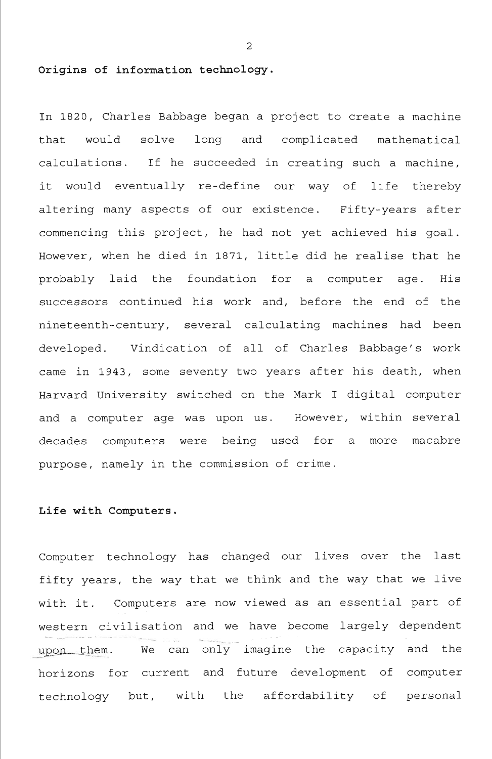**Origins of information technology.**

In 1820, Charles Babbage began a project to create a machine that would solve long and complicated mathematical calculations. If he succeeded in creating such a machine, it would eventually re-define our way of life thereby altering many aspects of our existence. Fifty-years after commencing this project, he had not yet achieved his goal. However, when he died in 1871, little did he realise that he probably laid the foundation for a computer age. His successors continued his work and, before the end of the nineteenth-century, several calculating machines had been developed. Vindication of all of Charles Babbage's work came in 1943, some seventy two years after his death, when Harvard University switched on the Mark I digital computer and a computer age was upon us. However, within several decades computers were being used for a more macabre purpose, namely in the commission of crime.

**Life with Computers.**

Computer technology has changed our lives over the last fifty years, the way that we think and the way that we live with it. Computers are now viewed as an essential part of western civilisation and we have become largely dependent upon them. We can only imagine the capacity and the horizons for current and future development of computer technology but, with the affordability of personal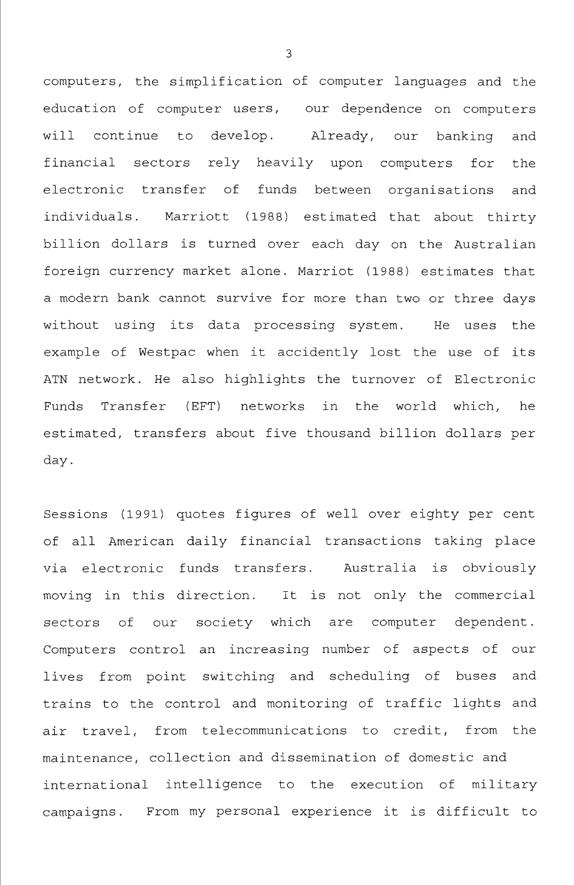computers, the simplification of computer languages and the education of computer users, our dependence on computers will continue to develop. Already, our banking and financial sectors rely heavily upon computers for the electronic transfer of funds between organisations and individuals. Marriott (1988) estimated that about thirty billion dollars is turned over each day on the Australian foreign currency market alone. Marriot (1988) estimates that a modern bank cannot survive for more than two or three days without using its data processing system. He uses the example of Westpac when it accidently lost the use of its ATN network. He also highlights the turnover of Electronic Funds Transfer (EFT) networks in the world which, he estimated, transfers about five thousand billion dollars per day.

Sessions (1991) quotes figures of well over eighty per cent of all American daily financial transactions taking place via electronic funds transfers. Australia is obviously moving in this direction. It is not only the commercial sectors of our society which are computer dependent. Computers control an increasing number of aspects of our lives from point switching and scheduling of buses and trains to the control and monitoring of traffic lights and air travel, from telecommunications to credit, from the maintenance, collection and dissemination of domestic and international intelligence to the execution of military campaigns. From my personal experience it is difficult to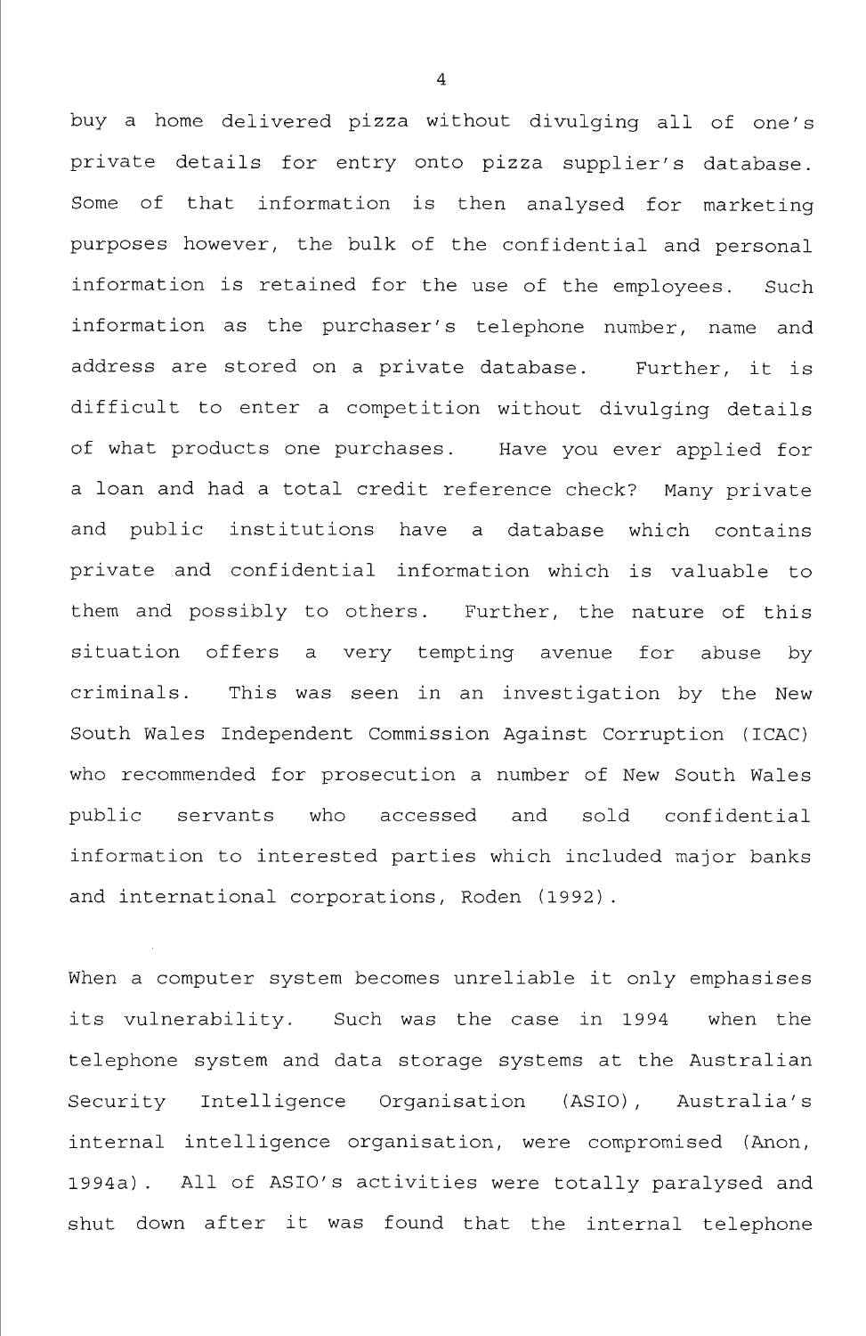buy a home delivered pizza without divulging all of one's private details for entry onto pizza supplier's database. Some of that information is then analysed for marketing purposes however, the bulk of the confidential and personal information is retained for the use of the employees. Such information as the purchaser's telephone number, name and address are stored on a private database. Further, it is difficult to enter a competition without divulging details of what products one purchases. Have you ever applied for a loan and had a total credit reference check? Many private and public institutions have a database which contains private and confidential information which is valuable to them and possibly to others. Further, the nature of this situation offers a very tempting avenue for abuse by criminals. This was seen in an investigation by the New South Wales Independent Commission Against Corruption (ICAC) who recommended for prosecution a number of New South Wales public servants who accessed and sold confidential information to interested parties which included major banks and international corporations, Roden (1992).

When a computer system becomes unreliable it only emphasises its vulnerability. Such was the case in 1994 when the telephone system and data storage systems at the Australian Security Intelligence Organisation (ASIO), Australia's internal intelligence organisation, were compromised (Anon, 1994a). All of ASIO's activities were totally paralysed and shut down after it was found that the internal telephone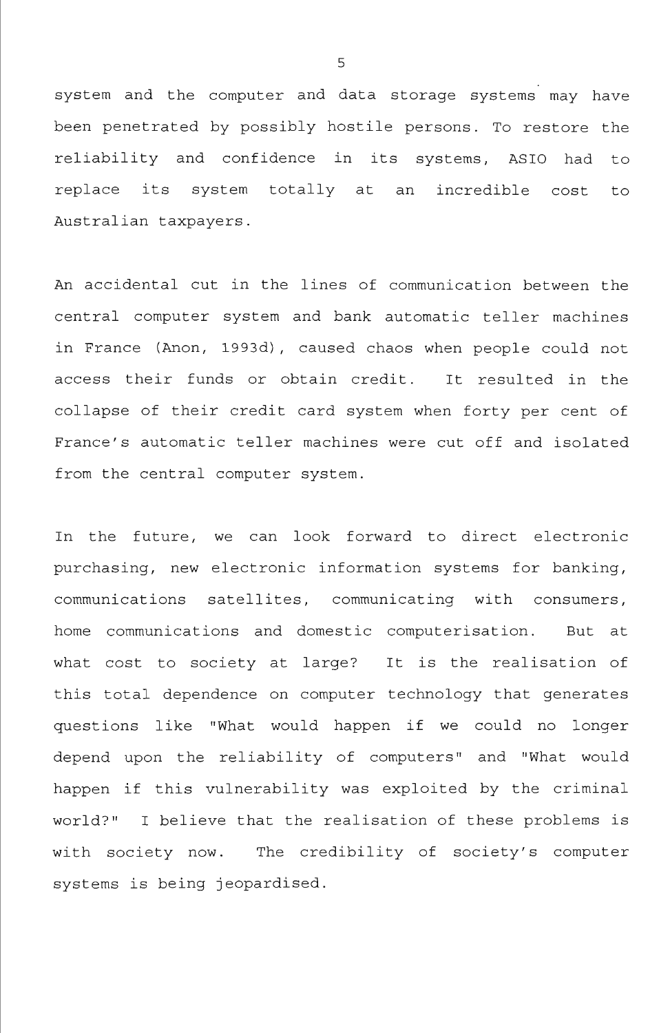system and the computer and data storage systems may have been penetrated by possibly hostile persons. To restore the reliability and confidence in its systems, ASIO had to replace its system totally at an incredible cost to Australian taxpayers.

An accidental cut in the lines of communication between the central computer system and bank automatic teller machines in France (Anon, 1993d), caused chaos when people could not access their funds or obtain credit. It resulted in the collapse of their credit card system when forty per cent of France's automatic teller machines were cut off and isolated from the central computer system.

In the future, we can look forward to direct electronic purchasing, new electronic information systems for banking, communications satellites, communicating with consumers, home communications and domestic computerisation. But at what cost to society at large? It is the realisation of this total dependence on computer technology that generates questions like "What would happen if we could no longer depend upon the reliability of computers" and "What would happen if this vulnerability was exploited by the criminal world?" I believe that the realisation of these problems is with society now. The credibility of society's computer systems is being jeopardised.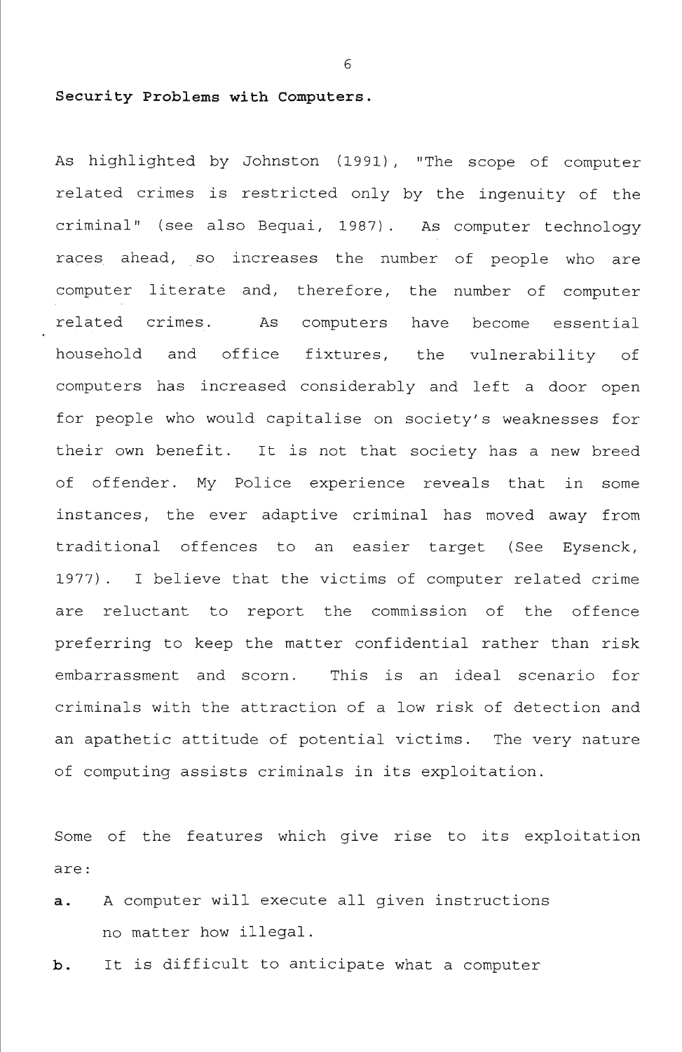**Security Problems with Computers.**

As highlighted by Johnston (1991), "The scope of computer related crimes is restricted only by the ingenuity of the criminal" (see also Bequai, 1987). As computer technology races ahead, so increases the number of people who are computer literate and, therefore, the number of computer related crimes. As computers have become essential household and office fixtures, the vulnerability of computers has increased considerably and left a door open for people who would capitalise on society's weaknesses for their own benefit. It is not that society has a new breed of offender. My Police experience reveals that in some instances, the ever adaptive criminal has moved away from traditional offences to an easier target (See Eysenck, 1977). I believe that the victims of computer related crime are reluctant to report the commission of the offence preferring to keep the matter confidential rather than risk embarrassment and scorn. This is an ideal scenario for criminals with the attraction of a low risk of detection and an apathetic attitude of potential victims. The very nature of computing assists criminals in its exploitation.

Some of the features which give rise to its exploitation are:

**a.** A computer will execute all given instructions no matter how illegal.

**b.** It is difficult to anticipate what a computer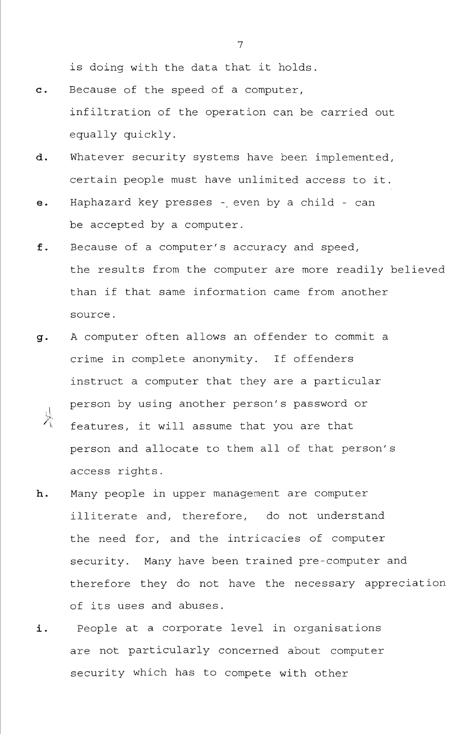is doing with the data that it holds.

c. Because of the speed of a computer, infiltration of the operation can be carried out equally quickly.

d. Whatever security systems have been implemented, certain people must have unlimited access to it.

e. Haphazard key presses - even by a child - can be accepted by a computer.

f. Because of a computer's accuracy and speed, the results from the computer are more readily believed than if that same information came from another source.

g. A computer often allows an offender to commit a crime in complete anonymity. If offenders instruct a computer that they are a particular person by using another person's password or features, it will assume that you are that person and allocate to them all of that person's access rights.

h. Many people in upper management are computer illiterate and, therefore, do not understand the need for, and the intricacies of computer security. Many have been trained pre-computer and therefore they do not have the necessary appreciation of its uses and abuses.

i. People at a corporate level in organisations are not particularly concerned about computer security which has to compete with other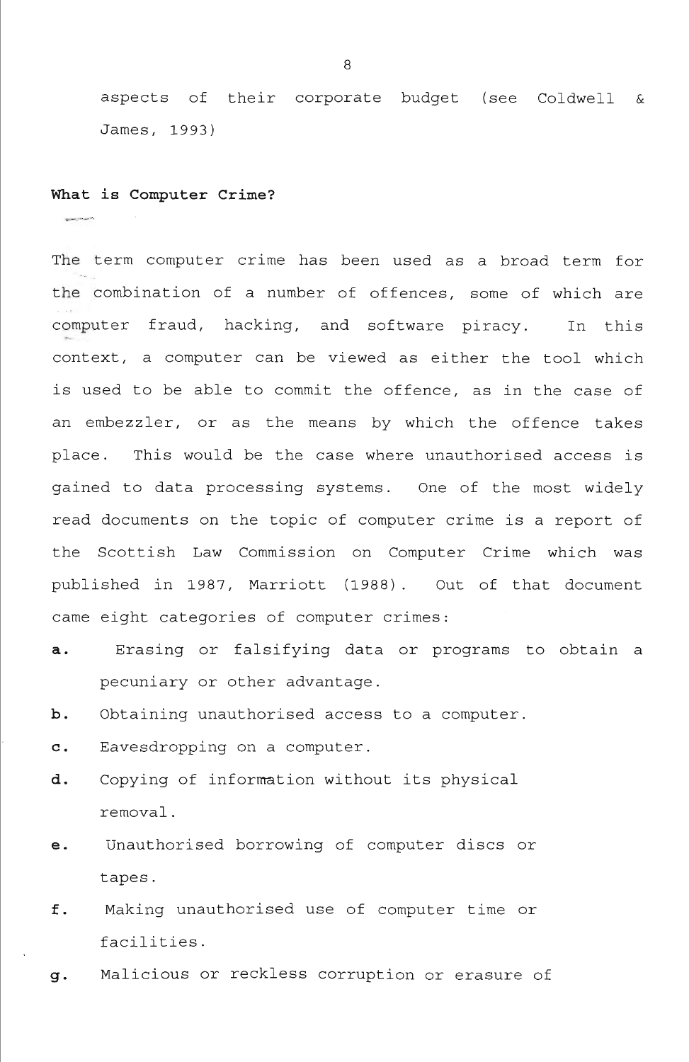aspects of their corporate budget (see Coldwell & James, 1993)

**What is Computer Crime?**

The term computer crime has been used as a broad term for the combination of a number of offences, some of which are computer fraud, hacking, and software piracy. In this context, a computer can be viewed as either the tool which is used to be able to commit the offence, as in the case of an embezzler, or as the means by which the offence takes place. This would be the case where unauthorised access is gained to data processing systems. One of the most widely read documents on the topic of computer crime is a report of the Scottish Law Commission on Computer Crime which was published in 1987, Marriott (1988). Out of that document came eight categories of computer crimes:

- **a.** Erasing or falsifying data or programs to obtain a pecuniary or other advantage.
- **b.** Obtaining unauthorised access to a computer.
- **c.** Eavesdropping on a computer.
- **d.** Copying of information without its physical removal.
- **e.** Unauthorised borrowing of computer discs or tapes.
- **f.** Making unauthorised use of computer time or facilities.
- **g.** Malicious or reckless corruption or erasure of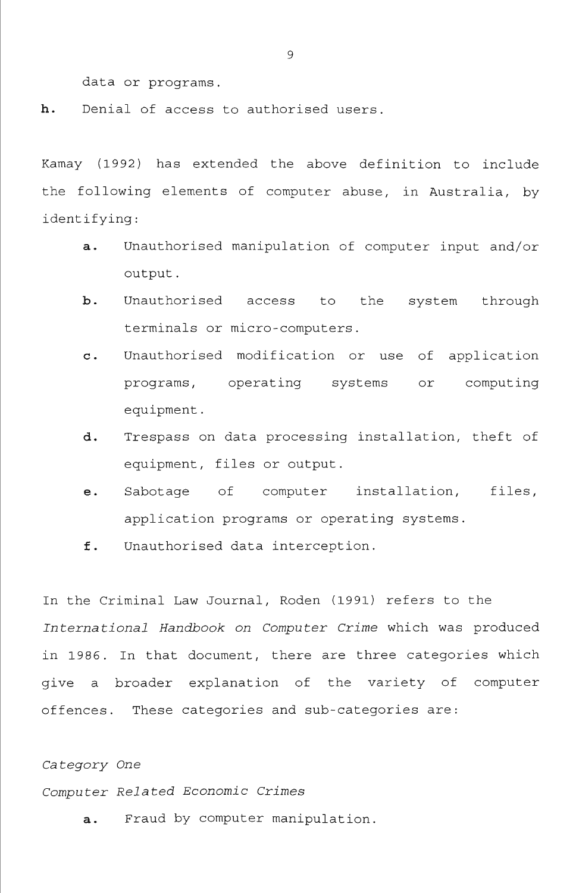data or programs.

**h.** Denial of access to authorised users.

Kamay (1992) has extended the above definition to include the following elements of computer abuse, in Australia, by identifying:

- **a.** Unauthorised manipulation of computer input and/or output.
- **b.** Unauthorised access to the system through terminals or micro-computers.
- **c.** Unauthorised modification or use of application programs, operating systems or computing equipment.
- **d.** Trespass on data processing installation, theft of equipment, files or output.
- **e.** Sabotage of computer installation, files, application programs or operating systems.
- **f.** Unauthorised data interception.

In the Criminal Law Journal, Roden (1991) refers to the *International Handbook on Computer Crime* which was produced in 1986. In that document, there are three categories which give a broader explanation of the variety of computer offences. These categories and sub-categories are:

*Category One*

*Computer Related Economic Crimes*

- **a.** Fraud by computer manipulation.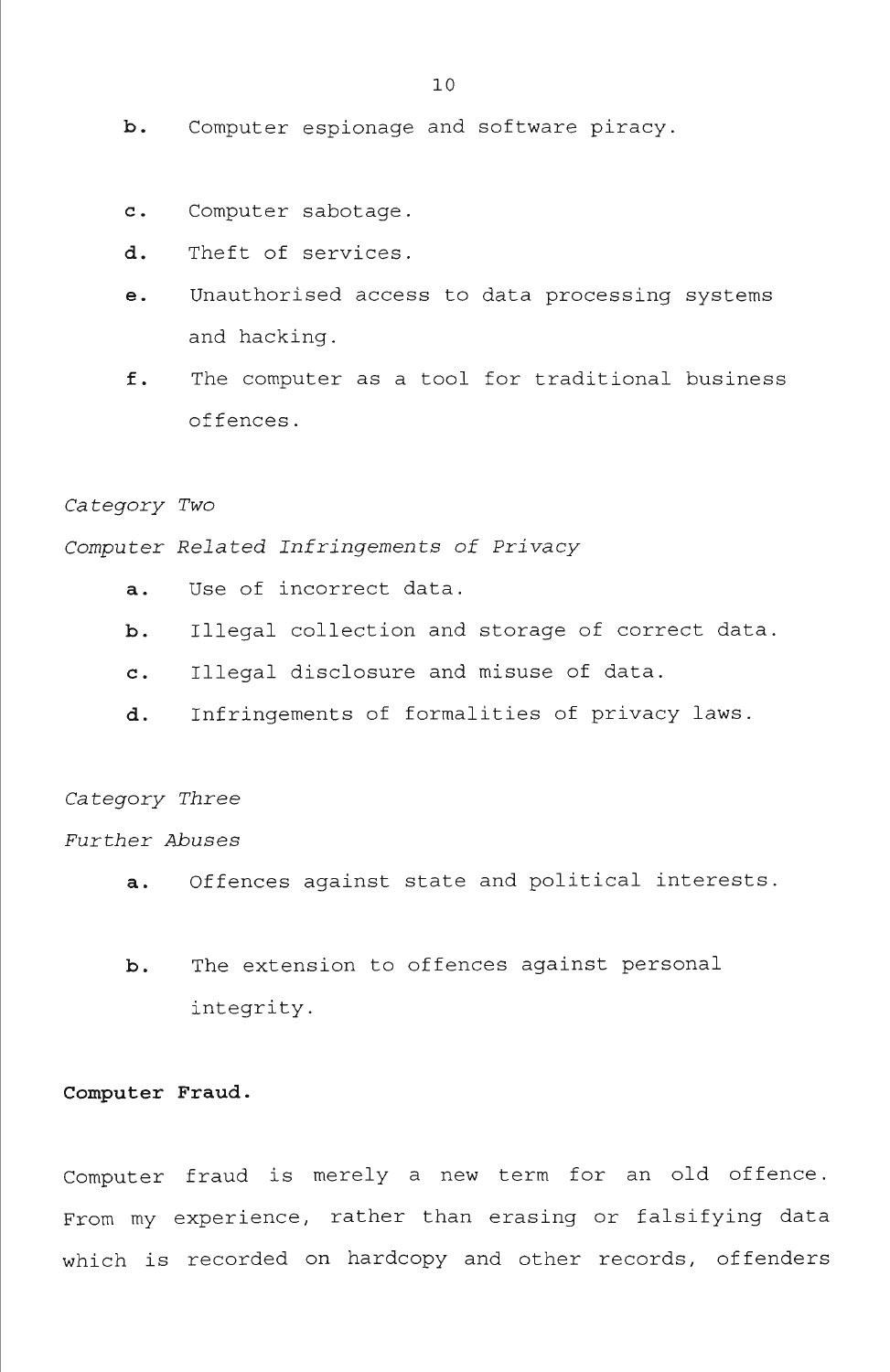b. Computer espionage and software piracy.

c. Computer sabotage.

d. Theft of services.

e. Unauthorised access to data processing systems and hacking.

f. The computer as a tool for traditional business offences.

*Category Two*

*Computer Related Infringements of Privacy*

a. Use of incorrect data.

b. Illegal collection and storage of correct data.

c. Illegal disclosure and misuse of data.

d. Infringements of formalities of privacy laws.

*Category Three*

*Further Abuses*

a. Offences against state and political interests.

b. The extension to offences against personal integrity.

**Computer Fraud.**

Computer fraud is merely a new term for an old offence. From my experience, rather than erasing or falsifying data which is recorded on hardcopy and other records, offenders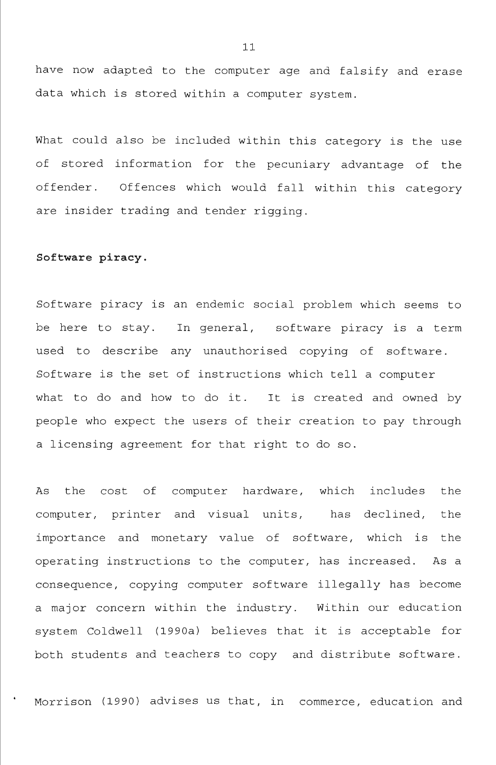have now adapted to the computer age and falsify and erase data which is stored within a computer system.

What could also be included within this category is the use of stored information for the pecuniary advantage of the offender. Offences which would fall within this category are insider trading and tender rigging.

**Software piracy.**

Software piracy is an endemic social problem which seems to be here to stay. In general, software piracy is a term used to describe any unauthorised copying of software. Software is the set of instructions which tell a computer what to do and how to do it. It is created and owned by people who expect the users of their creation to pay through a licensing agreement for that right to do so.

As the cost of computer hardware, which includes the computer, printer and visual units, has declined, the importance and monetary value of software, which is the operating instructions to the computer, has increased. As a consequence, copying computer software illegally has become a major concern within the industry. Within our education system Coldwell (1990a) believes that it is acceptable for both students and teachers to copy and distribute software.

Morrison (1990) advises us that, in commerce, education and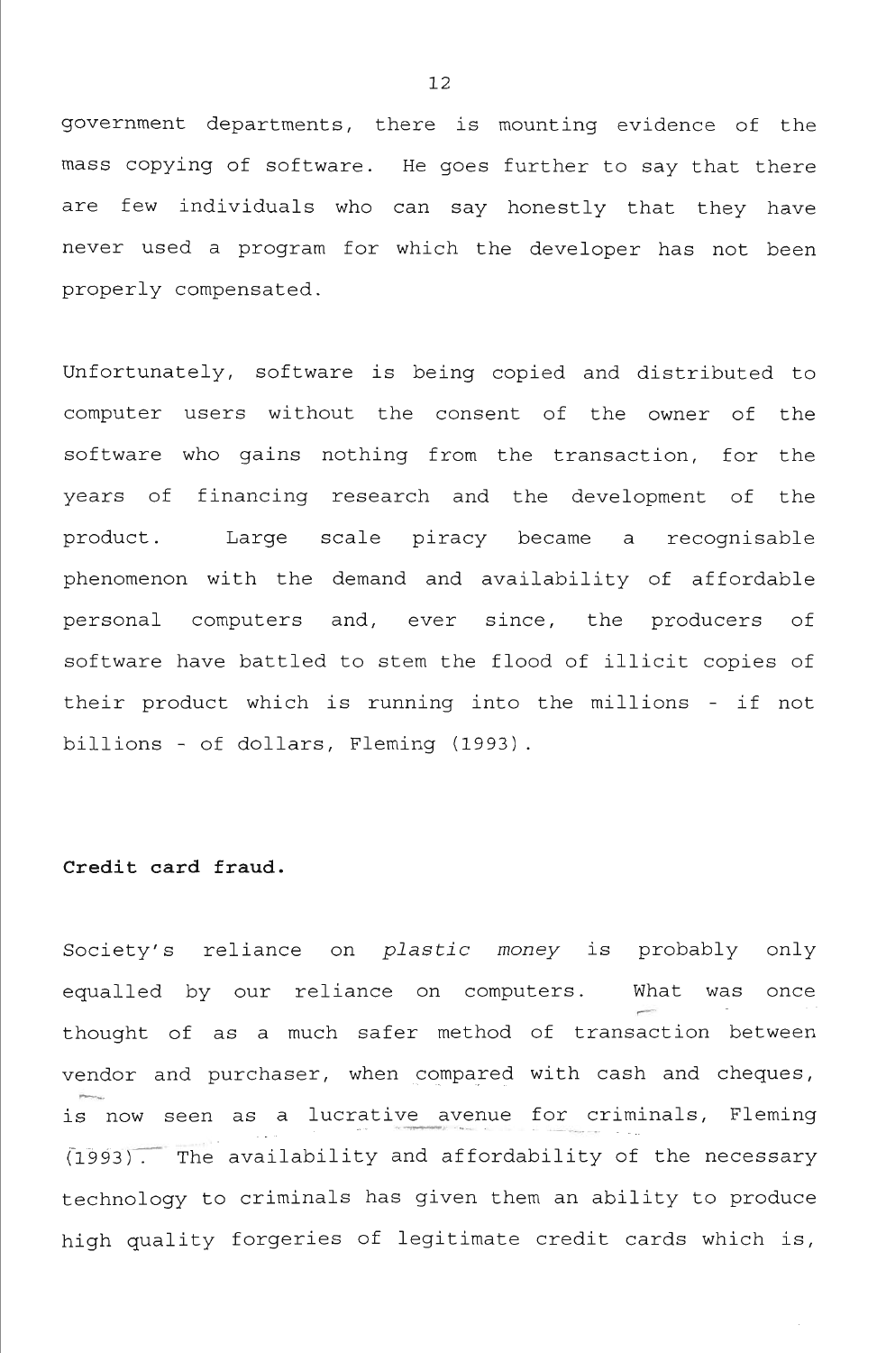government departments, there is mounting evidence of the mass copying of software. He goes further to say that there are few individuals who can say honestly that they have never used a program for which the developer has not been properly compensated.

Unfortunately, software is being copied and distributed to computer users without the consent of the owner of the software who gains nothing from the transaction, for the years of financing research and the development of the product. Large scale piracy became a recognisable phenomenon with the demand and availability of affordable personal computers and, ever since, the producers of software have battled to stem the flood of illicit copies of their product which is running into the millions - if not billions - of dollars, Fleming (1993).

**Credit card fraud.**

Society's reliance on *plastic money* is probably only equalled by our reliance on computers. What was once thought of as a much safer method of transaction between vendor and purchaser, when compared with cash and cheques, is now seen as a lucrative avenue for criminals, Fleming (1993). The availability and affordability of the necessary technology to criminals has given them an ability to produce high quality forgeries of legitimate credit cards which is,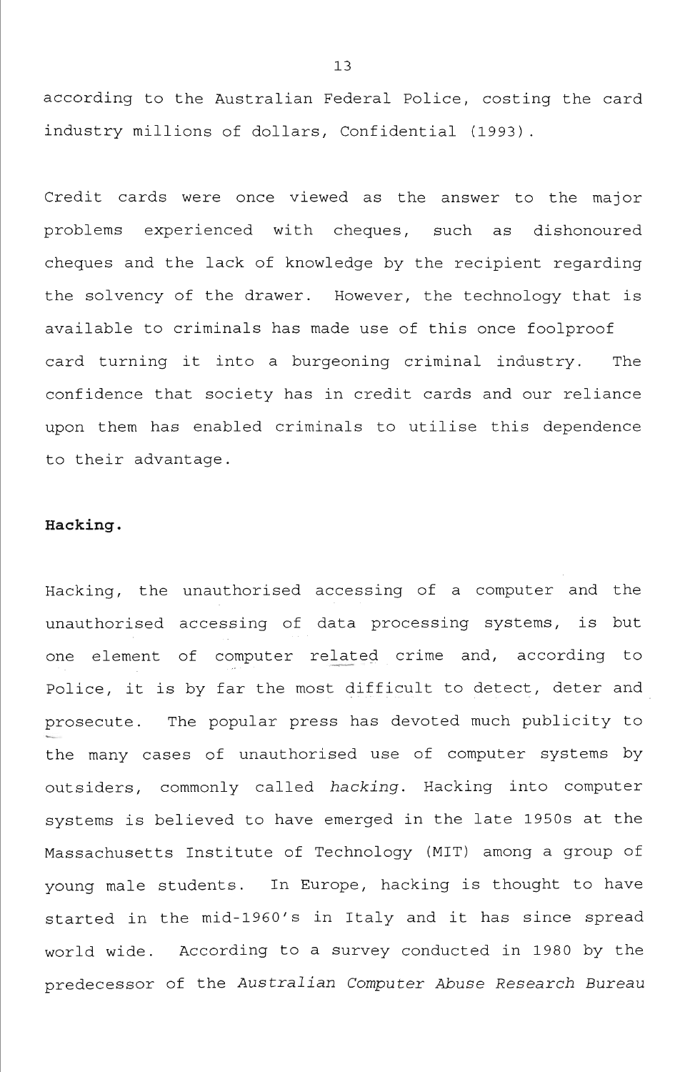according to the Australian Federal Police, costing the card industry millions of dollars, Confidential (1993).

Credit cards were once viewed as the answer to the major problems experienced with cheques, such as dishonoured cheques and the lack of knowledge by the recipient regarding the solvency of the drawer. However, the technology that is available to criminals has made use of this once foolproof card turning it into a burgeoning criminal industry. The confidence that society has in credit cards and our reliance upon them has enabled criminals to utilise this dependence to their advantage.

**Hacking.**

Hacking, the unauthorised accessing of a computer and the unauthorised accessing of data processing systems, is but one element of computer related crime and, according to Police, it is by far the most difficult to detect, deter and prosecute. The popular press has devoted much publicity to the many cases of unauthorised use of computer systems by outsiders, commonly called *hacking*. Hacking into computer systems is believed to have emerged in the late 1950s at the Massachusetts Institute of Technology (MIT) among a group of young male students. In Europe, hacking is thought to have started in the mid-1960's in Italy and it has since spread world wide. According to a survey conducted in 1980 by the predecessor of the *Australian Computer Abuse Research Bureau*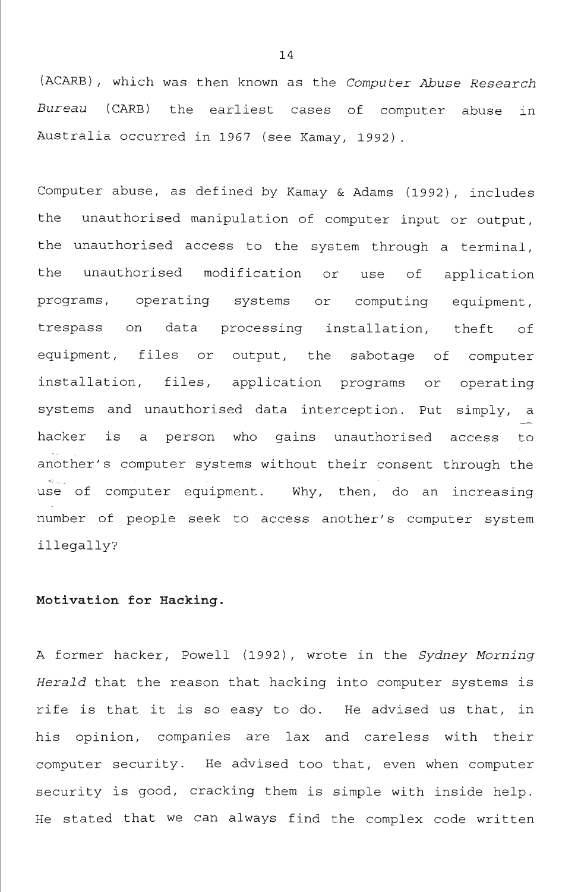(ACARB), which was then known as the *Computer Abuse Research Bureau* (CARB) the earliest cases of computer abuse in Australia occurred in 1967 (see Kamay, 1992).

Computer abuse, as defined by Kamay & Adams (1992), includes the unauthorised manipulation of computer input or output, the unauthorised access to the system through a terminal, the unauthorised modification or use of application programs, operating systems or computing equipment, trespass on data processing installation, theft of equipment, files or output, the sabotage of computer installation, files, application programs or operating systems and unauthorised data interception. Put simply, a hacker is a person who gains unauthorised access to another's computer systems without their consent through the use of computer equipment. Why, then, do an increasing number of people seek to access another's computer system illegally?

**Motivation for Hacking.**

A former hacker, Powell (1992), wrote in the *Sydney Morning Herald* that the reason that hacking into computer systems is rife is that it is so easy to do. He advised us that, in his opinion, companies are lax and careless with their computer security. He advised too that, even when computer security is good, cracking them is simple with inside help. He stated that we can always find the complex code written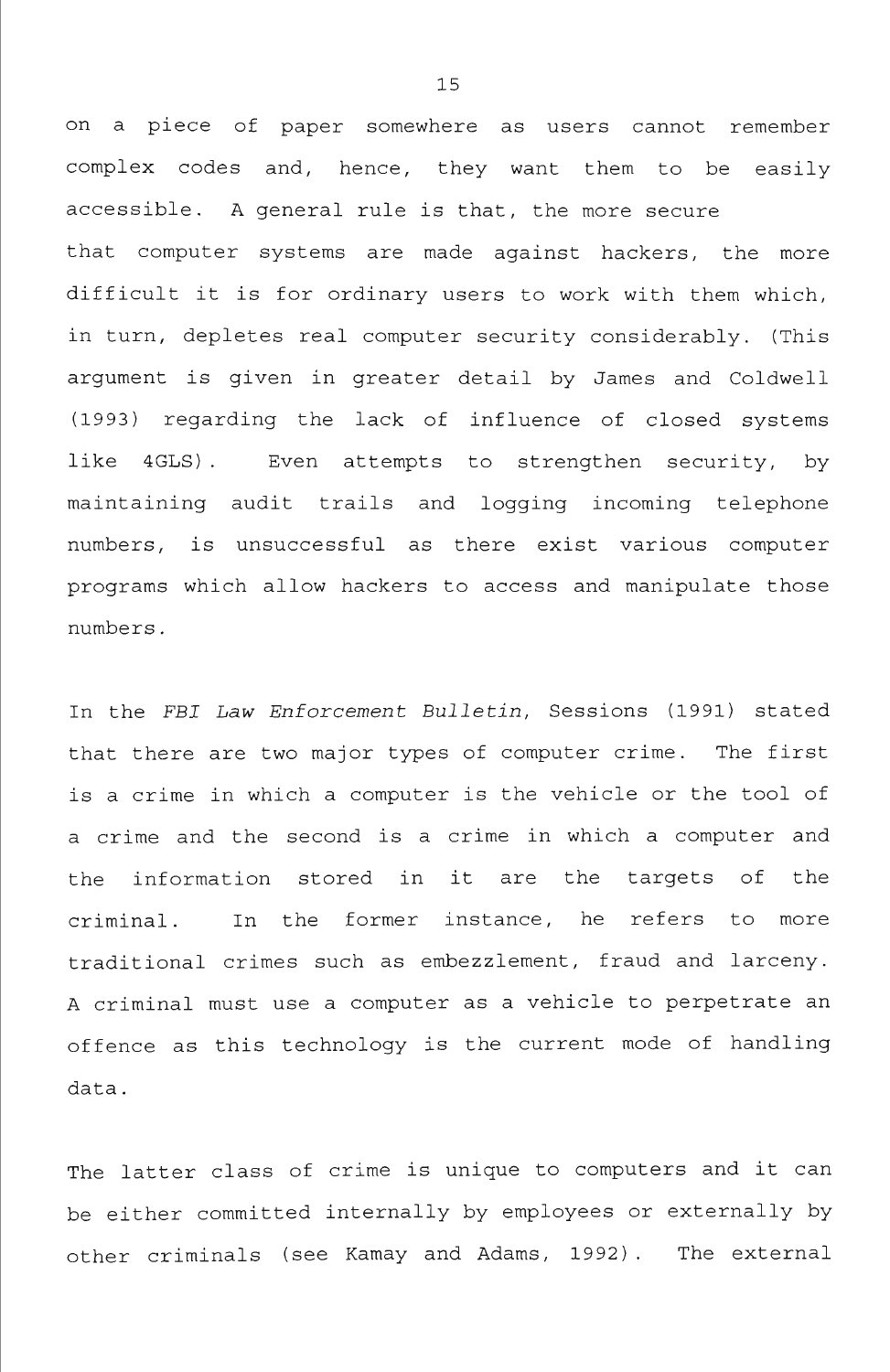on a piece of paper somewhere as users cannot remember complex codes and, hence, they want them to be easily accessible. A general rule is that, the more secure that computer systems are made against hackers, the more difficult it is for ordinary users to work with them which, in turn, depletes real computer security considerably. (This argument is given in greater detail by James and Coldwell (1993) regarding the lack of influence of closed systems like 4GLS). Even attempts to strengthen security, by maintaining audit trails and logging incoming telephone numbers, is unsuccessful as there exist various computer programs which allow hackers to access and manipulate those numbers.

In the *FBI Law Enforcement Bulletin*, Sessions (1991) stated that there are two major types of computer crime. The first is a crime in which a computer is the vehicle or the tool of a crime and the second is a crime in which a computer and the information stored in it are the targets of the criminal. In the former instance, he refers to more traditional crimes such as embezzlement, fraud and larceny. A criminal must use a computer as a vehicle to perpetrate an offence as this technology is the current mode of handling data.

The latter class of crime is unique to computers and it can be either committed internally by employees or externally by other criminals (see Kamay and Adams, 1992). The external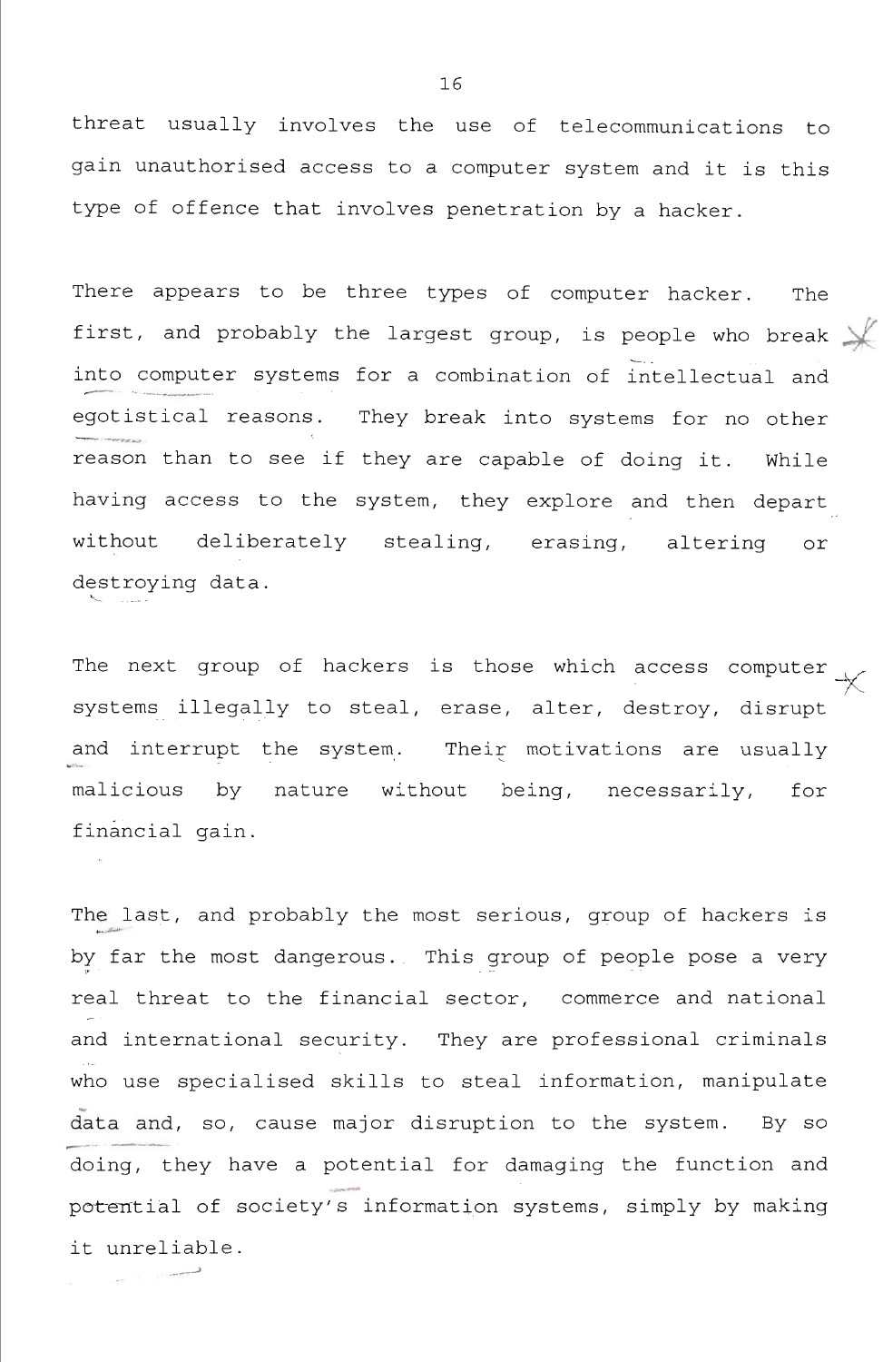threat usually involves the use of telecommunications to gain unauthorised access to a computer system and it is this type of offence that involves penetration by a hacker.

There appears to be three types of computer hacker. The first, and probably the largest group, is people who break into computer systems for a combination of intellectual and egotistical reasons. They break into systems for no other reason than to see if they are capable of doing it. While having access to the system, they explore and then depart without deliberately stealing, erasing, altering or destroying data.

The next group of hackers is those which access computer systems illegally to steal, erase, alter, destroy, disrupt and interrupt the system. Their motivations are usually malicious by nature without being, necessarily, for financial gain.

The last, and probably the most serious, group of hackers is by far the most dangerous. This group of people pose a very real threat to the financial sector, commerce and national and international security. They are professional criminals who use specialised skills to steal information, manipulate data and, so, cause major disruption to the system. By so doing, they have a potential for damaging the function and potential of society's information systems, simply by making it unreliable.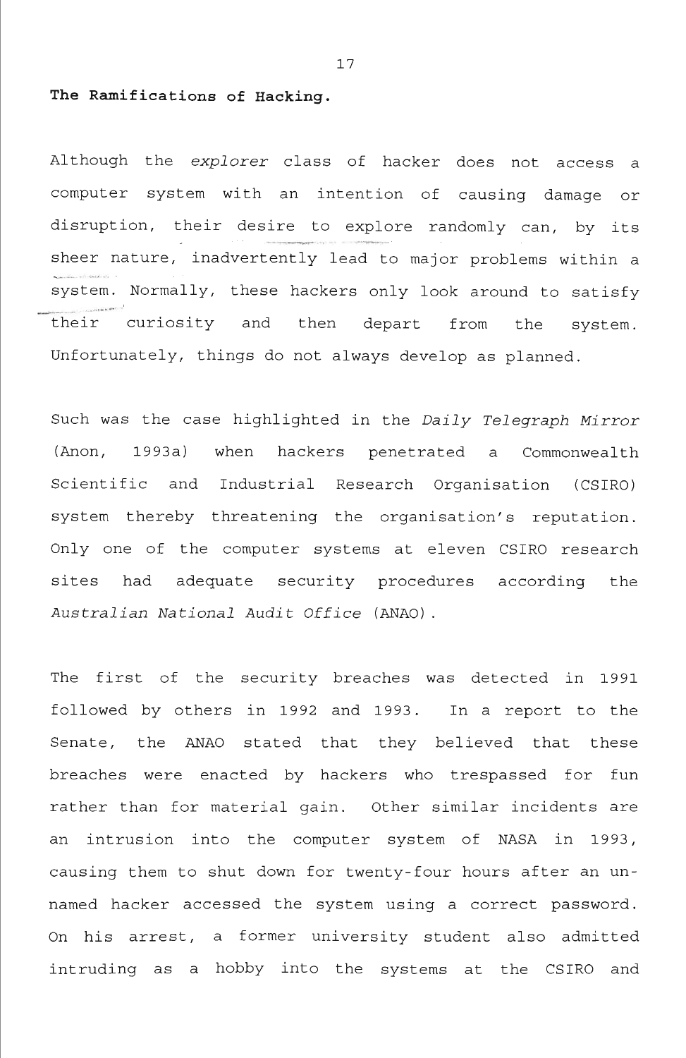**The Ramifications of Hacking.**

Although the *explorer* class of hacker does not access a computer system with an intention of causing damage or disruption, their desire to explore randomly can, by its sheer nature, inadvertently lead to major problems within a system. Normally, these hackers only look around to satisfy their curiosity and then depart from the system. Unfortunately, things do not always develop as planned.

Such was the case highlighted in the *Daily Telegraph Mirror* (Anon, 1993a) when hackers penetrated a Commonwealth Scientific and Industrial Research Organisation (CSIRO) system thereby threatening the organisation's reputation. Only one of the computer systems at eleven CSIRO research sites had adequate security procedures according the *Australian National Audit Office* (ANAO).

The first of the security breaches was detected in 1991 followed by others in 1992 and 1993. In a report to the Senate, the ANAO stated that they believed that these breaches were enacted by hackers who trespassed for fun rather than for material gain. Other similar incidents are an intrusion into the computer system of NASA in 1993, causing them to shut down for twenty-four hours after an un-named hacker accessed the system using a correct password. On his arrest, a former university student also admitted intruding as a hobby into the systems at the CSIRO and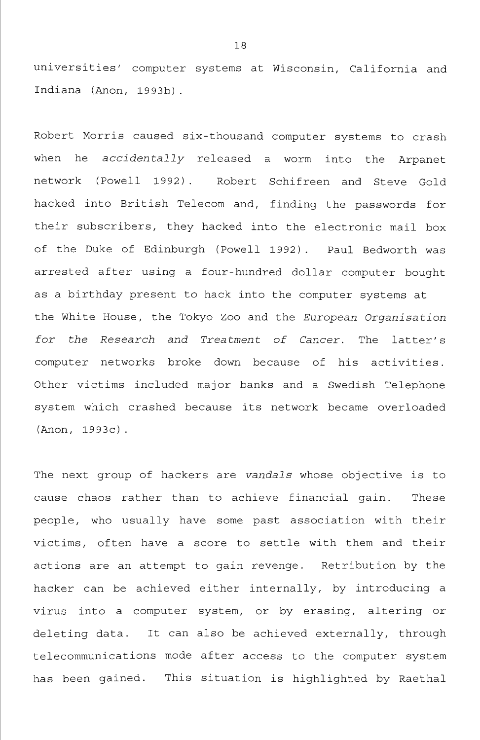universities' computer systems at Wisconsin, California and Indiana (Anon, 1993b).

Robert Morris caused six-thousand computer systems to crash when he *accidentally* released a worm into the Arpanet network (Powell 1992). Robert Schifreen and Steve Gold hacked into British Telecom and, finding the passwords for their subscribers, they hacked into the electronic mail box of the Duke of Edinburgh (Powell 1992). Paul Bedworth was arrested after using a four-hundred dollar computer bought as a birthday present to hack into the computer systems at the White House, the Tokyo Zoo and the *European Organisation for the Research and Treatment of Cancer*. The latter's computer networks broke down because of his activities. Other victims included major banks and a Swedish Telephone system which crashed because its network became overloaded (Anon, 1993c).

The next group of hackers are *vandals* whose objective is to cause chaos rather than to achieve financial gain. These people, who usually have some past association with their victims, often have a score to settle with them and their actions are an attempt to gain revenge. Retribution by the hacker can be achieved either internally, by introducing a virus into a computer system, or by erasing, altering or deleting data. It can also be achieved externally, through telecommunications mode after access to the computer system has been gained. This situation is highlighted by Raethal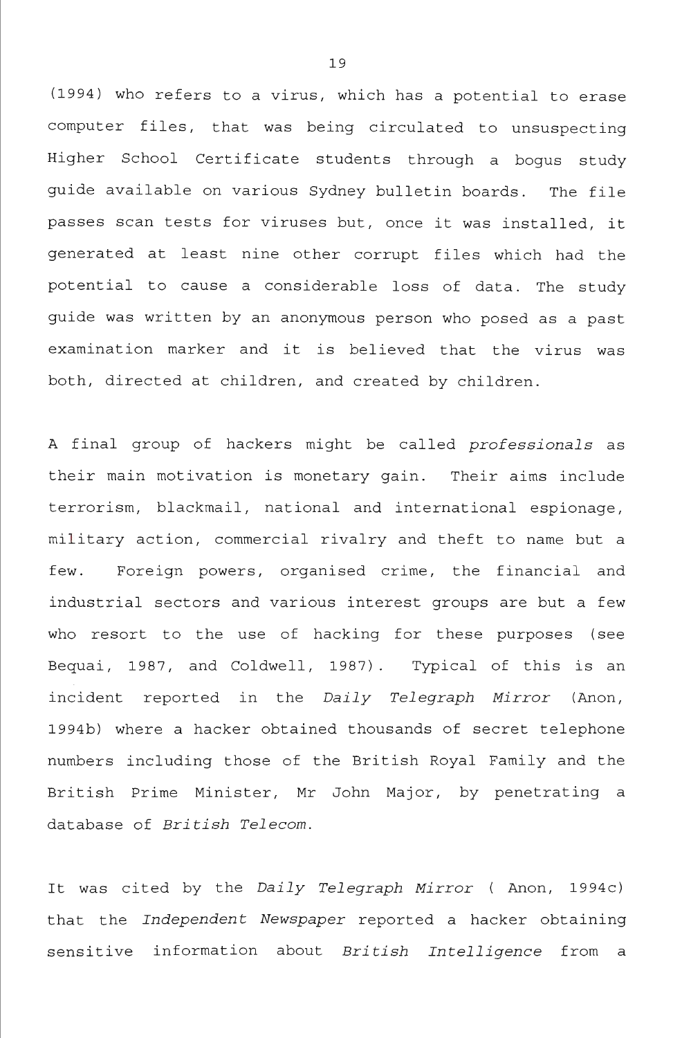(1994) who refers to a virus, which has a potential to erase computer files, that was being circulated to unsuspecting Higher School Certificate students through a bogus study guide available on various Sydney bulletin boards. The file passes scan tests for viruses but, once it was installed, it generated at least nine other corrupt files which had the potential to cause a considerable loss of data. The study guide was written by an anonymous person who posed as a past examination marker and it is believed that the virus was both, directed at children, and created by children.

A final group of hackers might be called *professionals* as their main motivation is monetary gain. Their aims include terrorism, blackmail, national and international espionage, military action, commercial rivalry and theft to name but a few. Foreign powers, organised crime, the financial and industrial sectors and various interest groups are but a few who resort to the use of hacking for these purposes (see Bequai, 1987, and Coldwell, 1987). Typical of this is an incident reported in the *Daily Telegraph Mirror* (Anon, 1994b) where a hacker obtained thousands of secret telephone numbers including those of the British Royal Family and the British Prime Minister, Mr John Major, by penetrating a database of *British Telecom*.

It was cited by the *Daily Telegraph Mirror* ( Anon, 1994c) that the *Independent Newspaper* reported a hacker obtaining sensitive information about *British Intelligence* from a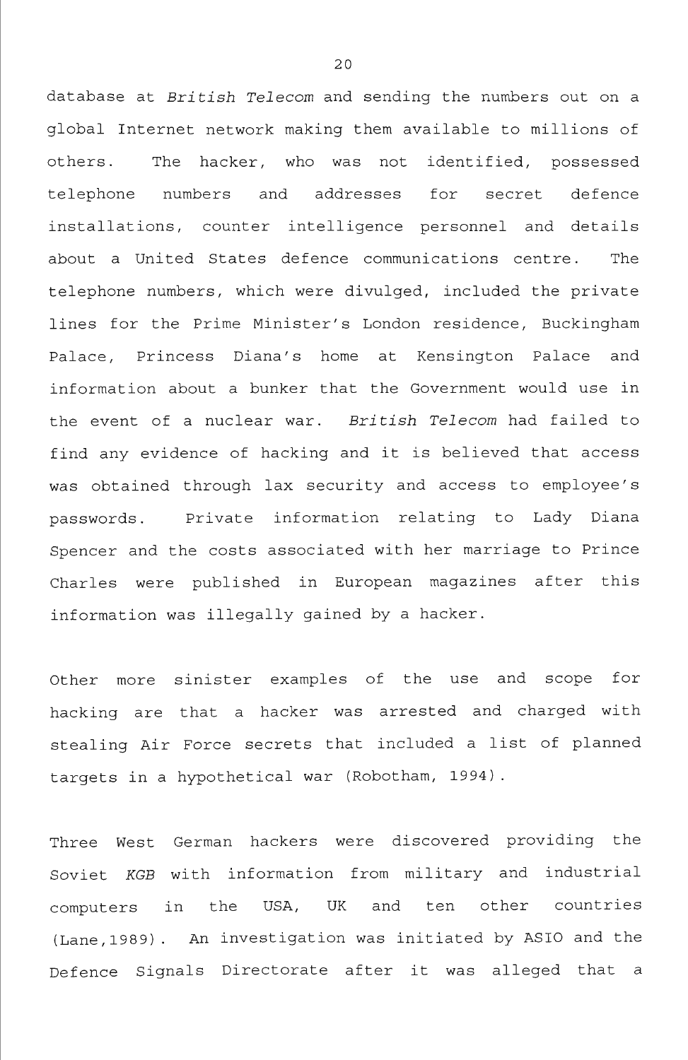database at *British Telecom* and sending the numbers out on a global Internet network making them available to millions of others. The hacker, who was not identified, possessed telephone numbers and addresses for secret defence installations, counter intelligence personnel and details about a United States defence communications centre. The telephone numbers, which were divulged, included the private lines for the Prime Minister's London residence, Buckingham Palace, Princess Diana's home at Kensington Palace and information about a bunker that the Government would use in the event of a nuclear war. *British Telecom* had failed to find any evidence of hacking and it is believed that access was obtained through lax security and access to employee's passwords. Private information relating to Lady Diana Spencer and the costs associated with her marriage to Prince Charles were published in European magazines after this information was illegally gained by a hacker.

Other more sinister examples of the use and scope for hacking are that a hacker was arrested and charged with stealing Air Force secrets that included a list of planned targets in a hypothetical war (Robotham, 1994).

Three West German hackers were discovered providing the Soviet *KGB* with information from military and industrial computers in the USA, UK and ten other countries (Lane,1989). An investigation was initiated by ASIO and the Defence Signals Directorate after it was alleged that a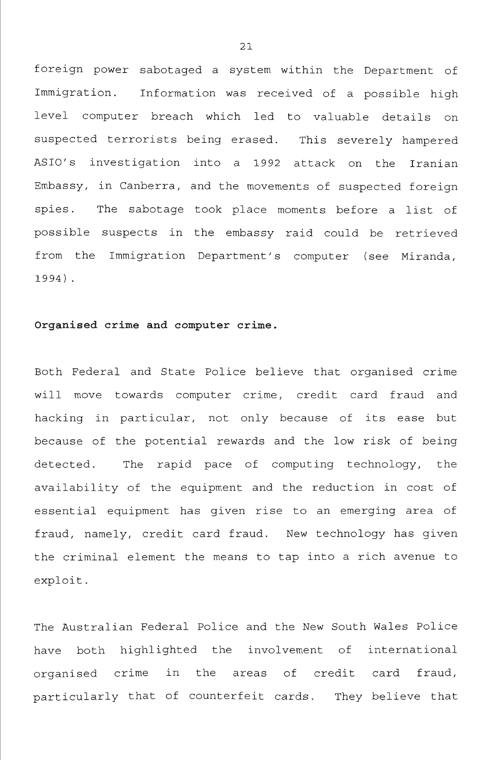foreign power sabotaged a system within the Department of Immigration. Information was received of a possible high level computer breach which led to valuable details on suspected terrorists being erased. This severely hampered ASIO's investigation into a 1992 attack on the Iranian Embassy, in Canberra, and the movements of suspected foreign spies. The sabotage took place moments before a list of possible suspects in the embassy raid could be retrieved from the Immigration Department's computer (see Miranda, 1994).

**Organised crime and computer crime.**

Both Federal and State Police believe that organised crime will move towards computer crime, credit card fraud and hacking in particular, not only because of its ease but because of the potential rewards and the low risk of being detected. The rapid pace of computing technology, the availability of the equipment and the reduction in cost of essential equipment has given rise to an emerging area of fraud, namely, credit card fraud. New technology has given the criminal element the means to tap into a rich avenue to exploit.

The Australian Federal Police and the New South Wales Police have both highlighted the involvement of international organised crime in the areas of credit card fraud, particularly that of counterfeit cards. They believe that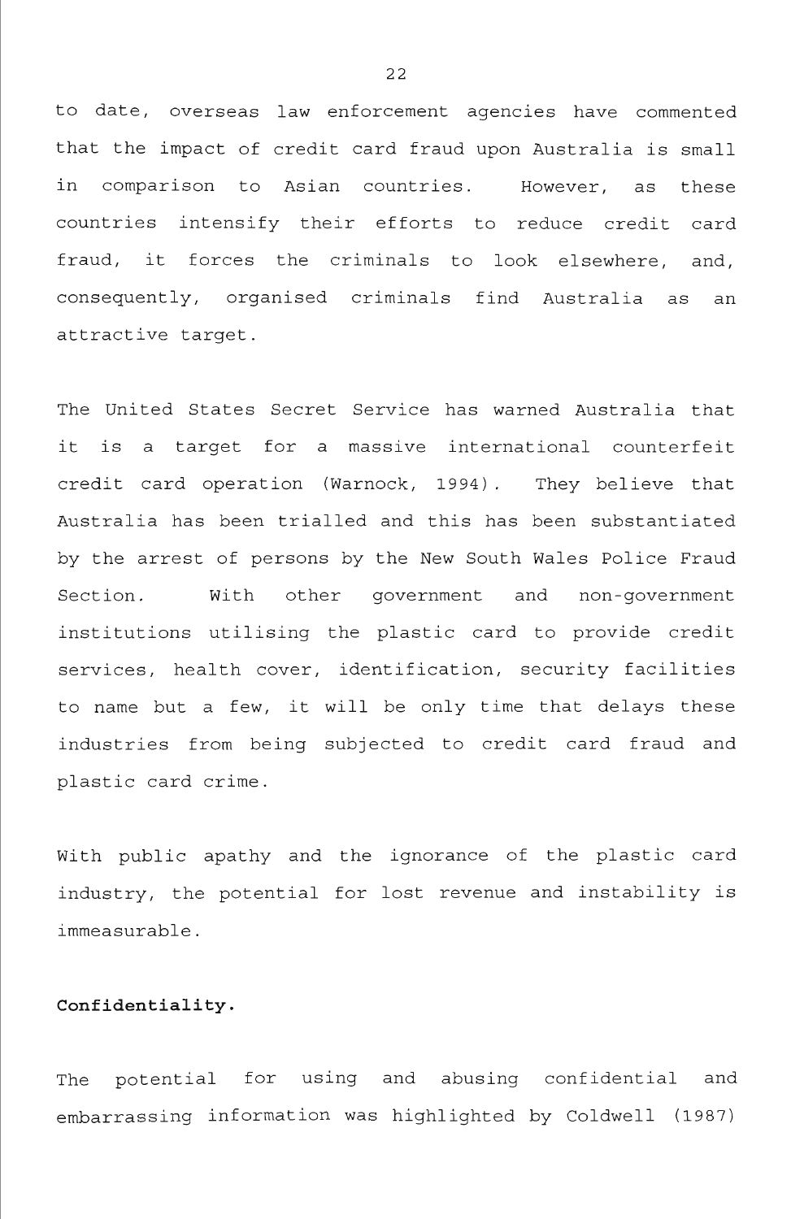to date, overseas law enforcement agencies have commented that the impact of credit card fraud upon Australia is small in comparison to Asian countries. However, as these countries intensify their efforts to reduce credit card fraud, it forces the criminals to look elsewhere, and, consequently, organised criminals find Australia as an attractive target.

The United States Secret Service has warned Australia that it is a target for a massive international counterfeit credit card operation (Warnock, 1994). They believe that Australia has been trialled and this has been substantiated by the arrest of persons by the New South Wales Police Fraud Section. With other government and non-government institutions utilising the plastic card to provide credit services, health cover, identification, security facilities to name but a few, it will be only time that delays these industries from being subjected to credit card fraud and plastic card crime.

With public apathy and the ignorance of the plastic card industry, the potential for lost revenue and instability is immeasurable.

**Confidentiality.**

The potential for using and abusing confidential and embarrassing information was highlighted by Coldwell (1987)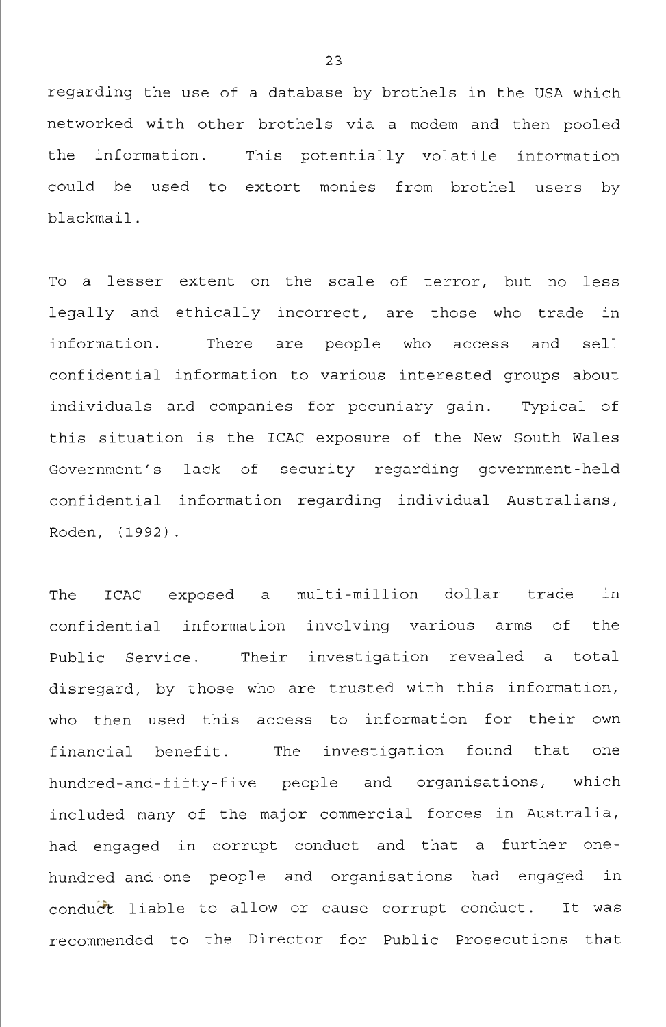regarding the use of a database by brothels in the USA which networked with other brothels via a modem and then pooled the information. This potentially volatile information could be used to extort monies from brothel users by blackmail.

To a lesser extent on the scale of terror, but no less legally and ethically incorrect, are those who trade in information. There are people who access and sell confidential information to various interested groups about individuals and companies for pecuniary gain. Typical of this situation is the ICAC exposure of the New South Wales Government's lack of security regarding government-held confidential information regarding individual Australians, Roden, (1992).

The ICAC exposed a multi-million dollar trade in confidential information involving various arms of the Public Service. Their investigation revealed a total disregard, by those who are trusted with this information, who then used this access to information for their own financial benefit. The investigation found that one hundred-and-fifty-five people and organisations, which included many of the major commercial forces in Australia, had engaged in corrupt conduct and that a further one-hundred-and-one people and organisations had engaged in conduct liable to allow or cause corrupt conduct. It was recommended to the Director for Public Prosecutions that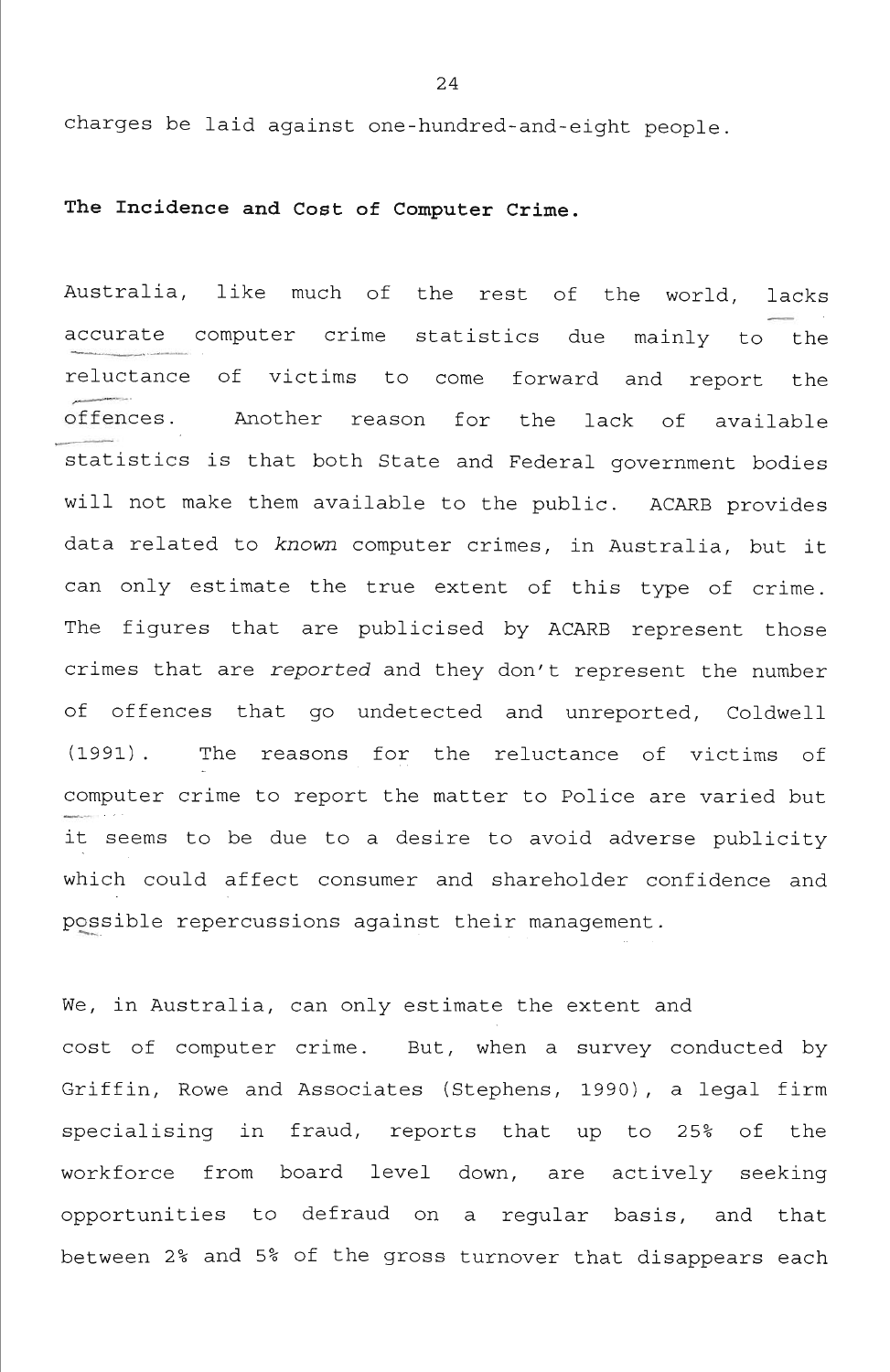charges be laid against one-hundred-and-eight people.

**The Incidence and Cost of Computer Crime.**

Australia, like much of the rest of the world, lacks accurate computer crime statistics due mainly to the reluctance of victims to come forward and report the offences. Another reason for the lack of available statistics is that both State and Federal government bodies will not make them available to the public. ACARB provides data related to *known* computer crimes, in Australia, but it can only estimate the true extent of this type of crime. The figures that are publicised by ACARB represent those crimes that are *reported* and they don't represent the number of offences that go undetected and unreported, Coldwell (1991). The reasons for the reluctance of victims of computer crime to report the matter to Police are varied but it seems to be due to a desire to avoid adverse publicity which could affect consumer and shareholder confidence and possible repercussions against their management.

We, in Australia, can only estimate the extent and cost of computer crime. But, when a survey conducted by Griffin, Rowe and Associates (Stephens, 1990), a legal firm specialising in fraud, reports that up to 25% of the workforce from board level down, are actively seeking opportunities to defraud on a regular basis, and that between 2% and 5% of the gross turnover that disappears each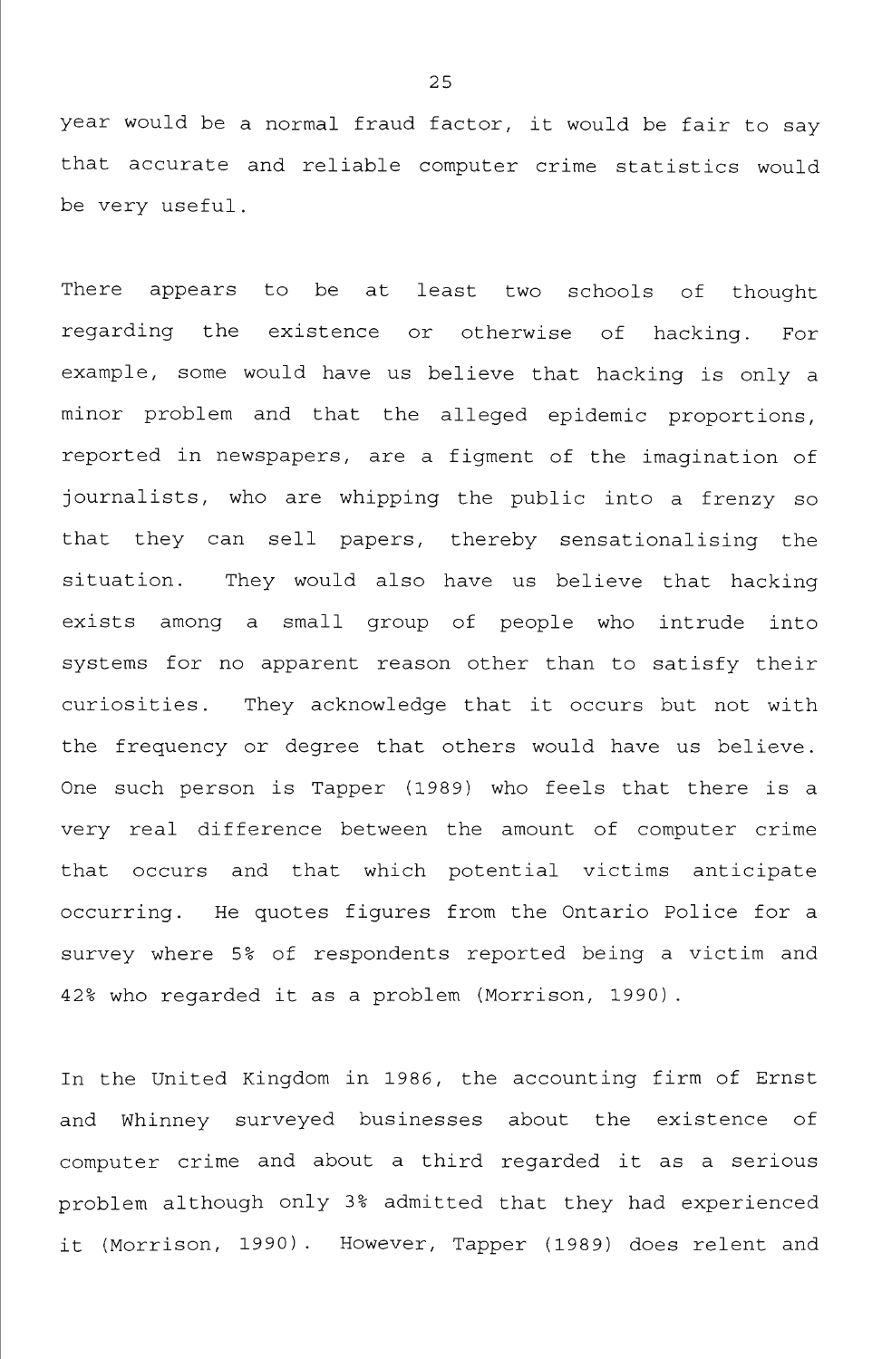year would be a normal fraud factor, it would be fair to say that accurate and reliable computer crime statistics would be very useful.

There appears to be at least two schools of thought regarding the existence or otherwise of hacking. For example, some would have us believe that hacking is only a minor problem and that the alleged epidemic proportions, reported in newspapers, are a figment of the imagination of journalists, who are whipping the public into a frenzy so that they can sell papers, thereby sensationalising the situation. They would also have us believe that hacking exists among a small group of people who intrude into systems for no apparent reason other than to satisfy their curiosities. They acknowledge that it occurs but not with the frequency or degree that others would have us believe. One such person is Tapper (1989) who feels that there is a very real difference between the amount of computer crime that occurs and that which potential victims anticipate occurring. He quotes figures from the Ontario Police for a survey where 5% of respondents reported being a victim and 42% who regarded it as a problem (Morrison, 1990).

In the United Kingdom in 1986, the accounting firm of Ernst and Whinney surveyed businesses about the existence of computer crime and about a third regarded it as a serious problem although only 3% admitted that they had experienced it (Morrison, 1990). However, Tapper (1989) does relent and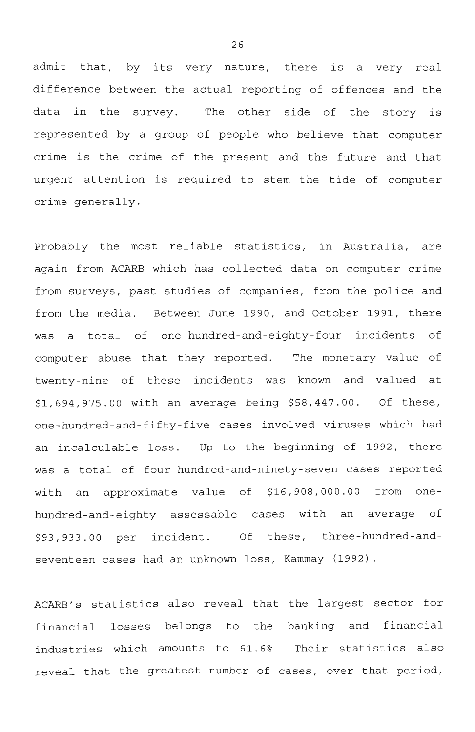admit that, by its very nature, there is a very real difference between the actual reporting of offences and the data in the survey. The other side of the story is represented by a group of people who believe that computer crime is the crime of the present and the future and that urgent attention is required to stem the tide of computer crime generally.

Probably the most reliable statistics, in Australia, are again from ACARB which has collected data on computer crime from surveys, past studies of companies, from the police and from the media. Between June 1990, and October 1991, there was a total of one-hundred-and-eighty-four incidents of computer abuse that they reported. The monetary value of twenty-nine of these incidents was known and valued at $1,694,975.00 with an average being $58,447.00. Of these, one-hundred-and-fifty-five cases involved viruses which had an incalculable loss. Up to the beginning of 1992, there was a total of four-hundred-and-ninety-seven cases reported with an approximate value of $16,908,000.00 from one-hundred-and-eighty assessable cases with an average of $93,933.00 per incident. Of these, three-hundred-and-seventeen cases had an unknown loss, Kammay (1992).

ACARB's statistics also reveal that the largest sector for financial losses belongs to the banking and financial industries which amounts to 61.6% Their statistics also reveal that the greatest number of cases, over that period,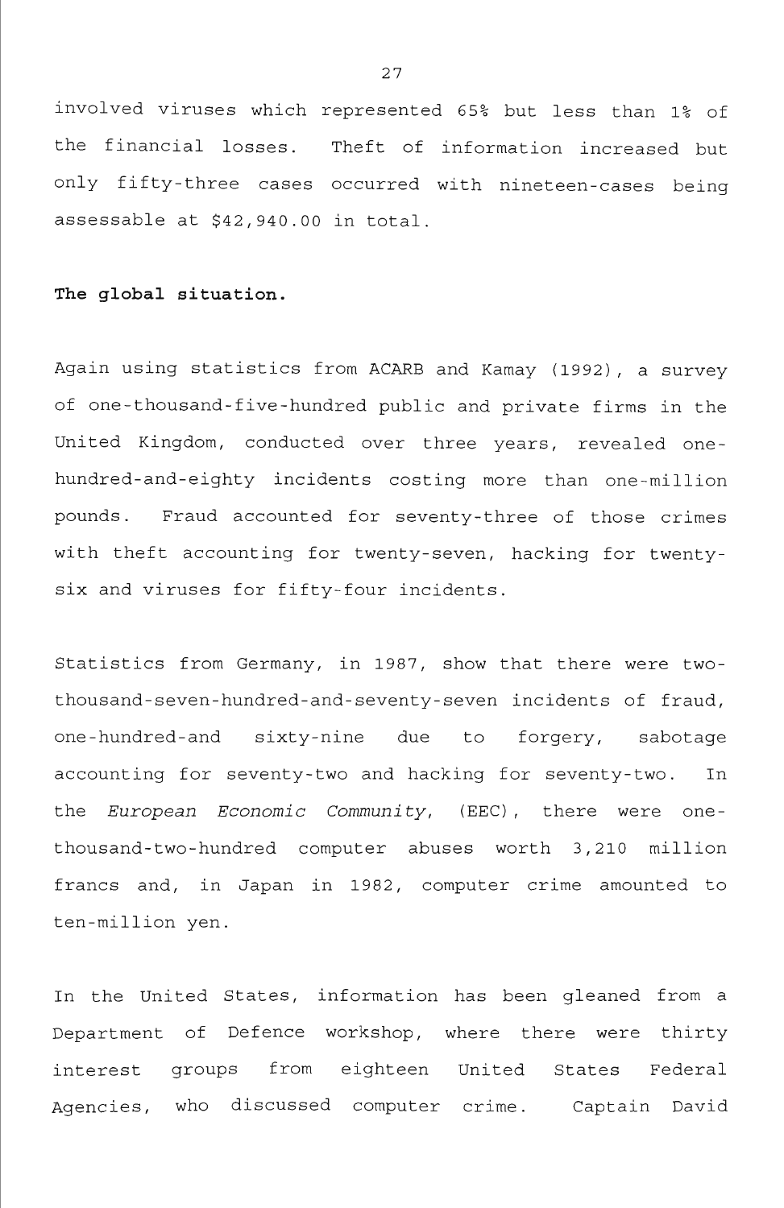involved viruses which represented 65% but less than 1% of the financial losses. Theft of information increased but only fifty-three cases occurred with nineteen-cases being assessable at $42,940.00 in total.

**The global situation.**

Again using statistics from ACARB and Kamay (1992), a survey of one-thousand-five-hundred public and private firms in the United Kingdom, conducted over three years, revealed one-hundred-and-eighty incidents costing more than one-million pounds. Fraud accounted for seventy-three of those crimes with theft accounting for twenty-seven, hacking for twenty-six and viruses for fifty-four incidents.

Statistics from Germany, in 1987, show that there were two-thousand-seven-hundred-and-seventy-seven incidents of fraud, one-hundred-and sixty-nine due to forgery, sabotage accounting for seventy-two and hacking for seventy-two. In the *European Economic Community*, (EEC), there were one-thousand-two-hundred computer abuses worth 3,210 million francs and, in Japan in 1982, computer crime amounted to ten-million yen.

In the United States, information has been gleaned from a Department of Defence workshop, where there were thirty interest groups from eighteen United States Federal Agencies, who discussed computer crime. Captain David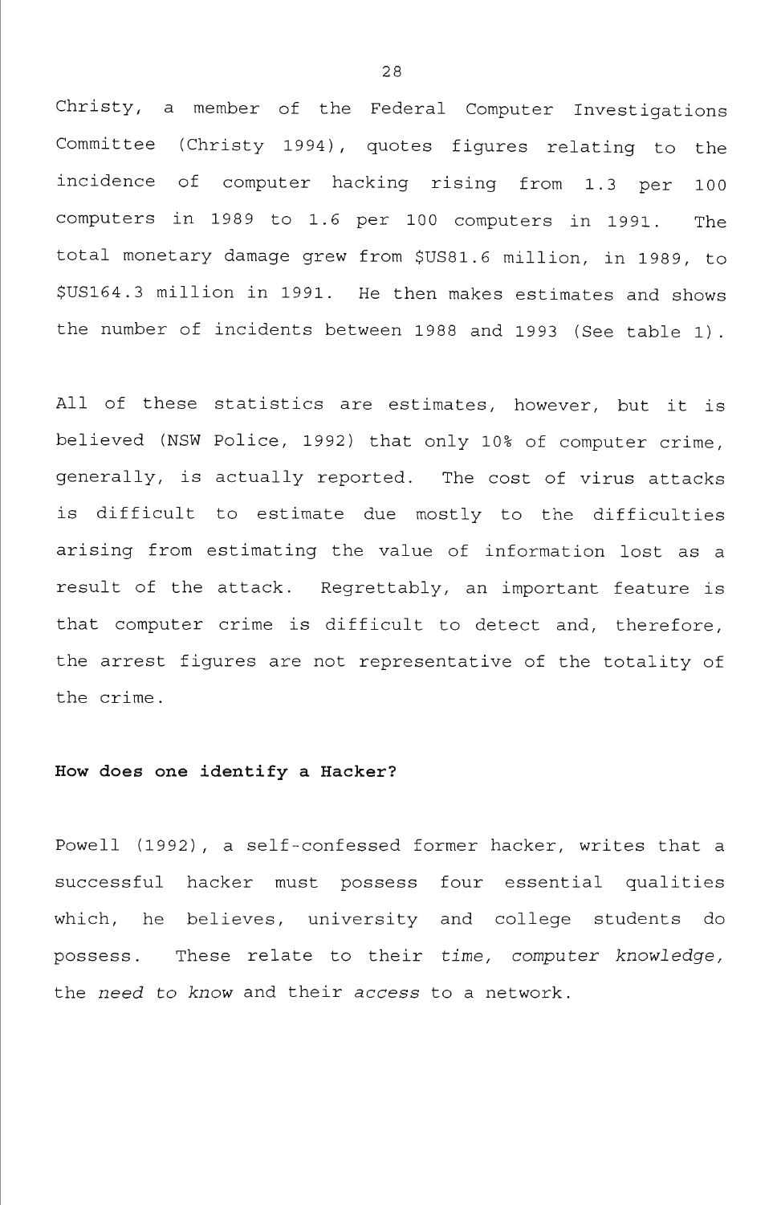Christy, a member of the Federal Computer Investigations Committee (Christy 1994), quotes figures relating to the incidence of computer hacking rising from 1.3 per 100 computers in 1989 to 1.6 per 100 computers in 1991. The total monetary damage grew from $US81.6 million, in 1989, to $US164.3 million in 1991. He then makes estimates and shows the number of incidents between 1988 and 1993 (See table 1).

All of these statistics are estimates, however, but it is believed (NSW Police, 1992) that only 10% of computer crime, generally, is actually reported. The cost of virus attacks is difficult to estimate due mostly to the difficulties arising from estimating the value of information lost as a result of the attack. Regrettably, an important feature is that computer crime is difficult to detect and, therefore, the arrest figures are not representative of the totality of the crime.

**How does one identify a Hacker?**

Powell (1992), a self-confessed former hacker, writes that a successful hacker must possess four essential qualities which, he believes, university and college students do possess. These relate to their *time, computer knowledge,* the *need to know* and their *access* to a network.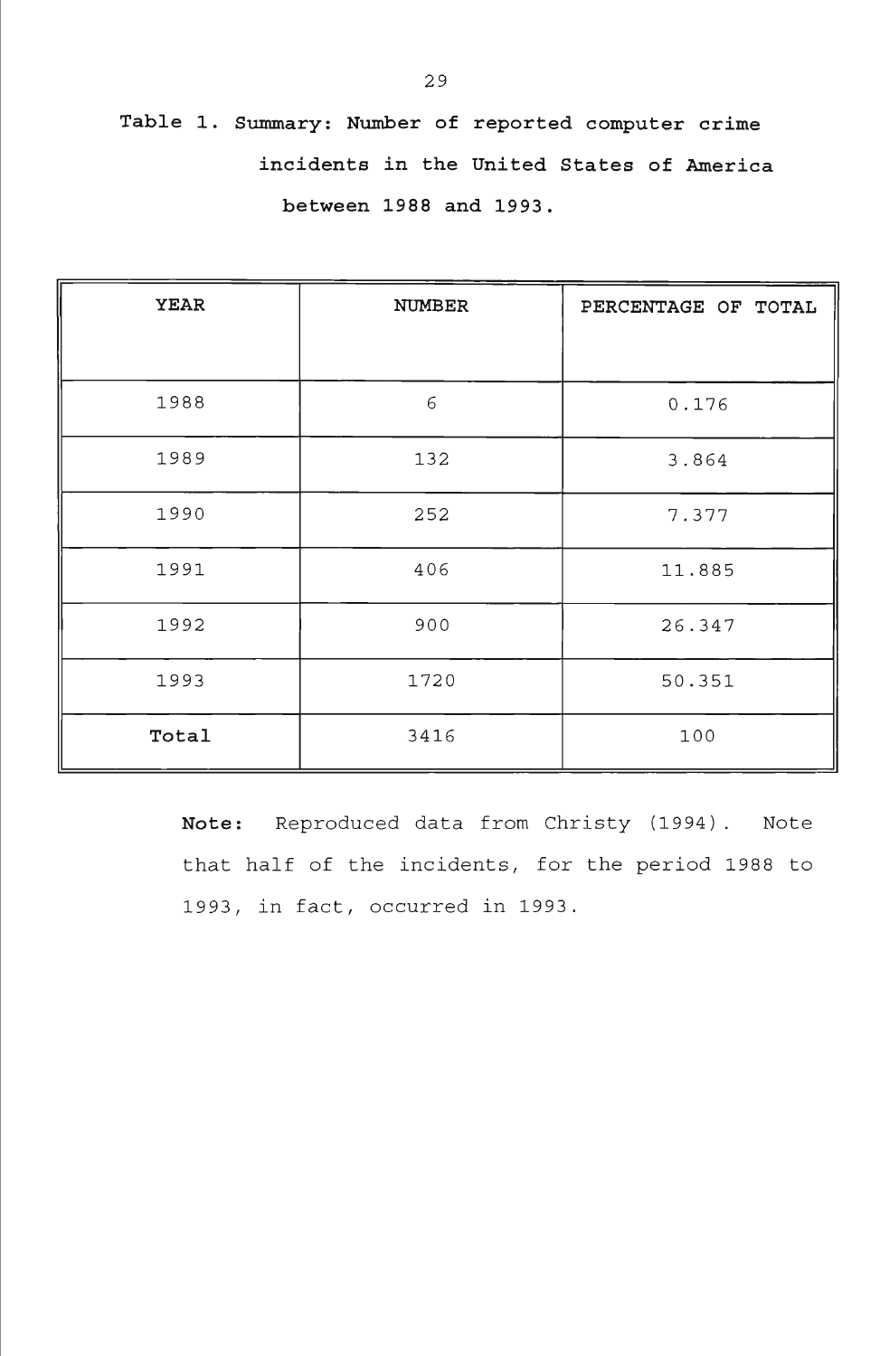**Table 1. Summary: Number of reported computer crime incidents in the United States of America between 1988 and 1993.**

| YEAR | NUMBER | PERCENTAGE OF TOTAL |
|---|---|---|
| 1988 | 6 | 0.176 |
| 1989 | 132 | 3.864 |
| 1990 | 252 | 7.377 |
| 1991 | 406 | 11.885 |
| 1992 | 900 | 26.347 |
| 1993 | 1720 | 50.351 |
| **Total** | 3416 | 100 |

**Note:** Reproduced data from Christy (1994). Note that half of the incidents, for the period 1988 to 1993, in fact, occurred in 1993.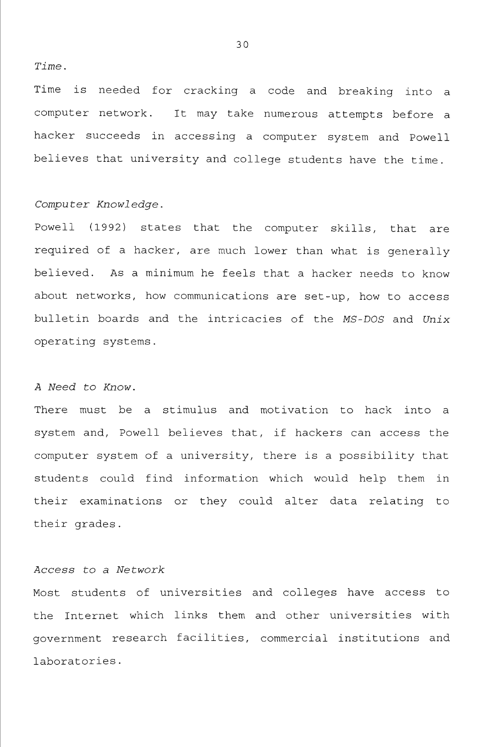*Time.*

Time is needed for cracking a code and breaking into a computer network. It may take numerous attempts before a hacker succeeds in accessing a computer system and Powell believes that university and college students have the time.

*Computer Knowledge.*

Powell (1992) states that the computer skills, that are required of a hacker, are much lower than what is generally believed. As a minimum he feels that a hacker needs to know about networks, how communications are set-up, how to access bulletin boards and the intricacies of the *MS-DOS* and *Unix* operating systems.

*A Need to Know.*

There must be a stimulus and motivation to hack into a system and, Powell believes that, if hackers can access the computer system of a university, there is a possibility that students could find information which would help them in their examinations or they could alter data relating to their grades.

*Access to a Network*

Most students of universities and colleges have access to the Internet which links them and other universities with government research facilities, commercial institutions and laboratories.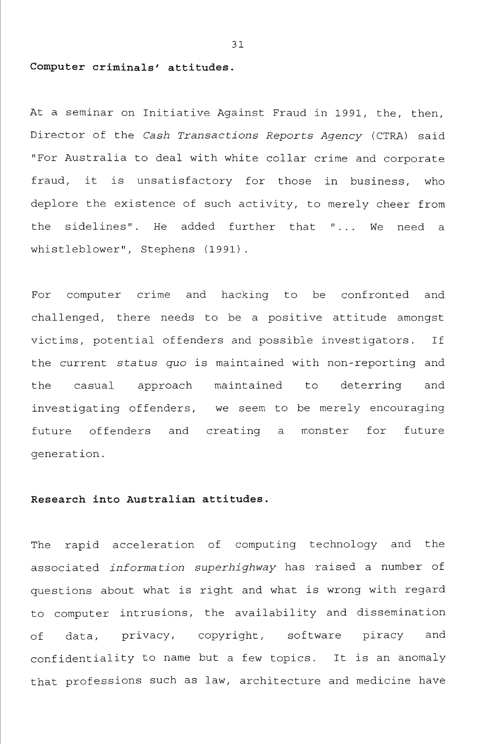**Computer criminals' attitudes.**

At a seminar on Initiative Against Fraud in 1991, the, then, Director of the *Cash Transactions Reports Agency* (CTRA) said "For Australia to deal with white collar crime and corporate fraud, it is unsatisfactory for those in business, who deplore the existence of such activity, to merely cheer from the sidelines". He added further that "... We need a whistleblower", Stephens (1991).

For computer crime and hacking to be confronted and challenged, there needs to be a positive attitude amongst victims, potential offenders and possible investigators. If the current *status quo* is maintained with non-reporting and the casual approach maintained to deterring and investigating offenders, we seem to be merely encouraging future offenders and creating a monster for future generation.

**Research into Australian attitudes.**

The rapid acceleration of computing technology and the associated *information superhighway* has raised a number of questions about what is right and what is wrong with regard to computer intrusions, the availability and dissemination of data, privacy, copyright, software piracy and confidentiality to name but a few topics. It is an anomaly that professions such as law, architecture and medicine have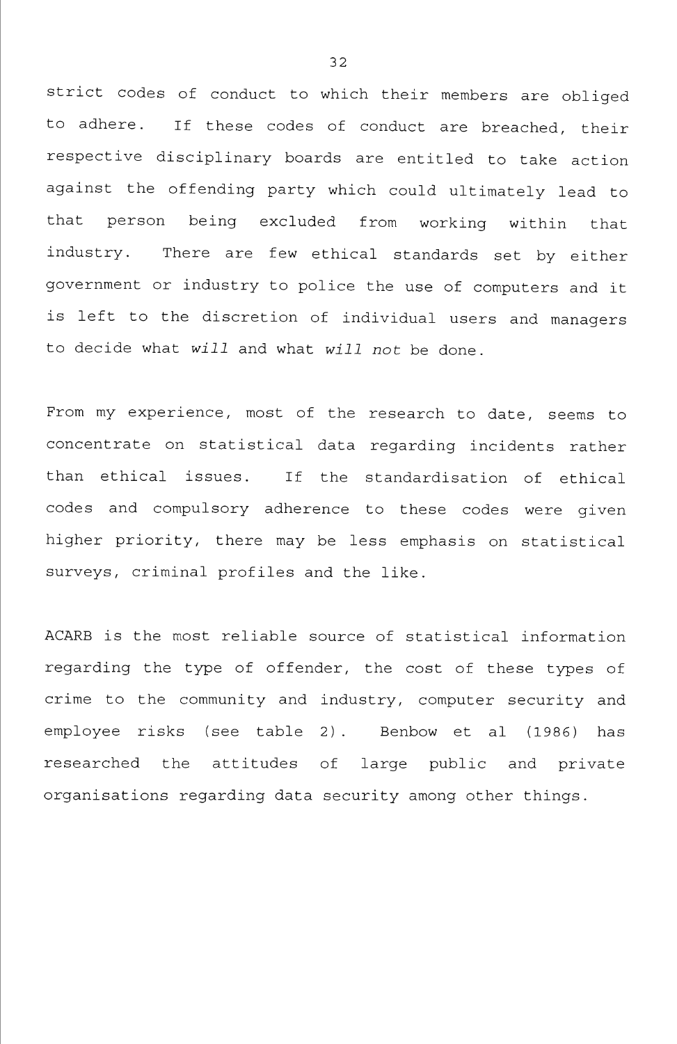strict codes of conduct to which their members are obliged to adhere. If these codes of conduct are breached, their respective disciplinary boards are entitled to take action against the offending party which could ultimately lead to that person being excluded from working within that industry. There are few ethical standards set by either government or industry to police the use of computers and it is left to the discretion of individual users and managers to decide what *will* and what *will not* be done.

From my experience, most of the research to date, seems to concentrate on statistical data regarding incidents rather than ethical issues. If the standardisation of ethical codes and compulsory adherence to these codes were given higher priority, there may be less emphasis on statistical surveys, criminal profiles and the like.

ACARB is the most reliable source of statistical information regarding the type of offender, the cost of these types of crime to the community and industry, computer security and employee risks (see table 2). Benbow et al (1986) has researched the attitudes of large public and private organisations regarding data security among other things.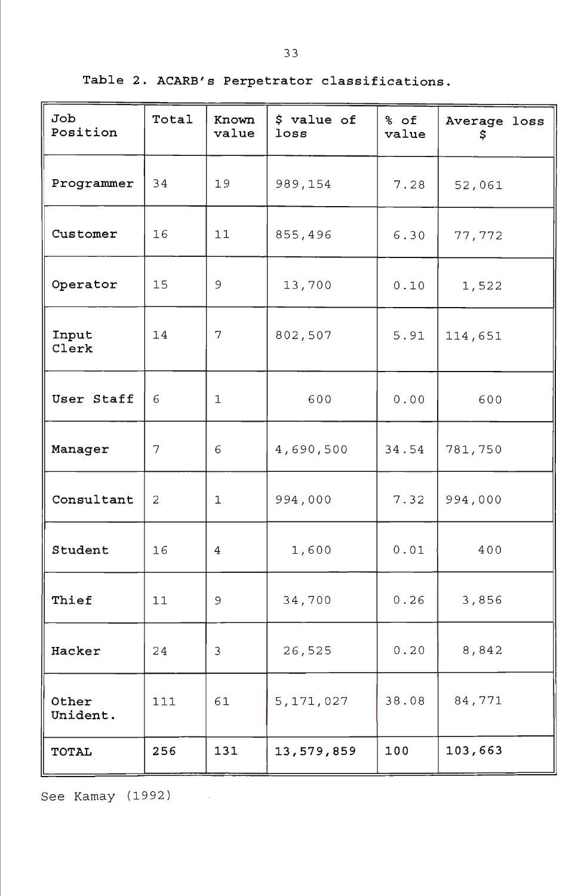Table 2. ACARB's Perpetrator classifications.

| Job Position | Total | Known value | $ value of loss | % of value | Average loss $ |
|---|---|---|---|---|---|
| Programmer | 34 | 19 | 989,154 | 7.28 | 52,061 |
| Customer | 16 | 11 | 855,496 | 6.30 | 77,772 |
| Operator | 15 | 9 | 13,700 | 0.10 | 1,522 |
| Input Clerk | 14 | 7 | 802,507 | 5.91 | 114,651 |
| User Staff | 6 | 1 | 600 | 0.00 | 600 |
| Manager | 7 | 6 | 4,690,500 | 34.54 | 781,750 |
| Consultant | 2 | 1 | 994,000 | 7.32 | 994,000 |
| Student | 16 | 4 | 1,600 | 0.01 | 400 |
| Thief | 11 | 9 | 34,700 | 0.26 | 3,856 |
| Hacker | 24 | 3 | 26,525 | 0.20 | 8,842 |
| Other Unident. | 111 | 61 | 5,171,027 | 38.08 | 84,771 |
| **TOTAL** | **256** | **131** | **13,579,859** | **100** | **103,663** |

See Kamay (1992)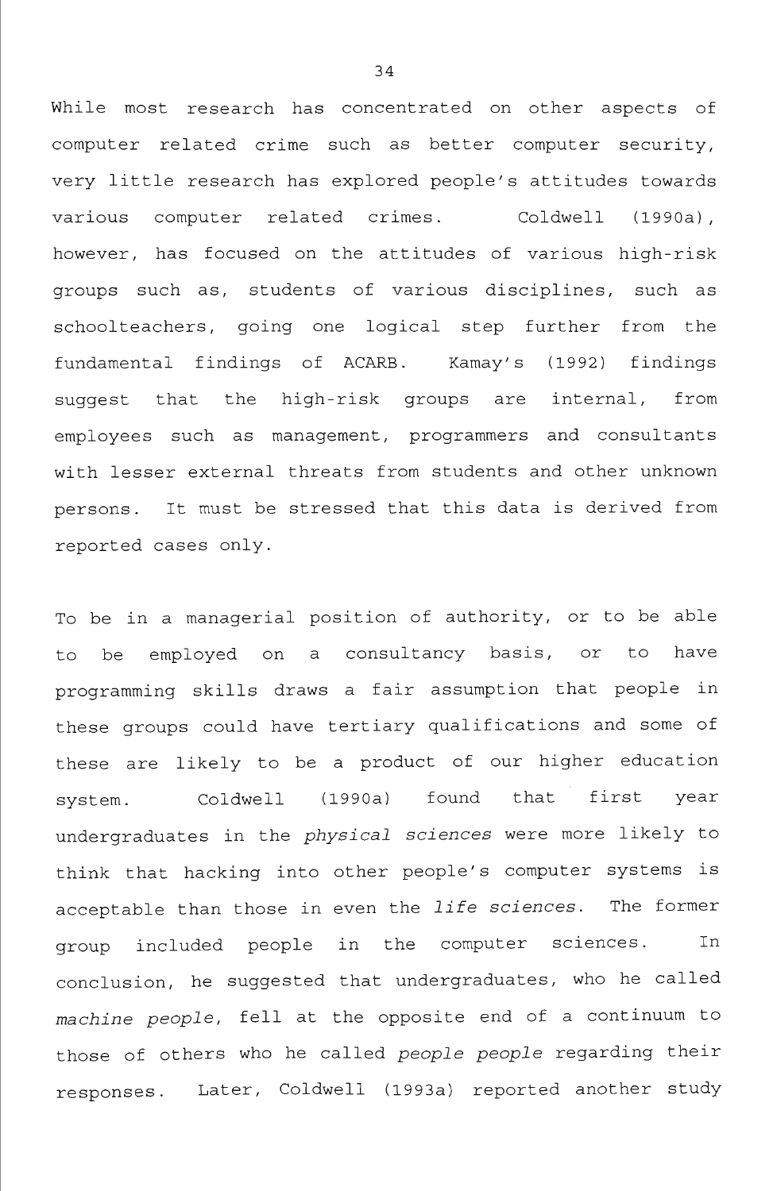While most research has concentrated on other aspects of computer related crime such as better computer security, very little research has explored people's attitudes towards various computer related crimes. Coldwell (1990a), however, has focused on the attitudes of various high-risk groups such as, students of various disciplines, such as schoolteachers, going one logical step further from the fundamental findings of ACARB. Kamay's (1992) findings suggest that the high-risk groups are internal, from employees such as management, programmers and consultants with lesser external threats from students and other unknown persons. It must be stressed that this data is derived from reported cases only.

To be in a managerial position of authority, or to be able to be employed on a consultancy basis, or to have programming skills draws a fair assumption that people in these groups could have tertiary qualifications and some of these are likely to be a product of our higher education system. Coldwell (1990a) found that first year undergraduates in the *physical sciences* were more likely to think that hacking into other people's computer systems is acceptable than those in even the *life sciences*. The former group included people in the computer sciences. In conclusion, he suggested that undergraduates, who he called *machine people*, fell at the opposite end of a continuum to those of others who he called *people people* regarding their responses. Later, Coldwell (1993a) reported another study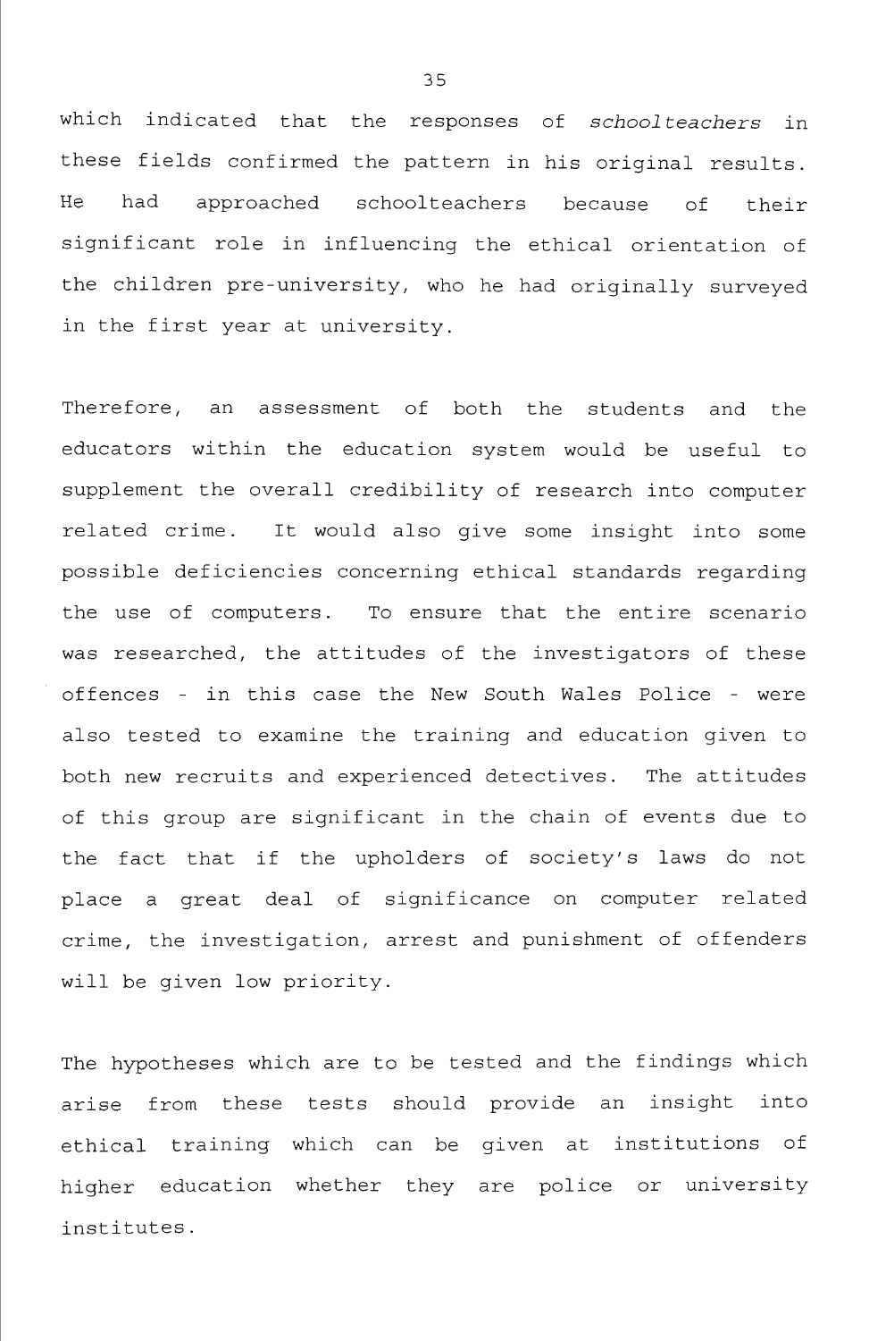which indicated that the responses of *schoolteachers* in these fields confirmed the pattern in his original results. He had approached schoolteachers because of their significant role in influencing the ethical orientation of the children pre-university, who he had originally surveyed in the first year at university.

Therefore, an assessment of both the students and the educators within the education system would be useful to supplement the overall credibility of research into computer related crime. It would also give some insight into some possible deficiencies concerning ethical standards regarding the use of computers. To ensure that the entire scenario was researched, the attitudes of the investigators of these offences - in this case the New South Wales Police - were also tested to examine the training and education given to both new recruits and experienced detectives. The attitudes of this group are significant in the chain of events due to the fact that if the upholders of society's laws do not place a great deal of significance on computer related crime, the investigation, arrest and punishment of offenders will be given low priority.

The hypotheses which are to be tested and the findings which arise from these tests should provide an insight into ethical training which can be given at institutions of higher education whether they are police or university institutes.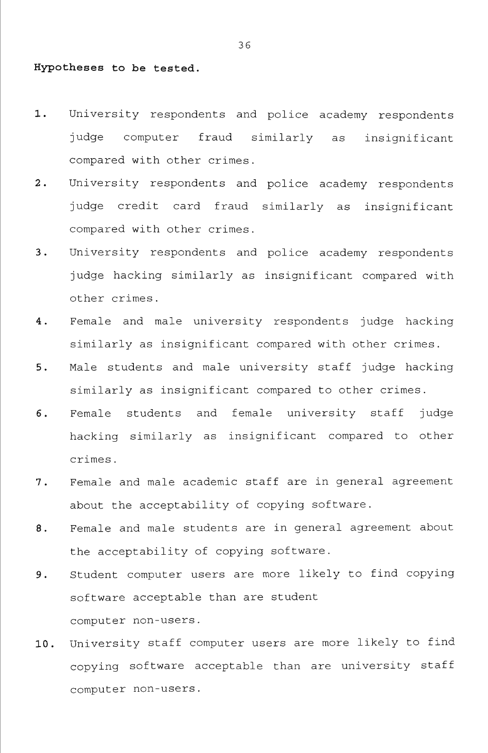**Hypotheses to be tested.**

1. University respondents and police academy respondents judge computer fraud similarly as insignificant compared with other crimes.
2. University respondents and police academy respondents judge credit card fraud similarly as insignificant compared with other crimes.
3. University respondents and police academy respondents judge hacking similarly as insignificant compared with other crimes.
4. Female and male university respondents judge hacking similarly as insignificant compared with other crimes.
5. Male students and male university staff judge hacking similarly as insignificant compared to other crimes.
6. Female students and female university staff judge hacking similarly as insignificant compared to other crimes.
7. Female and male academic staff are in general agreement about the acceptability of copying software.
8. Female and male students are in general agreement about the acceptability of copying software.
9. Student computer users are more likely to find copying software acceptable than are student computer non-users.
10. University staff computer users are more likely to find copying software acceptable than are university staff computer non-users.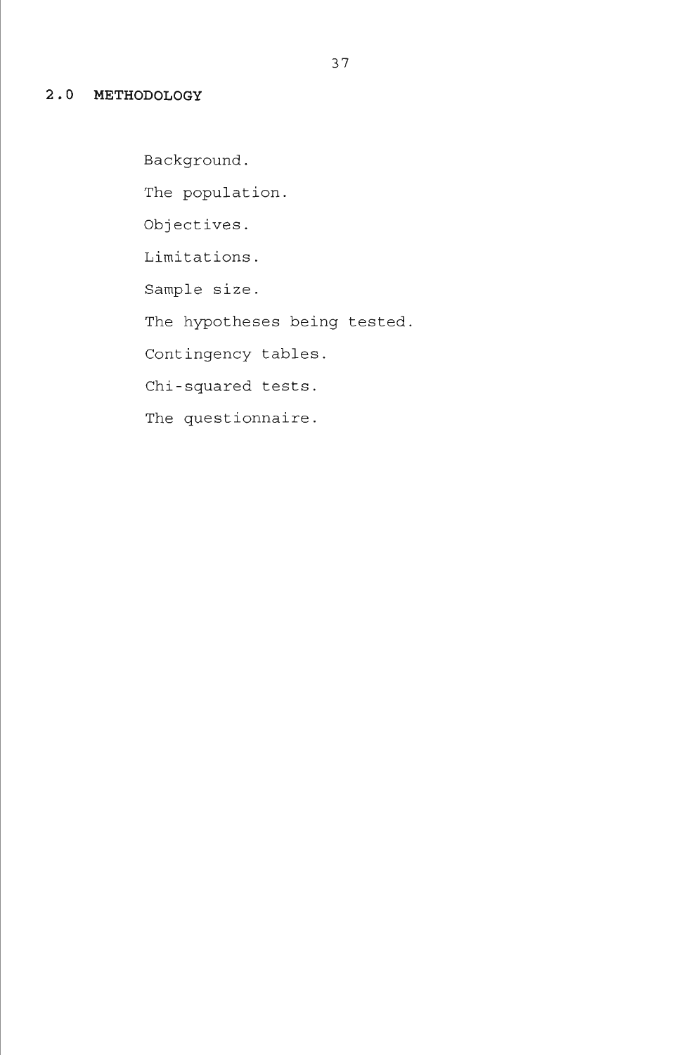## 2.0 METHODOLOGY

Background.

The population.

Objectives.

Limitations.

Sample size.

The hypotheses being tested.

Contingency tables.

Chi-squared tests.

The questionnaire.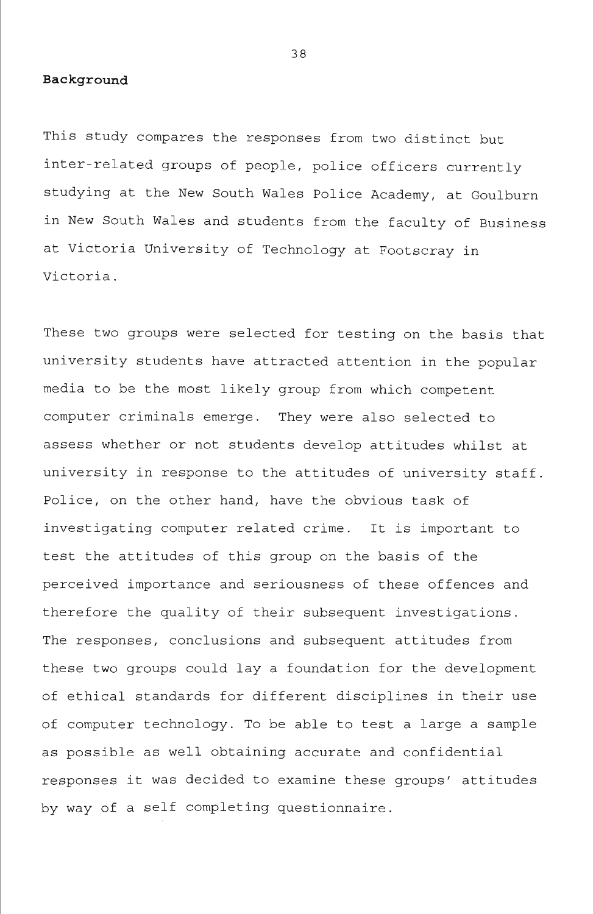**Background**

This study compares the responses from two distinct but inter-related groups of people, police officers currently studying at the New South Wales Police Academy, at Goulburn in New South Wales and students from the faculty of Business at Victoria University of Technology at Footscray in Victoria.

These two groups were selected for testing on the basis that university students have attracted attention in the popular media to be the most likely group from which competent computer criminals emerge. They were also selected to assess whether or not students develop attitudes whilst at university in response to the attitudes of university staff. Police, on the other hand, have the obvious task of investigating computer related crime. It is important to test the attitudes of this group on the basis of the perceived importance and seriousness of these offences and therefore the quality of their subsequent investigations. The responses, conclusions and subsequent attitudes from these two groups could lay a foundation for the development of ethical standards for different disciplines in their use of computer technology. To be able to test a large a sample as possible as well obtaining accurate and confidential responses it was decided to examine these groups' attitudes by way of a self completing questionnaire.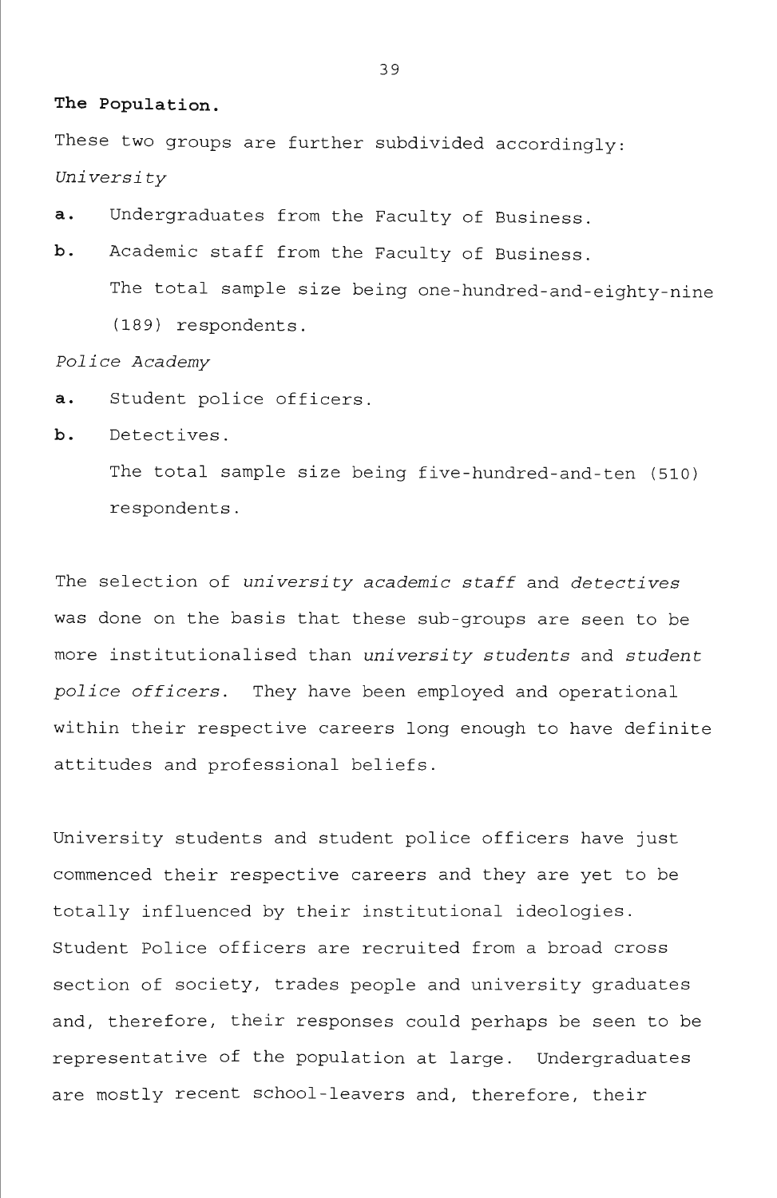**The Population.**

These two groups are further subdivided accordingly:

*University*

**a.** Undergraduates from the Faculty of Business.

**b.** Academic staff from the Faculty of Business.

The total sample size being one-hundred-and-eighty-nine (189) respondents.

*Police Academy*

**a.** Student police officers.

**b.** Detectives.

The total sample size being five-hundred-and-ten (510) respondents.

The selection of *university academic staff* and *detectives* was done on the basis that these sub-groups are seen to be more institutionalised than *university students* and *student police officers*. They have been employed and operational within their respective careers long enough to have definite attitudes and professional beliefs.

University students and student police officers have just commenced their respective careers and they are yet to be totally influenced by their institutional ideologies. Student Police officers are recruited from a broad cross section of society, trades people and university graduates and, therefore, their responses could perhaps be seen to be representative of the population at large. Undergraduates are mostly recent school-leavers and, therefore, their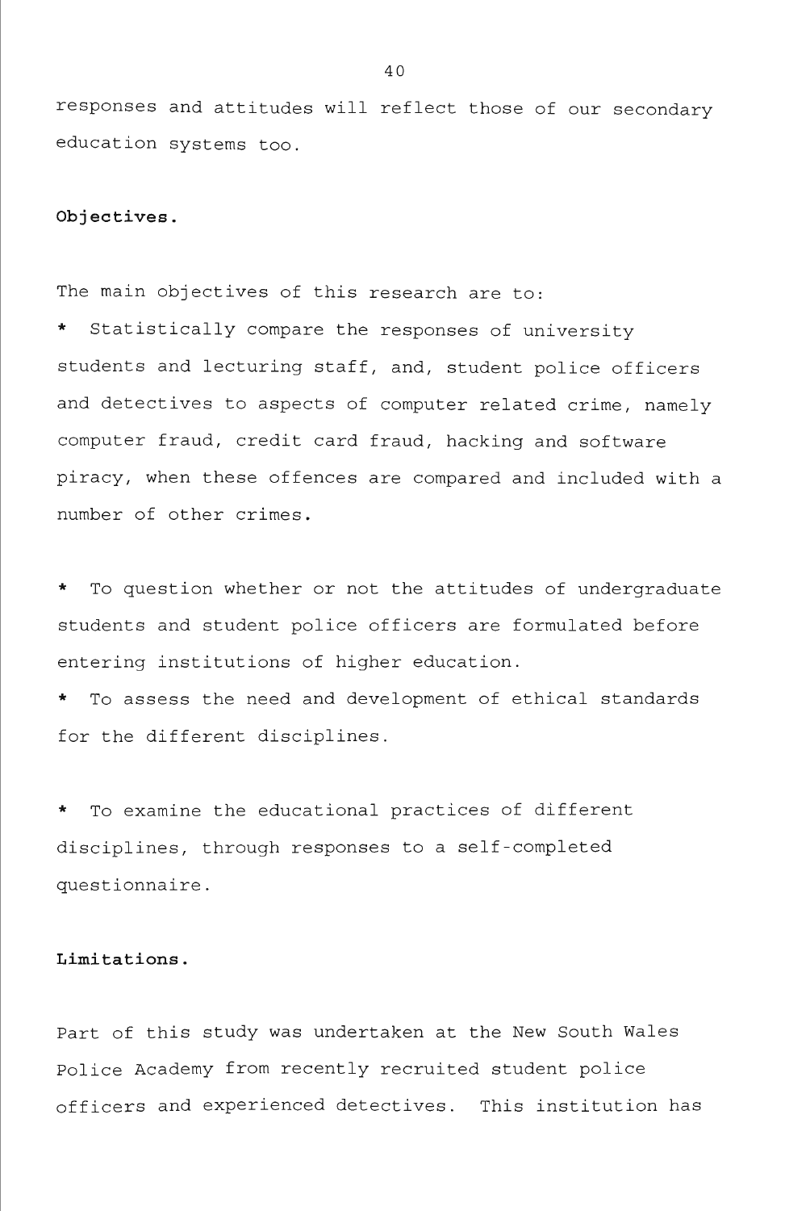responses and attitudes will reflect those of our secondary education systems too.

**Objectives.**

The main objectives of this research are to:

* Statistically compare the responses of university students and lecturing staff, and, student police officers and detectives to aspects of computer related crime, namely computer fraud, credit card fraud, hacking and software piracy, when these offences are compared and included with a number of other crimes.

* To question whether or not the attitudes of undergraduate students and student police officers are formulated before entering institutions of higher education.

* To assess the need and development of ethical standards for the different disciplines.

* To examine the educational practices of different disciplines, through responses to a self-completed questionnaire.

**Limitations.**

Part of this study was undertaken at the New South Wales Police Academy from recently recruited student police officers and experienced detectives. This institution has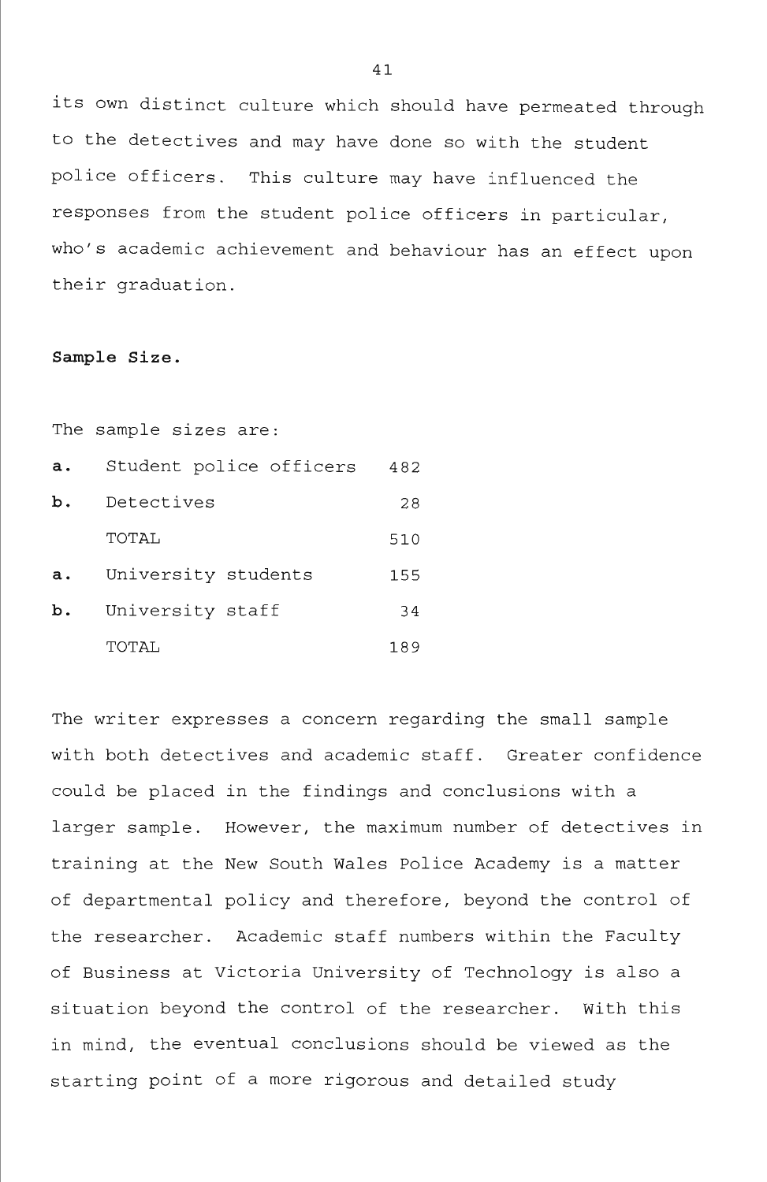its own distinct culture which should have permeated through to the detectives and may have done so with the student police officers. This culture may have influenced the responses from the student police officers in particular, who's academic achievement and behaviour has an effect upon their graduation.

**Sample Size.**

The sample sizes are:

| | | |
|---|---|---|
| **a.** | Student police officers | 482 |
| **b.** | Detectives | 28 |
| | TOTAL | 510 |
| **a.** | University students | 155 |
| **b.** | University staff | 34 |
| | TOTAL | 189 |

The writer expresses a concern regarding the small sample with both detectives and academic staff. Greater confidence could be placed in the findings and conclusions with a larger sample. However, the maximum number of detectives in training at the New South Wales Police Academy is a matter of departmental policy and therefore, beyond the control of the researcher. Academic staff numbers within the Faculty of Business at Victoria University of Technology is also a situation beyond the control of the researcher. With this in mind, the eventual conclusions should be viewed as the starting point of a more rigorous and detailed study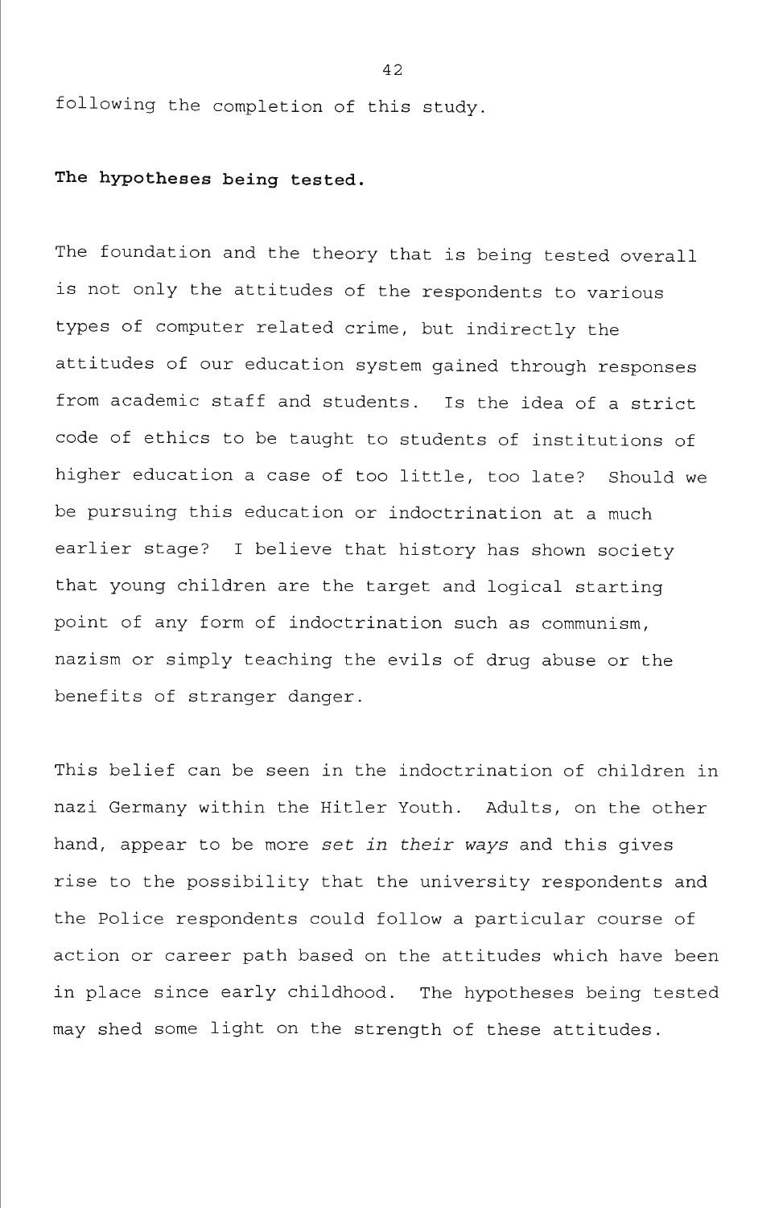following the completion of this study.

**The hypotheses being tested.**

The foundation and the theory that is being tested overall is not only the attitudes of the respondents to various types of computer related crime, but indirectly the attitudes of our education system gained through responses from academic staff and students. Is the idea of a strict code of ethics to be taught to students of institutions of higher education a case of too little, too late? Should we be pursuing this education or indoctrination at a much earlier stage? I believe that history has shown society that young children are the target and logical starting point of any form of indoctrination such as communism, nazism or simply teaching the evils of drug abuse or the benefits of stranger danger.

This belief can be seen in the indoctrination of children in nazi Germany within the Hitler Youth. Adults, on the other hand, appear to be more *set in their ways* and this gives rise to the possibility that the university respondents and the Police respondents could follow a particular course of action or career path based on the attitudes which have been in place since early childhood. The hypotheses being tested may shed some light on the strength of these attitudes.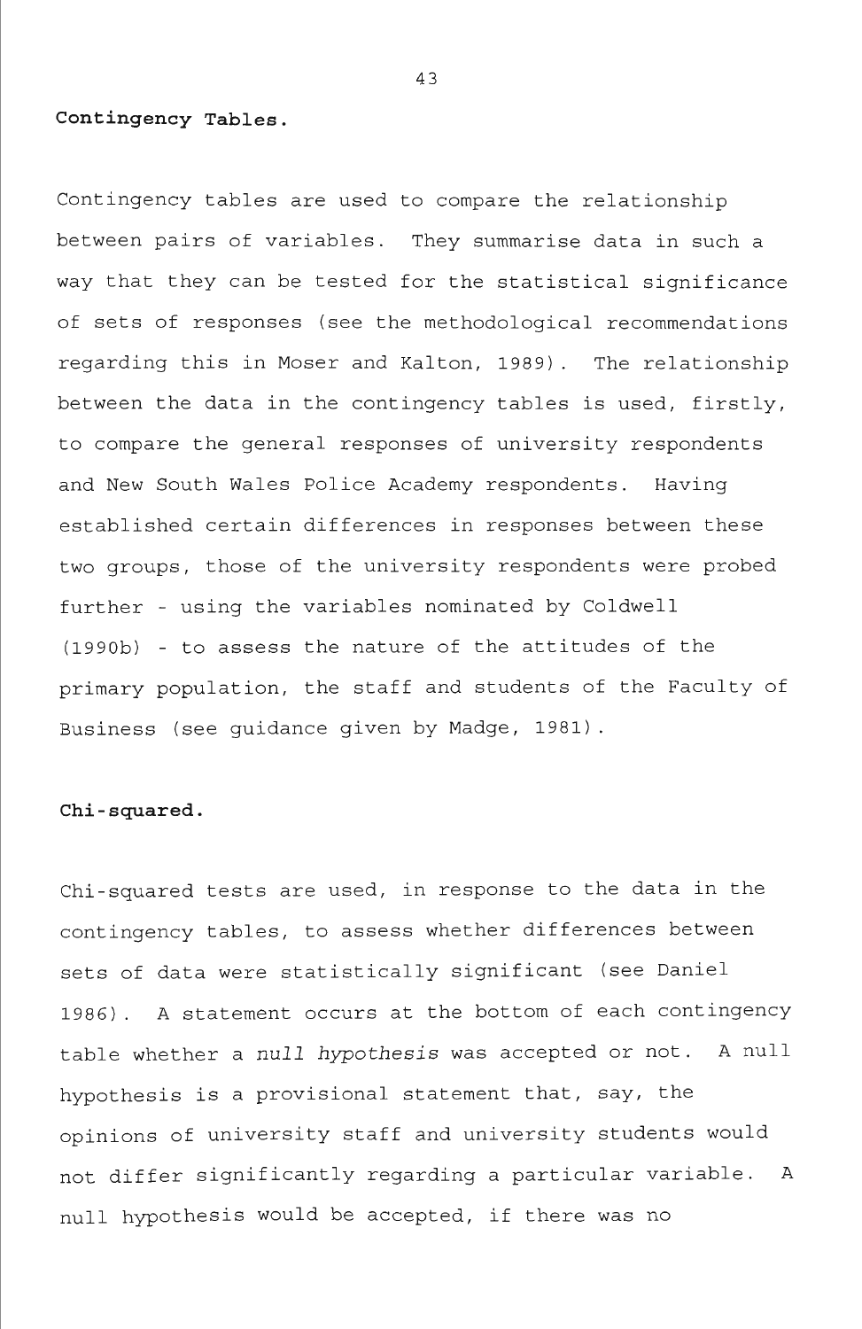**Contingency Tables.**

Contingency tables are used to compare the relationship between pairs of variables. They summarise data in such a way that they can be tested for the statistical significance of sets of responses (see the methodological recommendations regarding this in Moser and Kalton, 1989). The relationship between the data in the contingency tables is used, firstly, to compare the general responses of university respondents and New South Wales Police Academy respondents. Having established certain differences in responses between these two groups, those of the university respondents were probed further - using the variables nominated by Coldwell (1990b) - to assess the nature of the attitudes of the primary population, the staff and students of the Faculty of Business (see guidance given by Madge, 1981).

**Chi-squared.**

Chi-squared tests are used, in response to the data in the contingency tables, to assess whether differences between sets of data were statistically significant (see Daniel 1986). A statement occurs at the bottom of each contingency table whether a *null hypothesis* was accepted or not. A null hypothesis is a provisional statement that, say, the opinions of university staff and university students would not differ significantly regarding a particular variable. A null hypothesis would be accepted, if there was no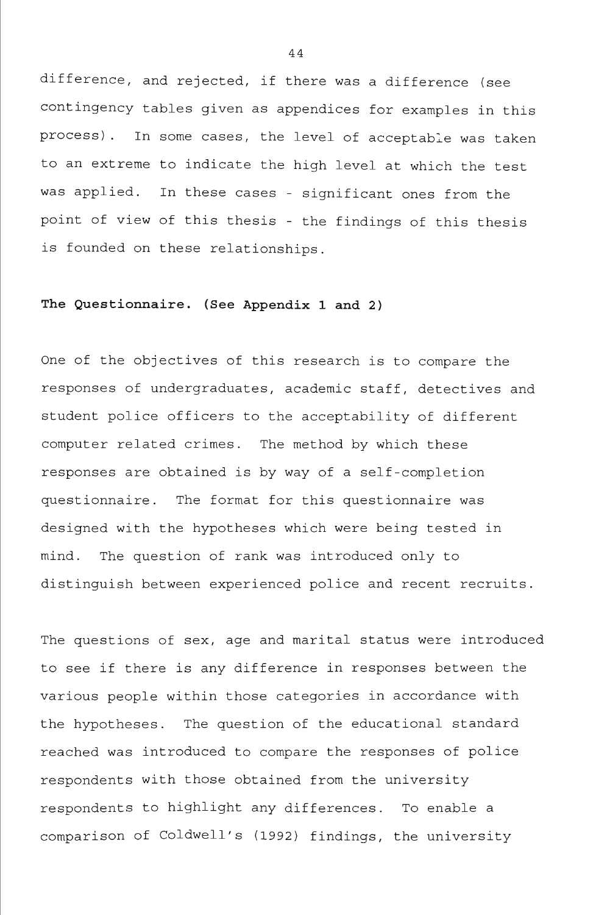difference, and rejected, if there was a difference (see contingency tables given as appendices for examples in this process). In some cases, the level of acceptable was taken to an extreme to indicate the high level at which the test was applied. In these cases - significant ones from the point of view of this thesis - the findings of this thesis is founded on these relationships.

**The Questionnaire. (See Appendix 1 and 2)**

One of the objectives of this research is to compare the responses of undergraduates, academic staff, detectives and student police officers to the acceptability of different computer related crimes. The method by which these responses are obtained is by way of a self-completion questionnaire. The format for this questionnaire was designed with the hypotheses which were being tested in mind. The question of rank was introduced only to distinguish between experienced police and recent recruits.

The questions of sex, age and marital status were introduced to see if there is any difference in responses between the various people within those categories in accordance with the hypotheses. The question of the educational standard reached was introduced to compare the responses of police respondents with those obtained from the university respondents to highlight any differences. To enable a comparison of Coldwell's (1992) findings, the university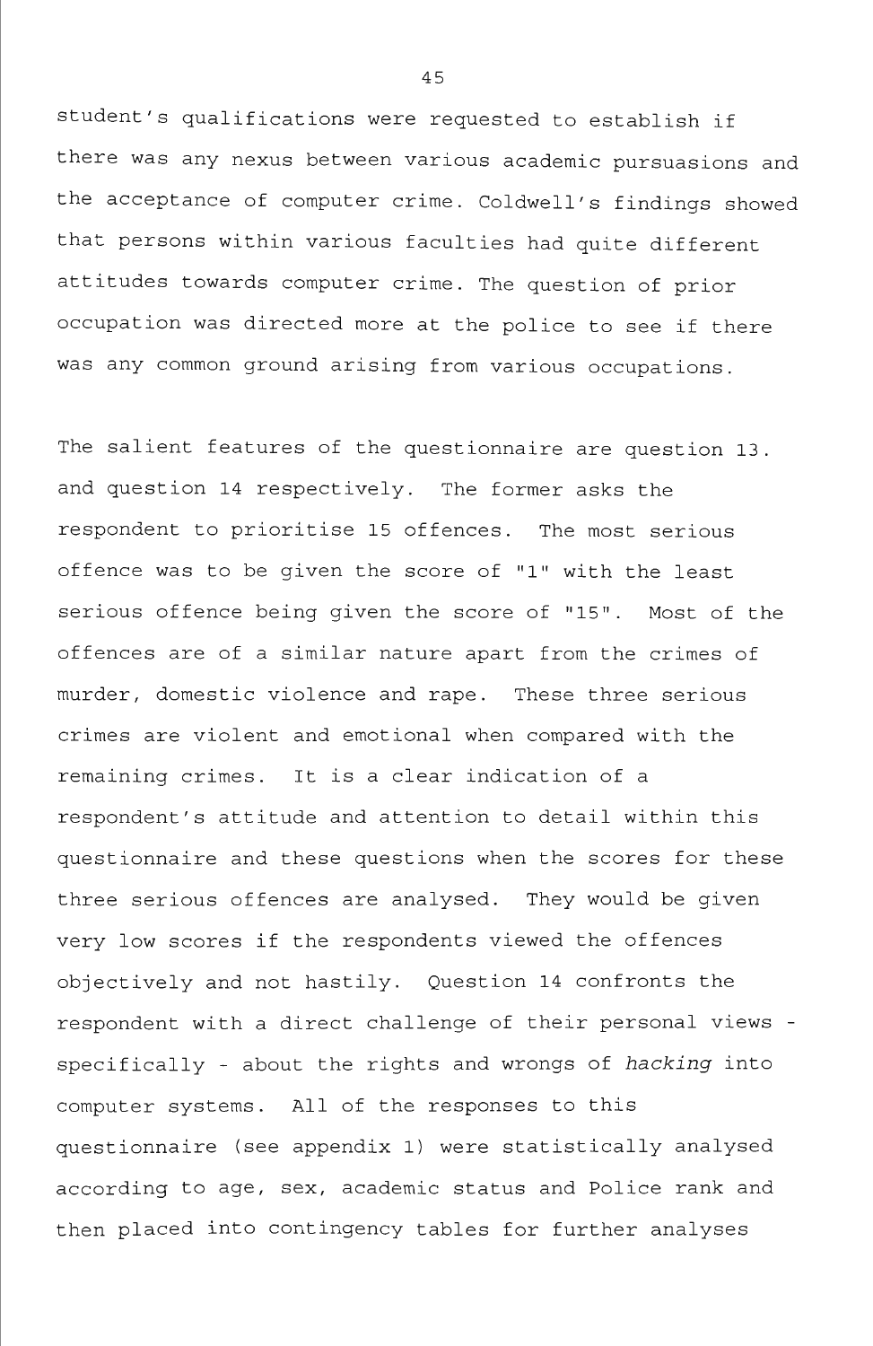student's qualifications were requested to establish if there was any nexus between various academic pursuasions and the acceptance of computer crime. Coldwell's findings showed that persons within various faculties had quite different attitudes towards computer crime. The question of prior occupation was directed more at the police to see if there was any common ground arising from various occupations.

The salient features of the questionnaire are question 13. and question 14 respectively. The former asks the respondent to prioritise 15 offences. The most serious offence was to be given the score of "1" with the least serious offence being given the score of "15". Most of the offences are of a similar nature apart from the crimes of murder, domestic violence and rape. These three serious crimes are violent and emotional when compared with the remaining crimes. It is a clear indication of a respondent's attitude and attention to detail within this questionnaire and these questions when the scores for these three serious offences are analysed. They would be given very low scores if the respondents viewed the offences objectively and not hastily. Question 14 confronts the respondent with a direct challenge of their personal views - specifically - about the rights and wrongs of *hacking* into computer systems. All of the responses to this questionnaire (see appendix 1) were statistically analysed according to age, sex, academic status and Police rank and then placed into contingency tables for further analyses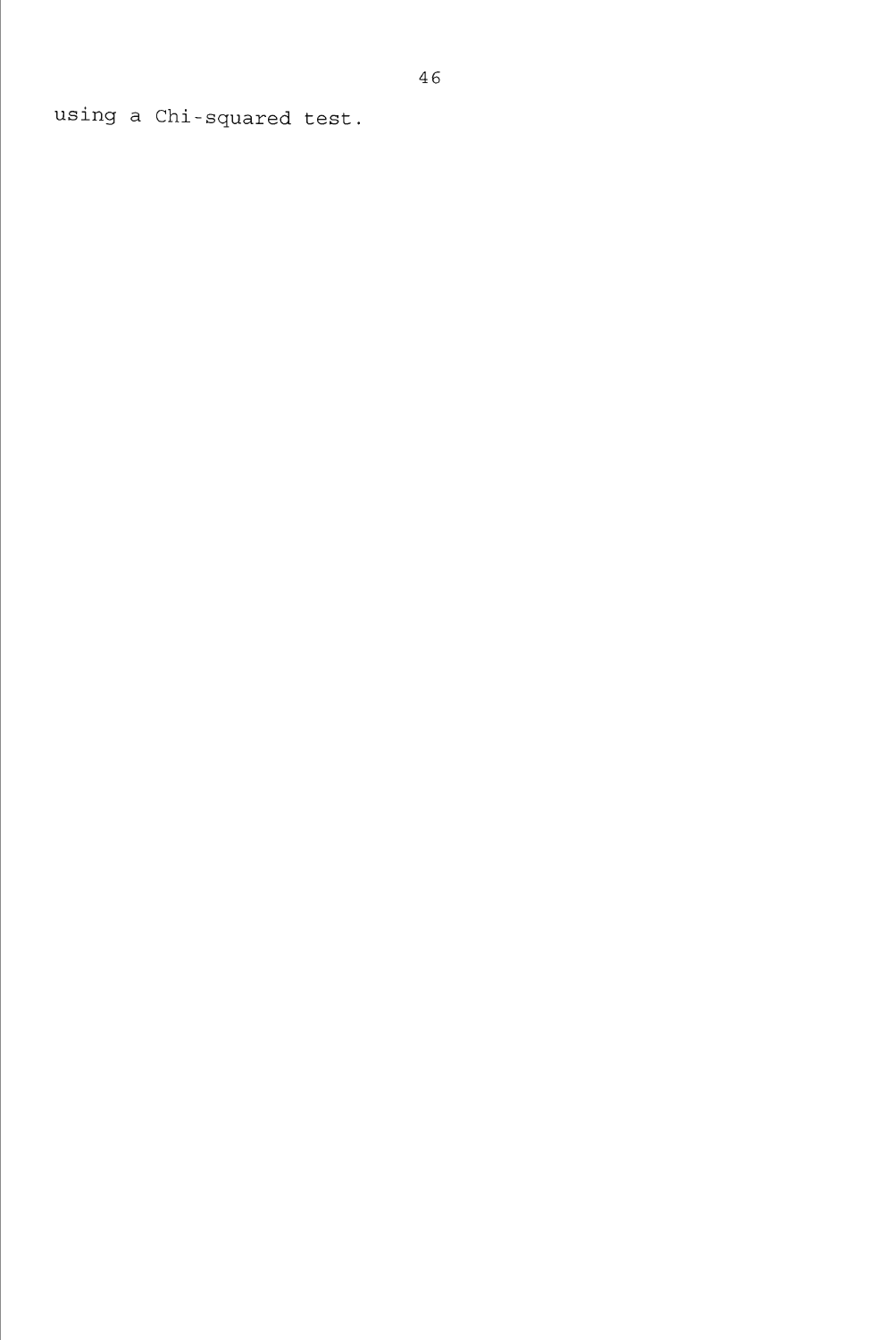using a Chi-squared test.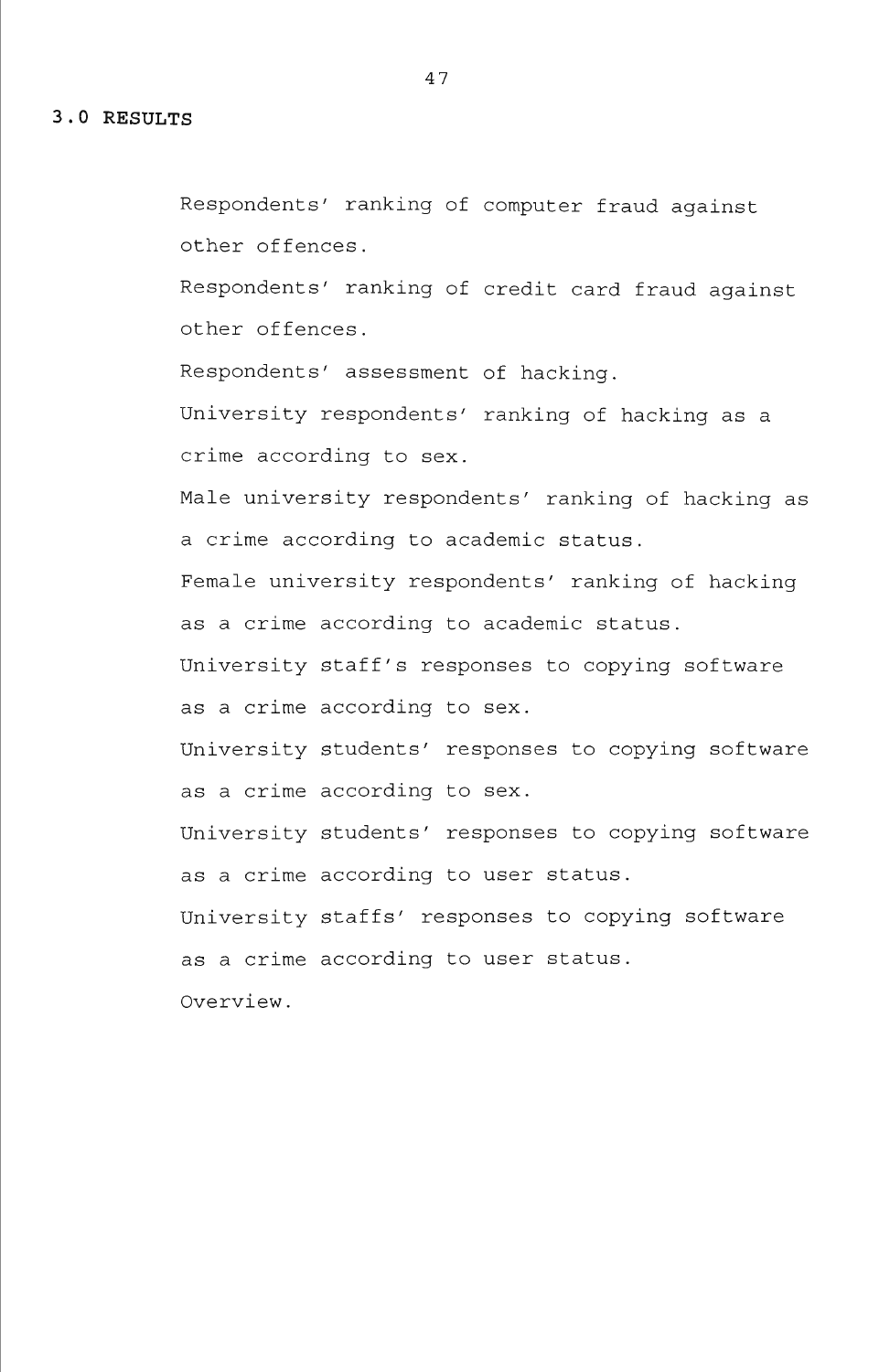# 3.0 RESULTS

Respondents' ranking of computer fraud against other offences.

Respondents' ranking of credit card fraud against other offences.

Respondents' assessment of hacking.

University respondents' ranking of hacking as a crime according to sex.

Male university respondents' ranking of hacking as a crime according to academic status.

Female university respondents' ranking of hacking as a crime according to academic status.

University staff's responses to copying software as a crime according to sex.

University students' responses to copying software as a crime according to sex.

University students' responses to copying software as a crime according to user status.

University staffs' responses to copying software as a crime according to user status.

Overview.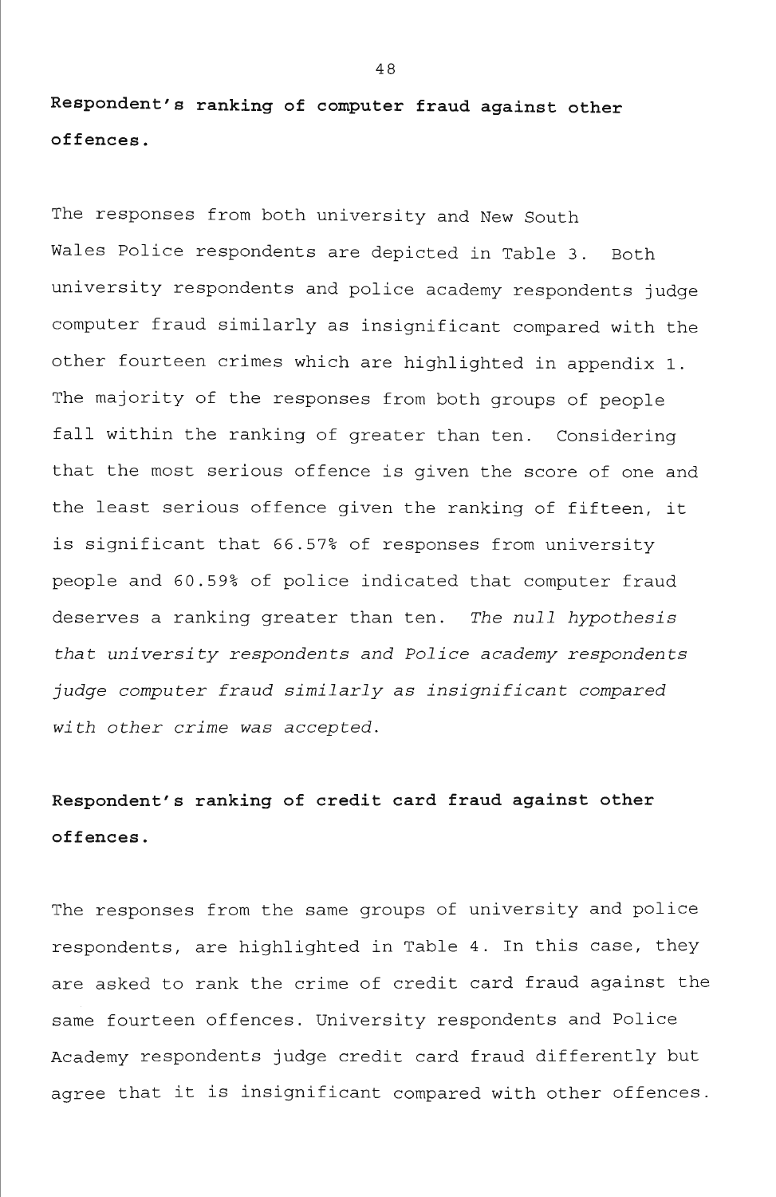**Respondent's ranking of computer fraud against other offences.**

The responses from both university and New South Wales Police respondents are depicted in Table 3. Both university respondents and police academy respondents judge computer fraud similarly as insignificant compared with the other fourteen crimes which are highlighted in appendix 1. The majority of the responses from both groups of people fall within the ranking of greater than ten. Considering that the most serious offence is given the score of one and the least serious offence given the ranking of fifteen, it is significant that 66.57% of responses from university people and 60.59% of police indicated that computer fraud deserves a ranking greater than ten. *The null hypothesis that university respondents and Police academy respondents judge computer fraud similarly as insignificant compared with other crime was accepted.*

**Respondent's ranking of credit card fraud against other offences.**

The responses from the same groups of university and police respondents, are highlighted in Table 4. In this case, they are asked to rank the crime of credit card fraud against the same fourteen offences. University respondents and Police Academy respondents judge credit card fraud differently but agree that it is insignificant compared with other offences.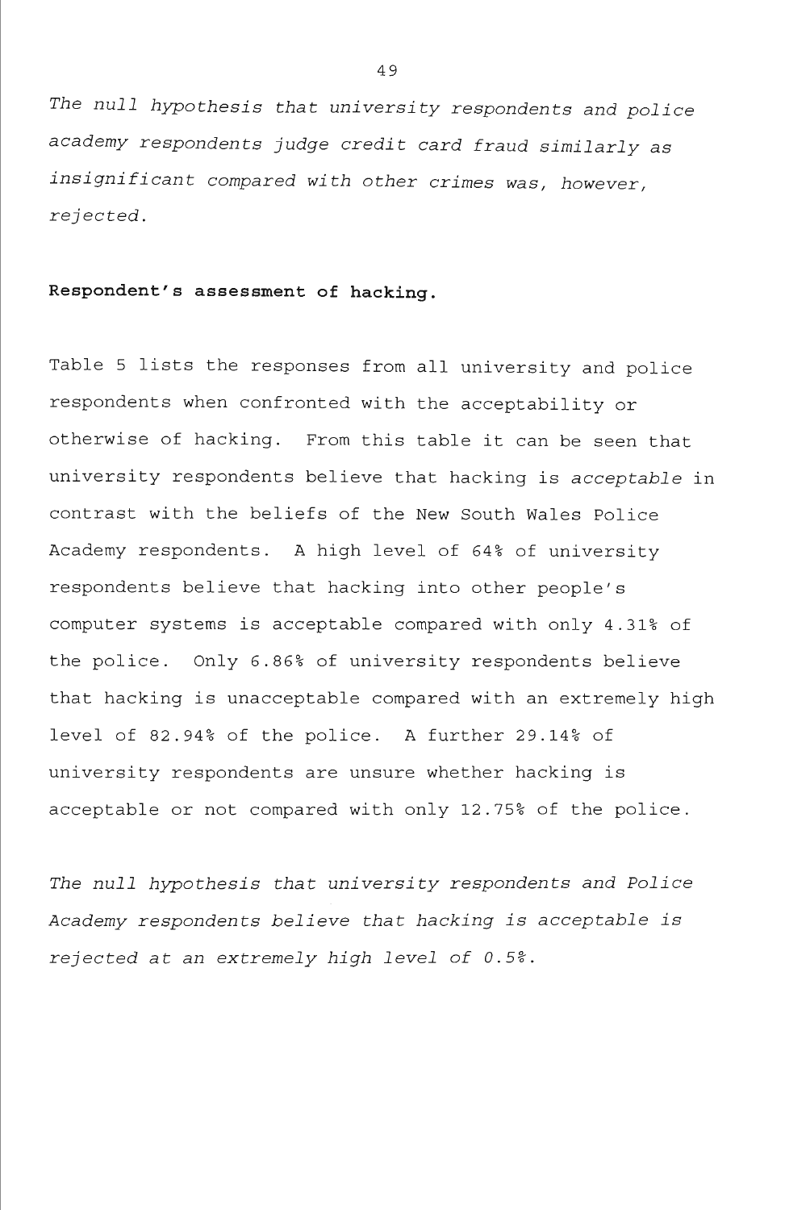*The null hypothesis that university respondents and police academy respondents judge credit card fraud similarly as insignificant compared with other crimes was, however, rejected.*

**Respondent's assessment of hacking.**

Table 5 lists the responses from all university and police respondents when confronted with the acceptability or otherwise of hacking. From this table it can be seen that university respondents believe that hacking is *acceptable* in contrast with the beliefs of the New South Wales Police Academy respondents. A high level of 64% of university respondents believe that hacking into other people's computer systems is acceptable compared with only 4.31% of the police. Only 6.86% of university respondents believe that hacking is unacceptable compared with an extremely high level of 82.94% of the police. A further 29.14% of university respondents are unsure whether hacking is acceptable or not compared with only 12.75% of the police.

*The null hypothesis that university respondents and Police Academy respondents believe that hacking is acceptable is rejected at an extremely high level of 0.5%.*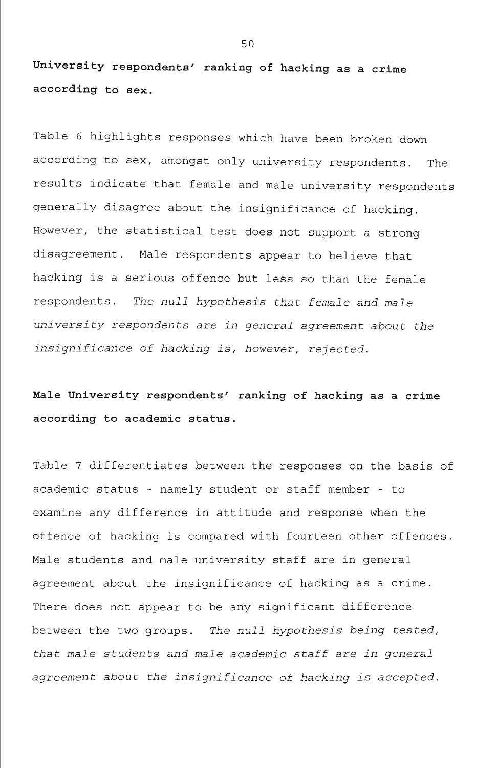**University respondents' ranking of hacking as a crime according to sex.**

Table 6 highlights responses which have been broken down according to sex, amongst only university respondents. The results indicate that female and male university respondents generally disagree about the insignificance of hacking. However, the statistical test does not support a strong disagreement. Male respondents appear to believe that hacking is a serious offence but less so than the female respondents. *The null hypothesis that female and male university respondents are in general agreement about the insignificance of hacking is, however, rejected.*

**Male University respondents' ranking of hacking as a crime according to academic status.**

Table 7 differentiates between the responses on the basis of academic status - namely student or staff member - to examine any difference in attitude and response when the offence of hacking is compared with fourteen other offences. Male students and male university staff are in general agreement about the insignificance of hacking as a crime. There does not appear to be any significant difference between the two groups. *The null hypothesis being tested, that male students and male academic staff are in general agreement about the insignificance of hacking is accepted.*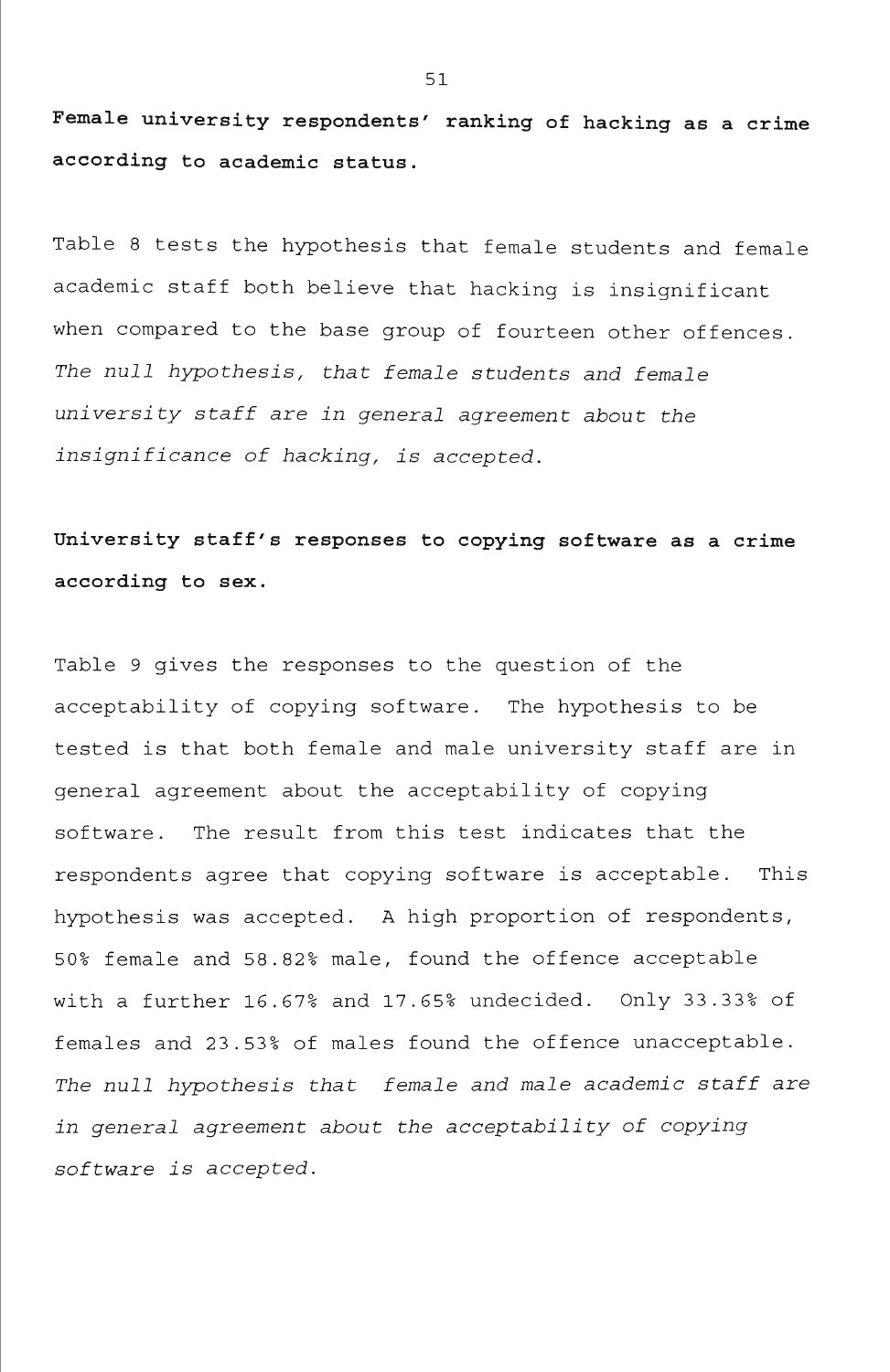**Female university respondents' ranking of hacking as a crime according to academic status.**

Table 8 tests the hypothesis that female students and female academic staff both believe that hacking is insignificant when compared to the base group of fourteen other offences. *The null hypothesis, that female students and female university staff are in general agreement about the insignificance of hacking, is accepted.*

**University staff's responses to copying software as a crime according to sex.**

Table 9 gives the responses to the question of the acceptability of copying software. The hypothesis to be tested is that both female and male university staff are in general agreement about the acceptability of copying software. The result from this test indicates that the respondents agree that copying software is acceptable. This hypothesis was accepted. A high proportion of respondents, 50% female and 58.82% male, found the offence acceptable with a further 16.67% and 17.65% undecided. Only 33.33% of females and 23.53% of males found the offence unacceptable. *The null hypothesis that female and male academic staff are in general agreement about the acceptability of copying software is accepted.*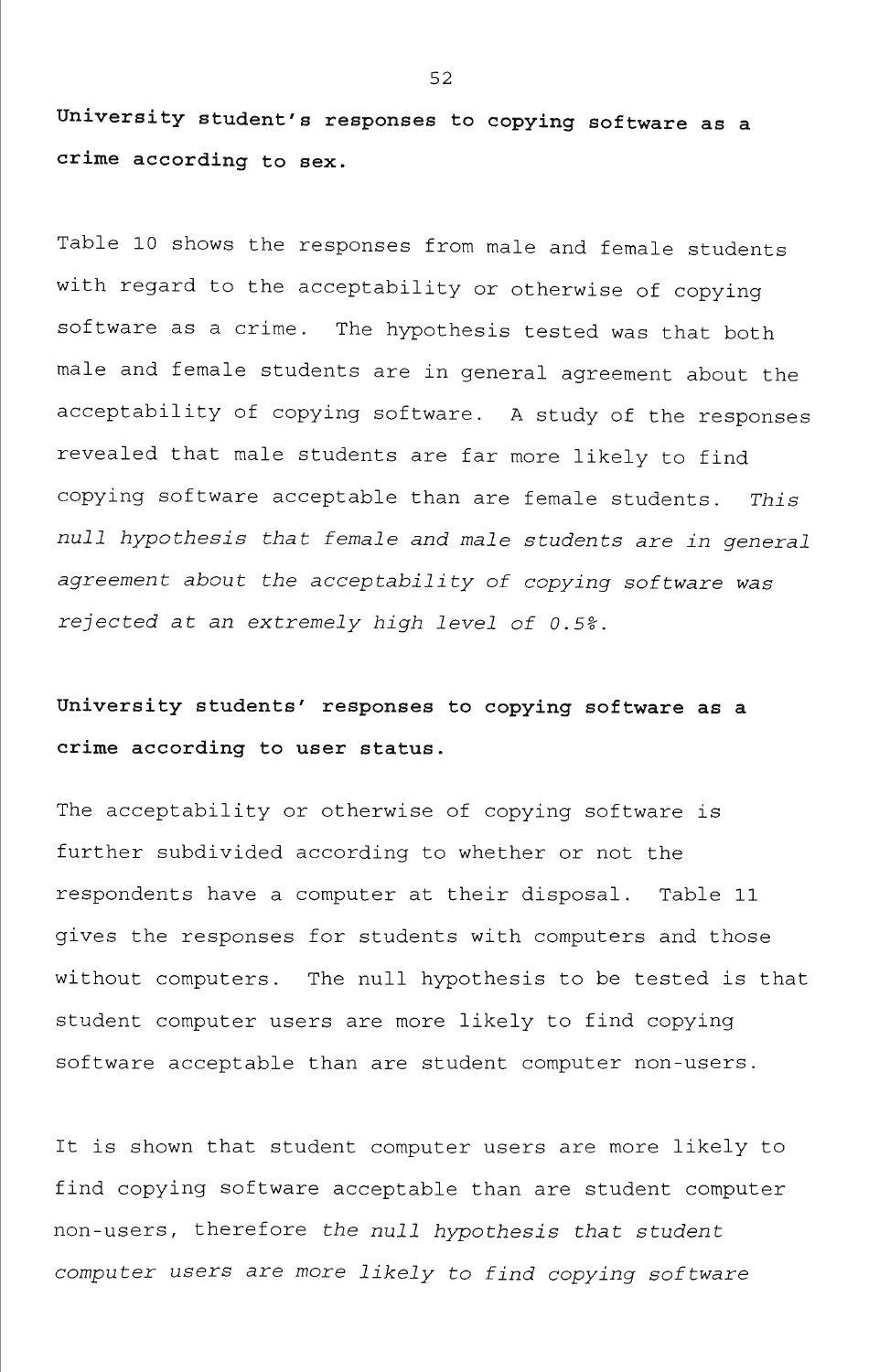**University student's responses to copying software as a crime according to sex.**

Table 10 shows the responses from male and female students with regard to the acceptability or otherwise of copying software as a crime. The hypothesis tested was that both male and female students are in general agreement about the acceptability of copying software. A study of the responses revealed that male students are far more likely to find copying software acceptable than are female students. *This null hypothesis that female and male students are in general agreement about the acceptability of copying software was rejected at an extremely high level of 0.5%.*

**University students' responses to copying software as a crime according to user status.**

The acceptability or otherwise of copying software is further subdivided according to whether or not the respondents have a computer at their disposal. Table 11 gives the responses for students with computers and those without computers. The null hypothesis to be tested is that student computer users are more likely to find copying software acceptable than are student computer non-users.

It is shown that student computer users are more likely to find copying software acceptable than are student computer non-users, therefore *the null hypothesis that student computer users are more likely to find copying software*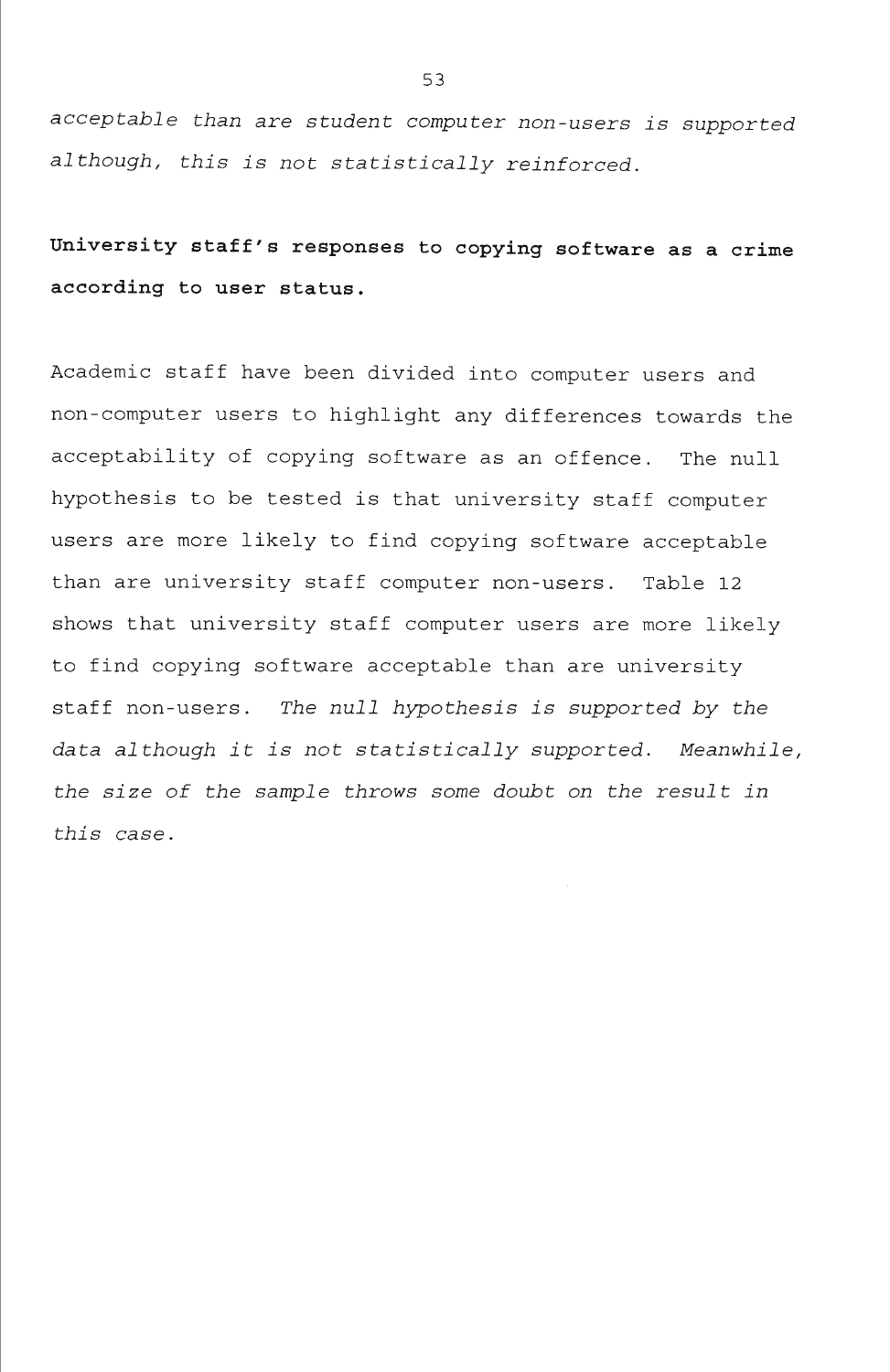*acceptable than are student computer non-users is supported although, this is not statistically reinforced.*

**University staff's responses to copying software as a crime according to user status.**

Academic staff have been divided into computer users and non-computer users to highlight any differences towards the acceptability of copying software as an offence. The null hypothesis to be tested is that university staff computer users are more likely to find copying software acceptable than are university staff computer non-users. Table 12 shows that university staff computer users are more likely to find copying software acceptable than are university staff non-users. *The null hypothesis is supported by the data although it is not statistically supported. Meanwhile, the size of the sample throws some doubt on the result in this case.*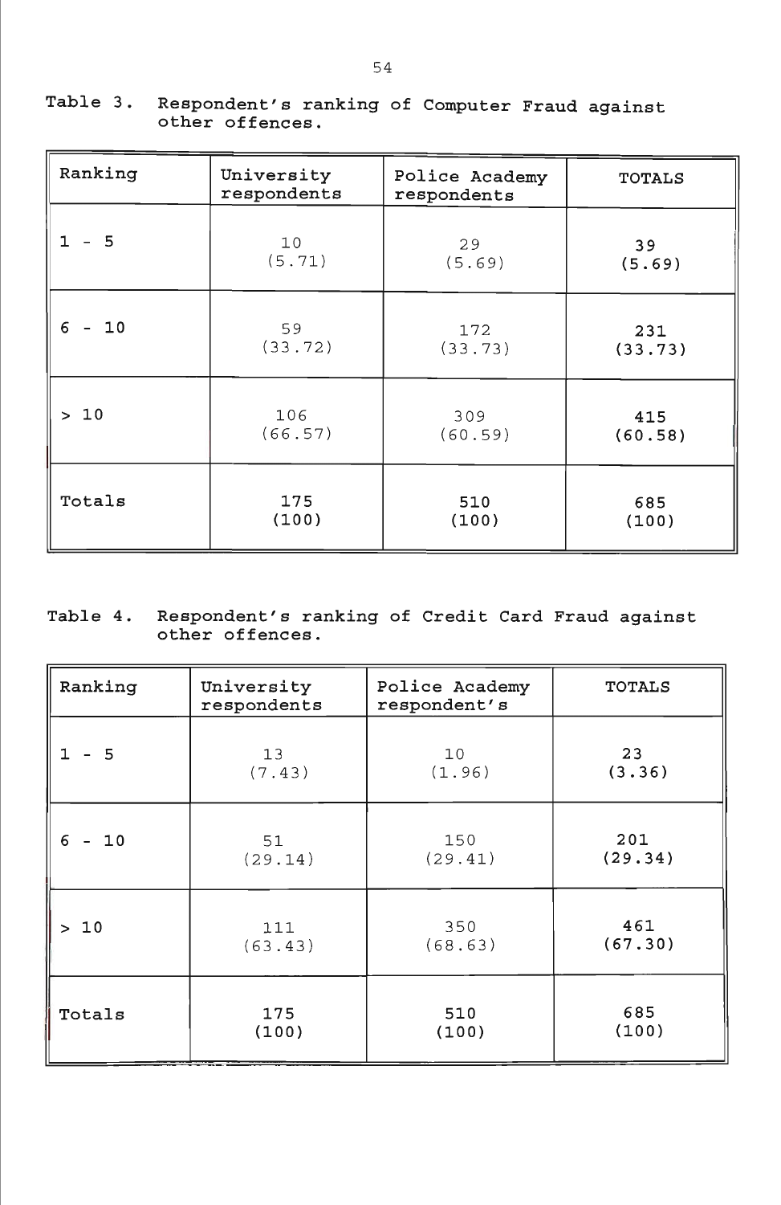Table 3. Respondent's ranking of Computer Fraud against other offences.

| Ranking | University respondents | Police Academy respondents | TOTALS |
|---|---|---|---|
| 1 - 5 | 10 (5.71) | 29 (5.69) | **39 (5.69)** |
| 6 - 10 | 59 (33.72) | 172 (33.73) | **231 (33.73)** |
| > 10 | 106 (66.57) | 309 (60.59) | **415 (60.58)** |
| Totals | 175 (100) | 510 (100) | 685 (100) |

Table 4. Respondent's ranking of Credit Card Fraud against other offences.

| Ranking | University respondents | Police Academy respondent's | TOTALS |
|---|---|---|---|
| 1 - 5 | 13 (7.43) | 10 (1.96) | **23 (3.36)** |
| 6 - 10 | 51 (29.14) | 150 (29.41) | **201 (29.34)** |
| > 10 | 111 (63.43) | 350 (68.63) | **461 (67.30)** |
| Totals | 175 (100) | 510 (100) | 685 (100) |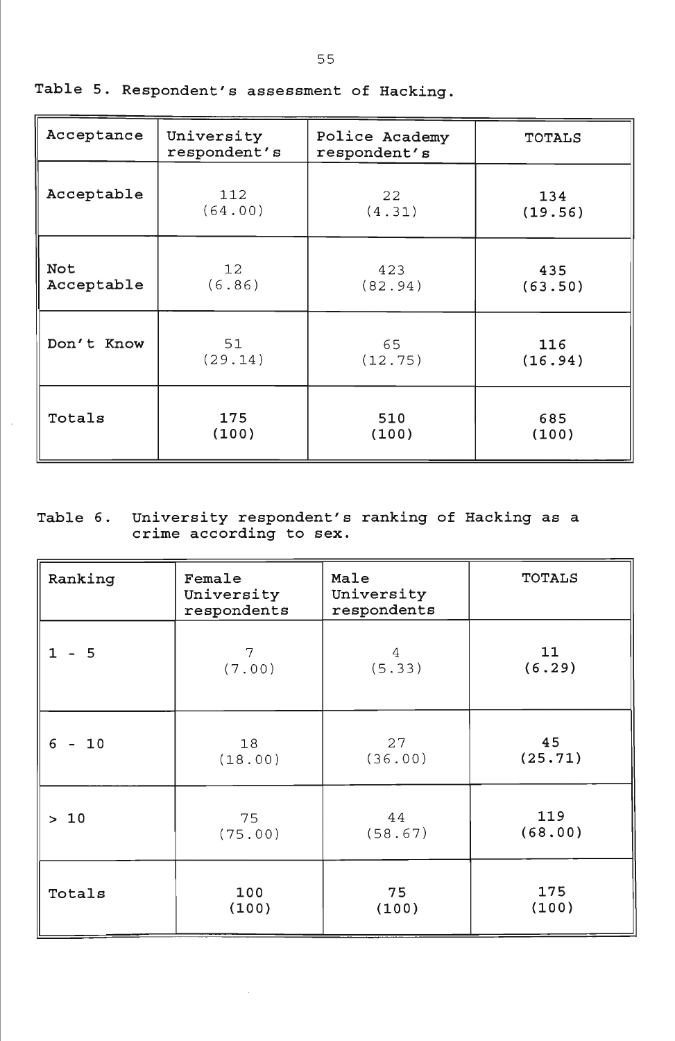Table 5. Respondent's assessment of Hacking.

| Acceptance | University respondent's | Police Academy respondent's | TOTALS |
|---|---|---|---|
| Acceptable | 112 (64.00) | 22 (4.31) | **134 (19.56)** |
| Not Acceptable | 12 (6.86) | 423 (82.94) | **435 (63.50)** |
| Don't Know | 51 (29.14) | 65 (12.75) | **116 (16.94)** |
| Totals | **175 (100)** | **510 (100)** | **685 (100)** |

Table 6. University respondent's ranking of Hacking as a crime according to sex.

| Ranking | Female University respondents | Male University respondents | TOTALS |
|---|---|---|---|
| 1 - 5 | 7 (7.00) | 4 (5.33) | **11 (6.29)** |
| 6 - 10 | 18 (18.00) | 27 (36.00) | **45 (25.71)** |
| > 10 | 75 (75.00) | 44 (58.67) | **119 (68.00)** |
| Totals | **100 (100)** | **75 (100)** | **175 (100)** |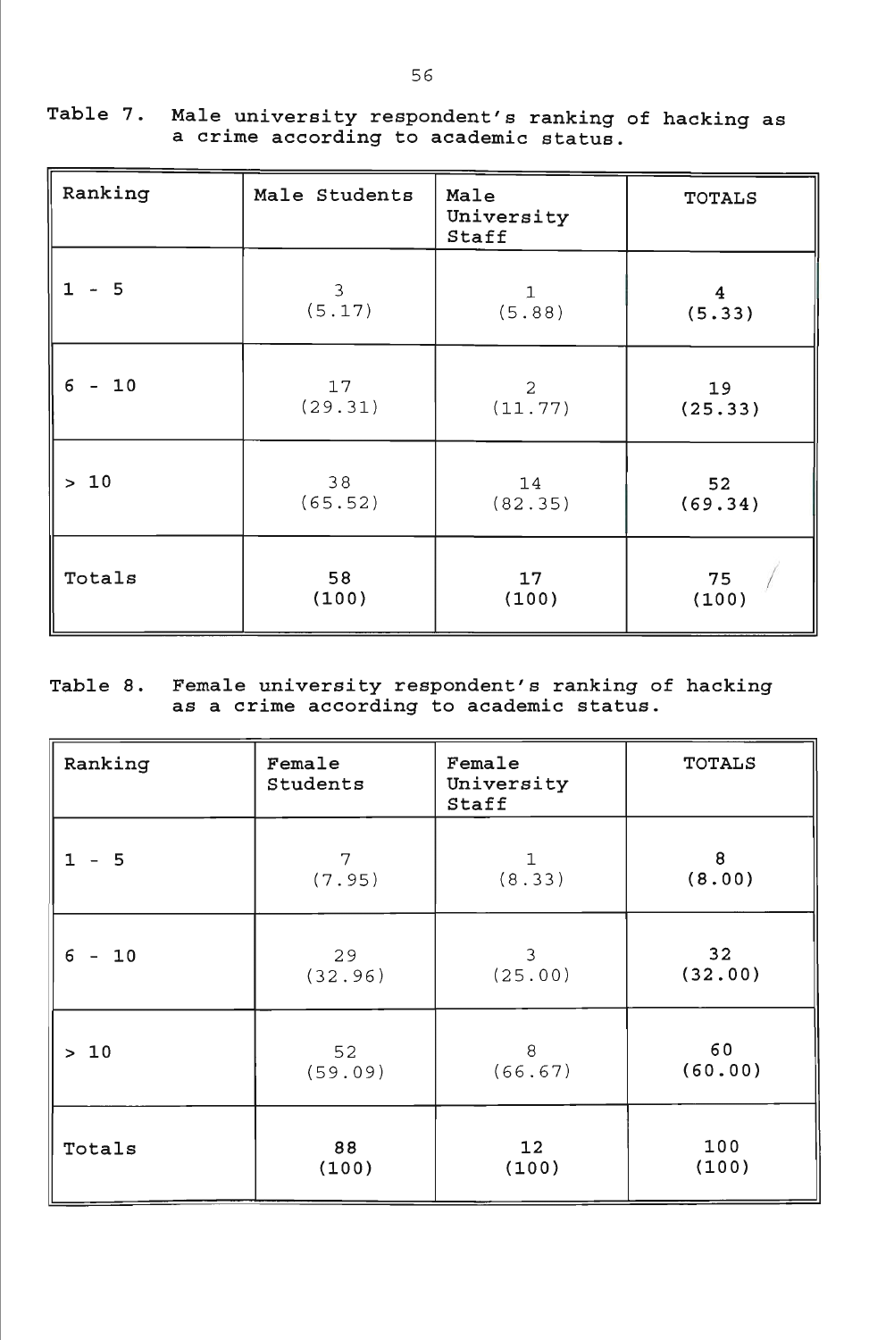Table 7. Male university respondent's ranking of hacking as a crime according to academic status.

| Ranking | Male Students | Male University Staff | TOTALS |
|---|---|---|---|
| 1 - 5 | 3 (5.17) | 1 (5.88) | **4 (5.33)** |
| 6 - 10 | 17 (29.31) | 2 (11.77) | **19 (25.33)** |
| > 10 | 38 (65.52) | 14 (82.35) | **52 (69.34)** |
| Totals | **58 (100)** | **17 (100)** | 75 (100) |

Table 8. Female university respondent's ranking of hacking as a crime according to academic status.

| Ranking | Female Students | Female University Staff | TOTALS |
|---|---|---|---|
| 1 - 5 | 7 (7.95) | 1 (8.33) | **8 (8.00)** |
| 6 - 10 | 29 (32.96) | 3 (25.00) | **32 (32.00)** |
| > 10 | 52 (59.09) | 8 (66.67) | **60 (60.00)** |
| Totals | **88 (100)** | **12 (100)** | 100 (100) |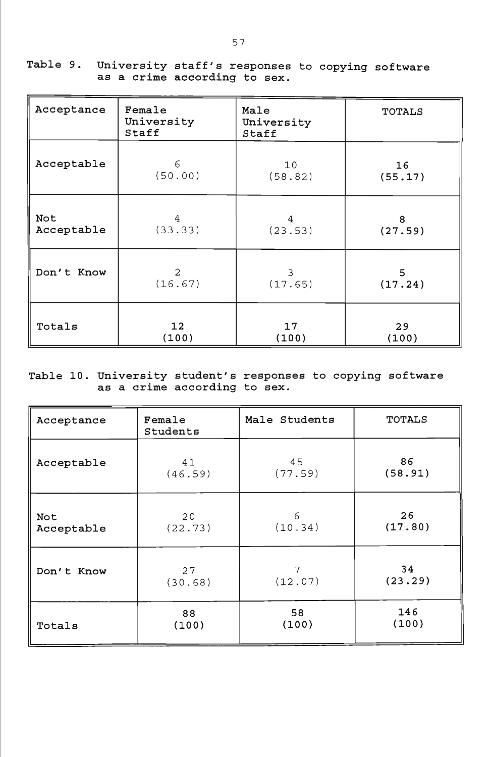Table 9. University staff's responses to copying software as a crime according to sex.

| Acceptance | Female University Staff | Male University Staff | TOTALS |
|---|---|---|---|
| Acceptable | 6 (50.00) | 10 (58.82) | **16 (55.17)** |
| Not Acceptable | 4 (33.33) | 4 (23.53) | **8 (27.59)** |
| Don't Know | 2 (16.67) | 3 (17.65) | **5 (17.24)** |
| Totals | **12 (100)** | **17 (100)** | **29 (100)** |

Table 10. University student's responses to copying software as a crime according to sex.

| Acceptance | Female Students | Male Students | TOTALS |
|---|---|---|---|
| Acceptable | 41 (46.59) | 45 (77.59) | **86 (58.91)** |
| Not Acceptable | 20 (22.73) | 6 (10.34) | **26 (17.80)** |
| Don't Know | 27 (30.68) | 7 (12.07) | **34 (23.29)** |
| Totals | **88 (100)** | **58 (100)** | **146 (100)** |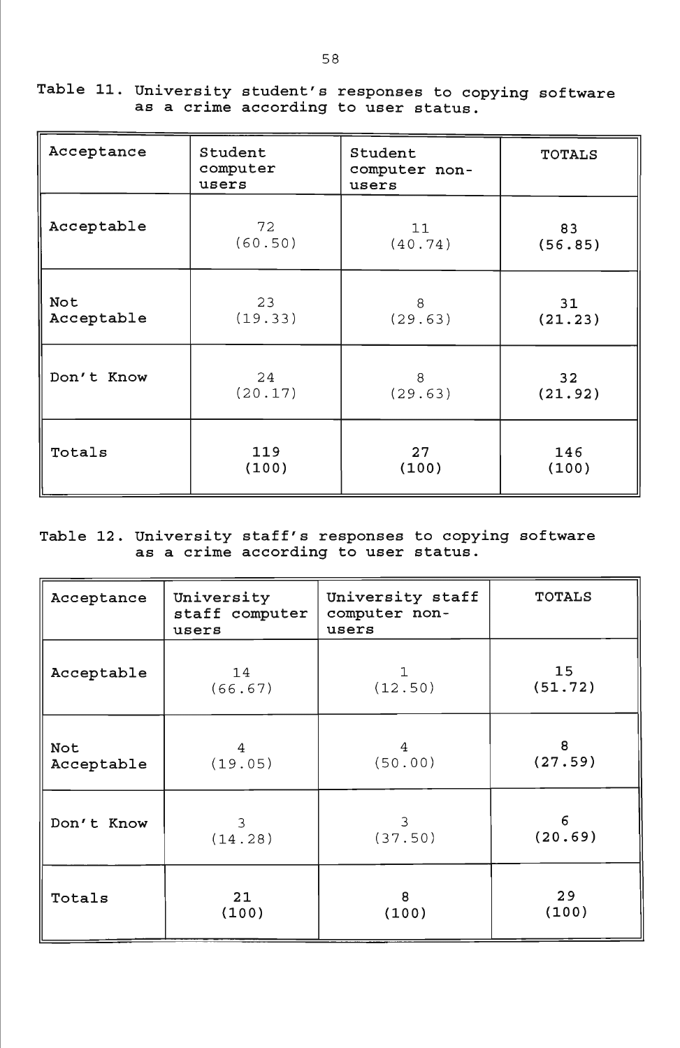Table 11. University student's responses to copying software as a crime according to user status.

| Acceptance | Student computer users | Student computer non-users | TOTALS |
|---|---|---|---|
| Acceptable | 72 (60.50) | 11 (40.74) | **83 (56.85)** |
| Not Acceptable | 23 (19.33) | 8 (29.63) | **31 (21.23)** |
| Don't Know | 24 (20.17) | 8 (29.63) | **32 (21.92)** |
| Totals | **119 (100)** | **27 (100)** | **146 (100)** |

Table 12. University staff's responses to copying software as a crime according to user status.

| Acceptance | University staff computer users | University staff computer non-users | TOTALS |
|---|---|---|---|
| Acceptable | 14 (66.67) | 1 (12.50) | **15 (51.72)** |
| Not Acceptable | 4 (19.05) | 4 (50.00) | **8 (27.59)** |
| Don't Know | 3 (14.28) | 3 (37.50) | **6 (20.69)** |
| Totals | **21 (100)** | **8 (100)** | **29 (100)** |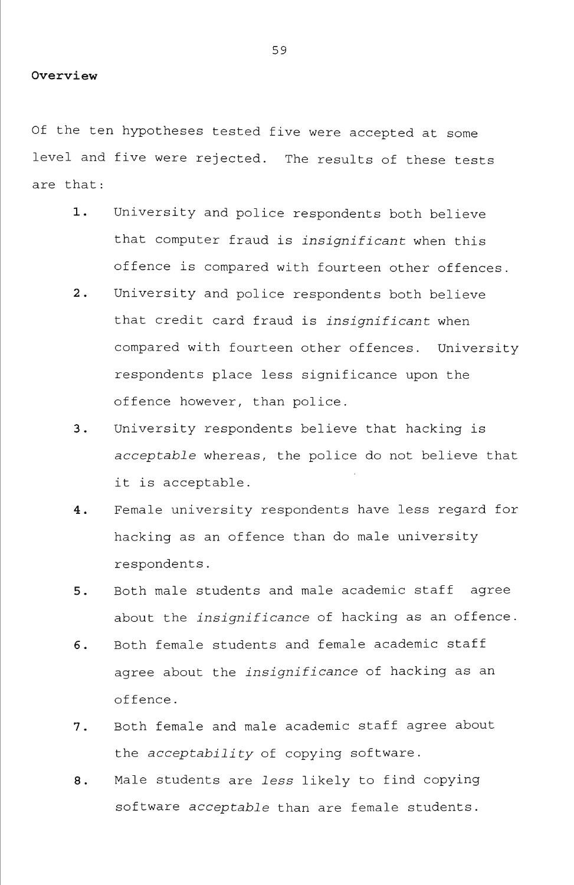**Overview**

Of the ten hypotheses tested five were accepted at some level and five were rejected. The results of these tests are that:

1. University and police respondents both believe that computer fraud is *insignificant* when this offence is compared with fourteen other offences.
2. University and police respondents both believe that credit card fraud is *insignificant* when compared with fourteen other offences. University respondents place less significance upon the offence however, than police.
3. University respondents believe that hacking is *acceptable* whereas, the police do not believe that it is acceptable.
4. Female university respondents have less regard for hacking as an offence than do male university respondents.
5. Both male students and male academic staff agree about the *insignificance* of hacking as an offence.
6. Both female students and female academic staff agree about the *insignificance* of hacking as an offence.
7. Both female and male academic staff agree about the *acceptability* of copying software.
8. Male students are *less* likely to find copying software *acceptable* than are female students.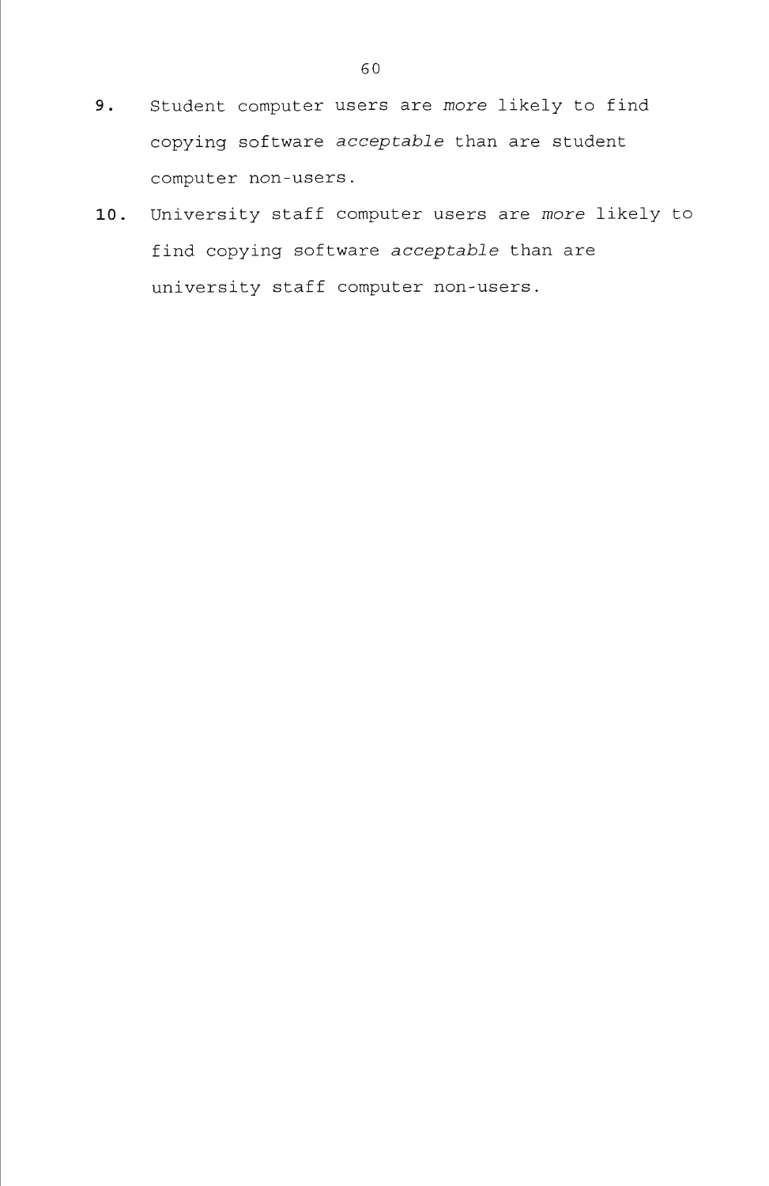**9.** Student computer users are *more* likely to find copying software *acceptable* than are student computer non-users.

**10.** University staff computer users are *more* likely to find copying software *acceptable* than are university staff computer non-users.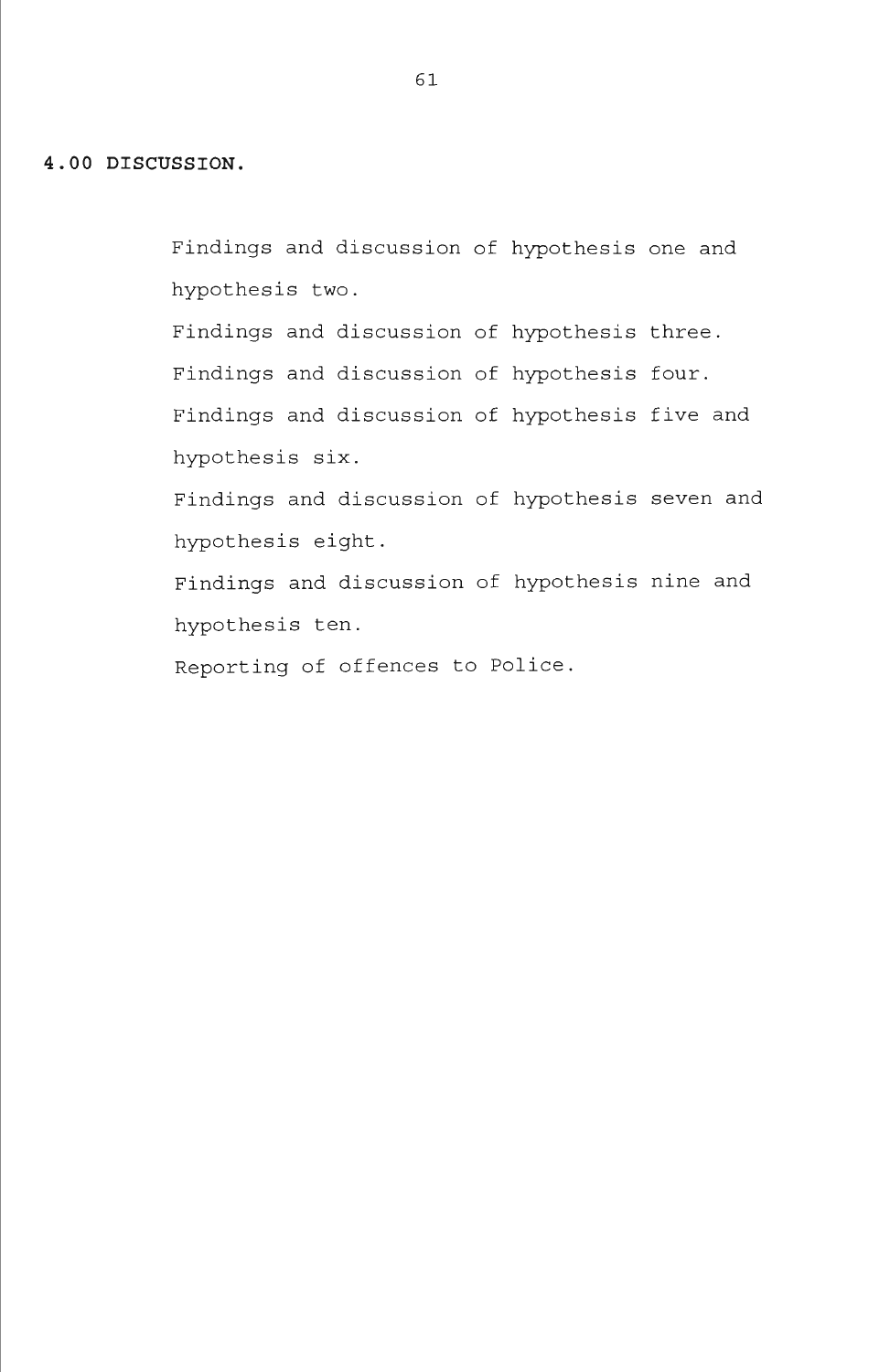## 4.00 DISCUSSION.

Findings and discussion of hypothesis one and hypothesis two.

Findings and discussion of hypothesis three.

Findings and discussion of hypothesis four.

Findings and discussion of hypothesis five and hypothesis six.

Findings and discussion of hypothesis seven and hypothesis eight.

Findings and discussion of hypothesis nine and hypothesis ten.

Reporting of offences to Police.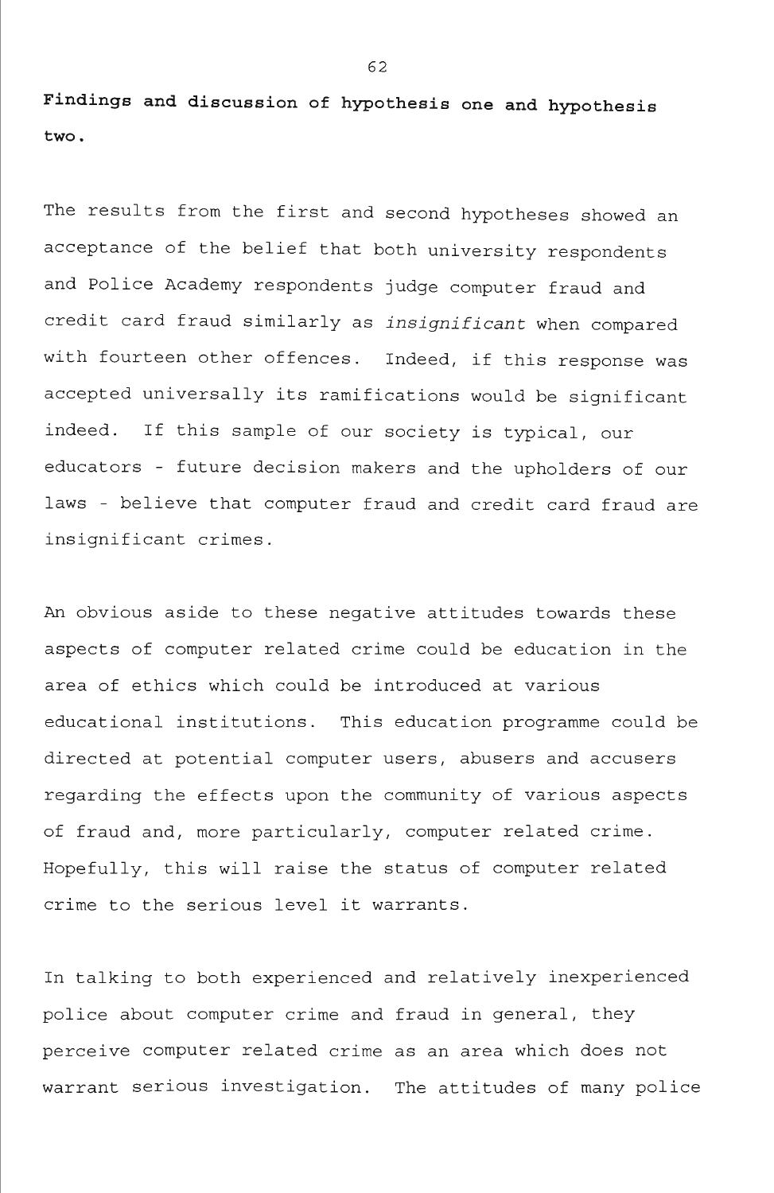**Findings and discussion of hypothesis one and hypothesis two.**

The results from the first and second hypotheses showed an acceptance of the belief that both university respondents and Police Academy respondents judge computer fraud and credit card fraud similarly as *insignificant* when compared with fourteen other offences. Indeed, if this response was accepted universally its ramifications would be significant indeed. If this sample of our society is typical, our educators - future decision makers and the upholders of our laws - believe that computer fraud and credit card fraud are insignificant crimes.

An obvious aside to these negative attitudes towards these aspects of computer related crime could be education in the area of ethics which could be introduced at various educational institutions. This education programme could be directed at potential computer users, abusers and accusers regarding the effects upon the community of various aspects of fraud and, more particularly, computer related crime. Hopefully, this will raise the status of computer related crime to the serious level it warrants.

In talking to both experienced and relatively inexperienced police about computer crime and fraud in general, they perceive computer related crime as an area which does not warrant serious investigation. The attitudes of many police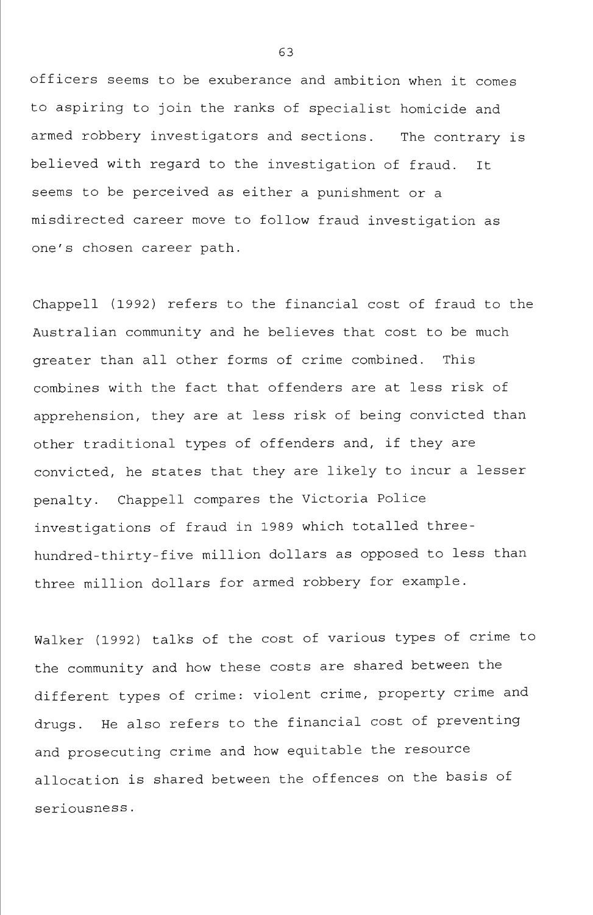officers seems to be exuberance and ambition when it comes to aspiring to join the ranks of specialist homicide and armed robbery investigators and sections. The contrary is believed with regard to the investigation of fraud. It seems to be perceived as either a punishment or a misdirected career move to follow fraud investigation as one's chosen career path.

Chappell (1992) refers to the financial cost of fraud to the Australian community and he believes that cost to be much greater than all other forms of crime combined. This combines with the fact that offenders are at less risk of apprehension, they are at less risk of being convicted than other traditional types of offenders and, if they are convicted, he states that they are likely to incur a lesser penalty. Chappell compares the Victoria Police investigations of fraud in 1989 which totalled three-hundred-thirty-five million dollars as opposed to less than three million dollars for armed robbery for example.

Walker (1992) talks of the cost of various types of crime to the community and how these costs are shared between the different types of crime: violent crime, property crime and drugs. He also refers to the financial cost of preventing and prosecuting crime and how equitable the resource allocation is shared between the offences on the basis of seriousness.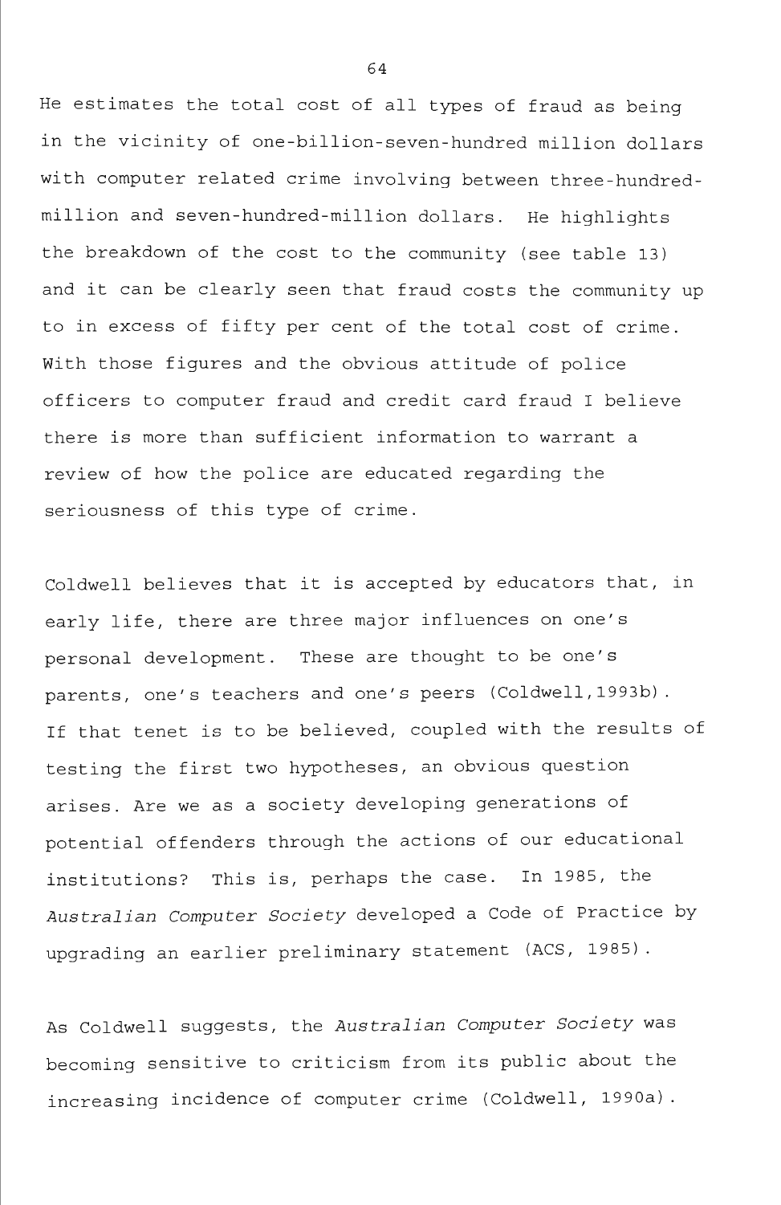He estimates the total cost of all types of fraud as being in the vicinity of one-billion-seven-hundred million dollars with computer related crime involving between three-hundred-million and seven-hundred-million dollars. He highlights the breakdown of the cost to the community (see table 13) and it can be clearly seen that fraud costs the community up to in excess of fifty per cent of the total cost of crime. With those figures and the obvious attitude of police officers to computer fraud and credit card fraud I believe there is more than sufficient information to warrant a review of how the police are educated regarding the seriousness of this type of crime.

Coldwell believes that it is accepted by educators that, in early life, there are three major influences on one's personal development. These are thought to be one's parents, one's teachers and one's peers (Coldwell,1993b). If that tenet is to be believed, coupled with the results of testing the first two hypotheses, an obvious question arises. Are we as a society developing generations of potential offenders through the actions of our educational institutions? This is, perhaps the case. In 1985, the *Australian Computer Society* developed a Code of Practice by upgrading an earlier preliminary statement (ACS, 1985).

As Coldwell suggests, the *Australian Computer Society* was becoming sensitive to criticism from its public about the increasing incidence of computer crime (Coldwell, 1990a).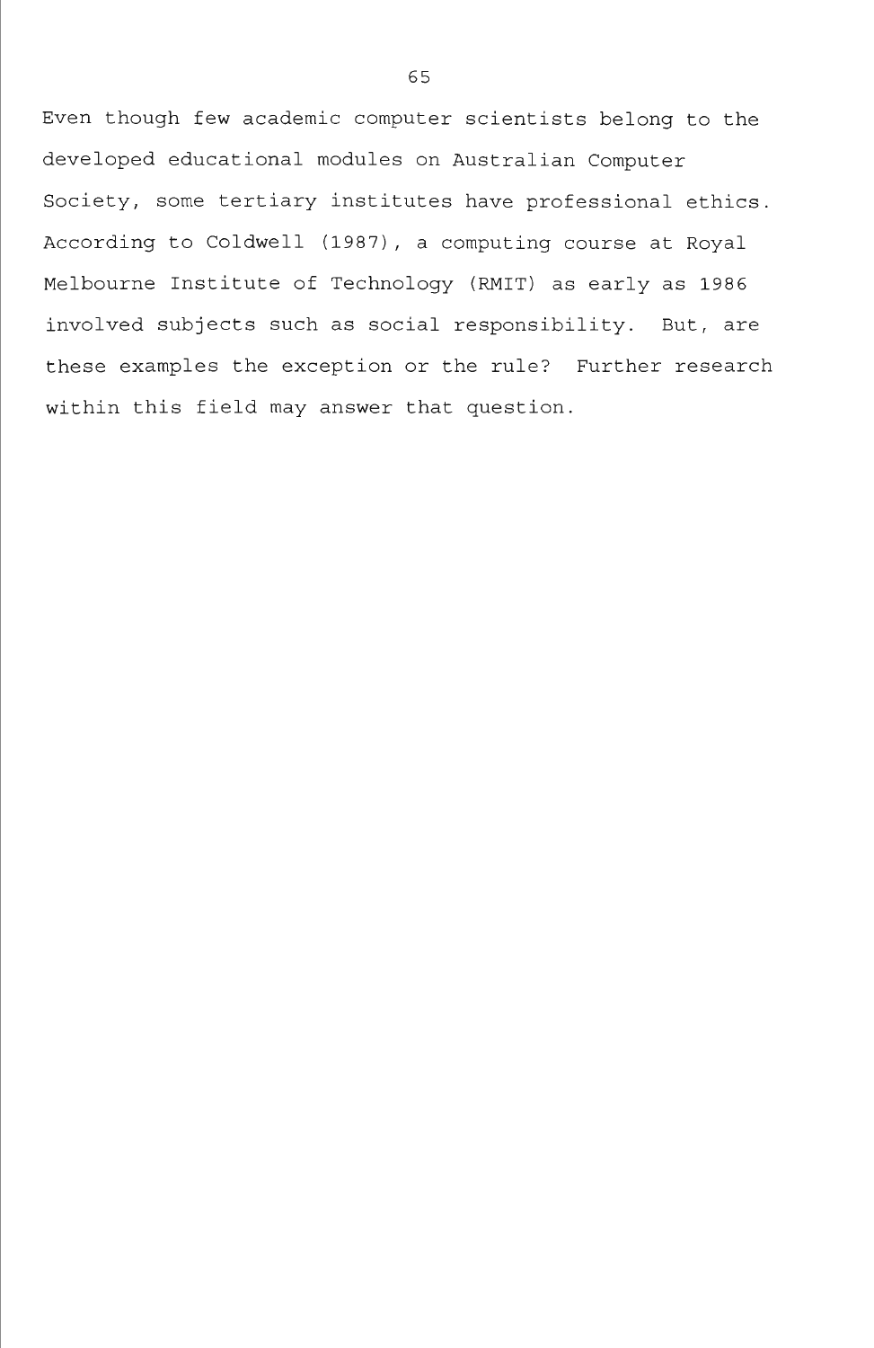Even though few academic computer scientists belong to the developed educational modules on Australian Computer Society, some tertiary institutes have professional ethics. According to Coldwell (1987), a computing course at Royal Melbourne Institute of Technology (RMIT) as early as 1986 involved subjects such as social responsibility. But, are these examples the exception or the rule? Further research within this field may answer that question.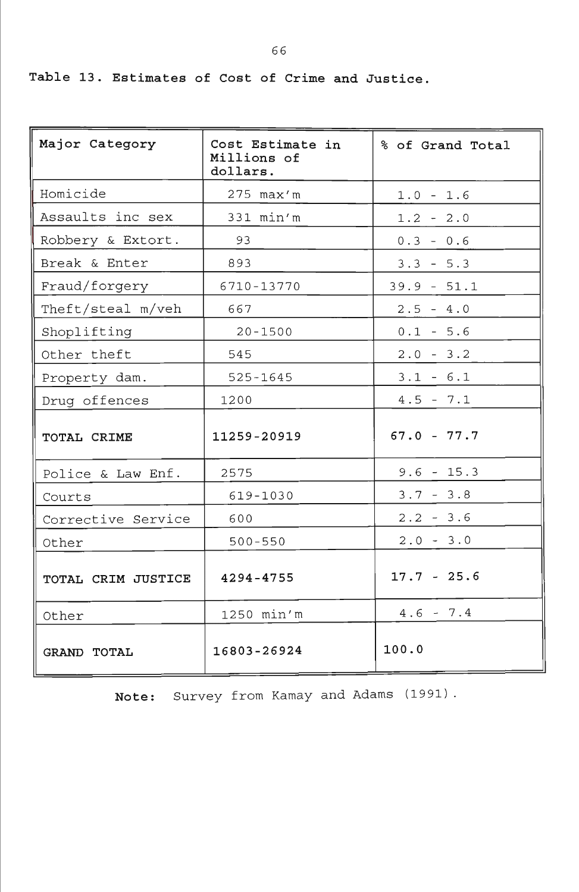Table 13. Estimates of Cost of Crime and Justice.

| Major Category | Cost Estimate in Millions of dollars. | % of Grand Total |
|---|---|---|
| Homicide | 275 max'm | 1.0 - 1.6 |
| Assaults inc sex | 331 min'm | 1.2 - 2.0 |
| Robbery & Extort. | 93 | 0.3 - 0.6 |
| Break & Enter | 893 | 3.3 - 5.3 |
| Fraud/forgery | 6710-13770 | 39.9 - 51.1 |
| Theft/steal m/veh | 667 | 2.5 - 4.0 |
| Shoplifting | 20-1500 | 0.1 - 5.6 |
| Other theft | 545 | 2.0 - 3.2 |
| Property dam. | 525-1645 | 3.1 - 6.1 |
| Drug offences | 1200 | 4.5 - 7.1 |
| **TOTAL CRIME** | **11259-20919** | **67.0 - 77.7** |
| Police & Law Enf. | 2575 | 9.6 - 15.3 |
| Courts | 619-1030 | 3.7 - 3.8 |
| Corrective Service | 600 | 2.2 - 3.6 |
| Other | 500-550 | 2.0 - 3.0 |
| **TOTAL CRIM JUSTICE** | **4294-4755** | **17.7 - 25.6** |
| Other | 1250 min'm | 4.6 - 7.4 |
| **GRAND TOTAL** | **16803-26924** | **100.0** |

**Note:** Survey from Kamay and Adams (1991).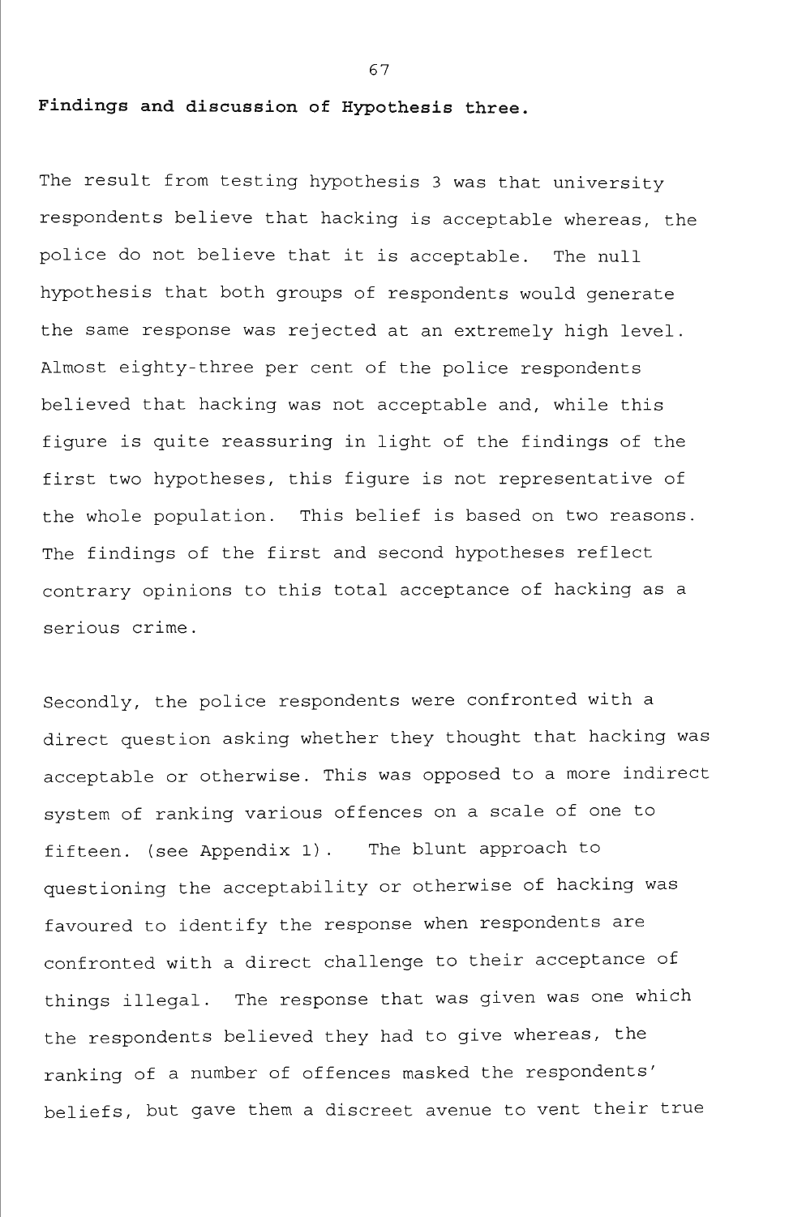**Findings and discussion of Hypothesis three.**

The result from testing hypothesis 3 was that university respondents believe that hacking is acceptable whereas, the police do not believe that it is acceptable. The null hypothesis that both groups of respondents would generate the same response was rejected at an extremely high level. Almost eighty-three per cent of the police respondents believed that hacking was not acceptable and, while this figure is quite reassuring in light of the findings of the first two hypotheses, this figure is not representative of the whole population. This belief is based on two reasons. The findings of the first and second hypotheses reflect contrary opinions to this total acceptance of hacking as a serious crime.

Secondly, the police respondents were confronted with a direct question asking whether they thought that hacking was acceptable or otherwise. This was opposed to a more indirect system of ranking various offences on a scale of one to fifteen. (see Appendix 1). The blunt approach to questioning the acceptability or otherwise of hacking was favoured to identify the response when respondents are confronted with a direct challenge to their acceptance of things illegal. The response that was given was one which the respondents believed they had to give whereas, the ranking of a number of offences masked the respondents' beliefs, but gave them a discreet avenue to vent their true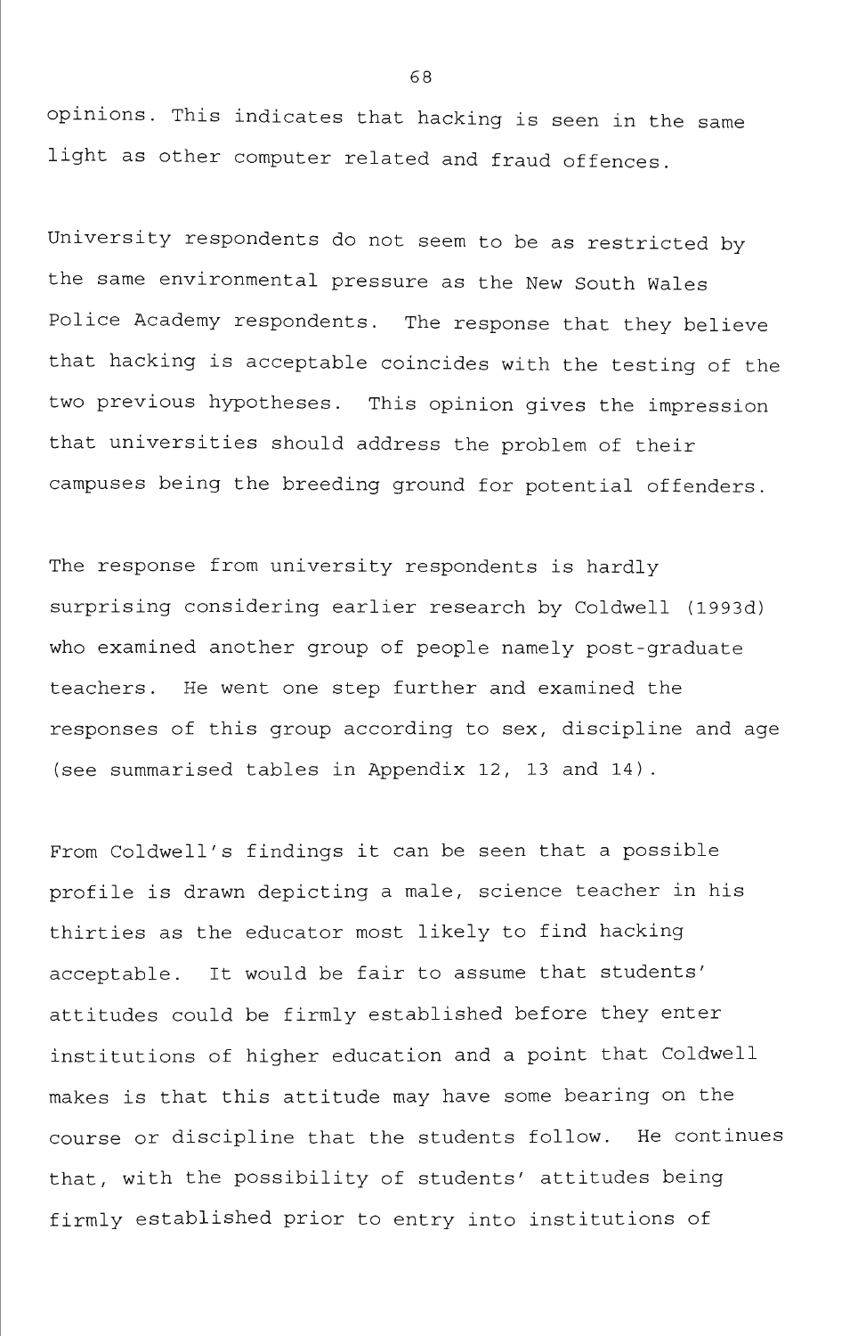opinions. This indicates that hacking is seen in the same light as other computer related and fraud offences.

University respondents do not seem to be as restricted by the same environmental pressure as the New South Wales Police Academy respondents. The response that they believe that hacking is acceptable coincides with the testing of the two previous hypotheses. This opinion gives the impression that universities should address the problem of their campuses being the breeding ground for potential offenders.

The response from university respondents is hardly surprising considering earlier research by Coldwell (1993d) who examined another group of people namely post-graduate teachers. He went one step further and examined the responses of this group according to sex, discipline and age (see summarised tables in Appendix 12, 13 and 14).

From Coldwell's findings it can be seen that a possible profile is drawn depicting a male, science teacher in his thirties as the educator most likely to find hacking acceptable. It would be fair to assume that students' attitudes could be firmly established before they enter institutions of higher education and a point that Coldwell makes is that this attitude may have some bearing on the course or discipline that the students follow. He continues that, with the possibility of students' attitudes being firmly established prior to entry into institutions of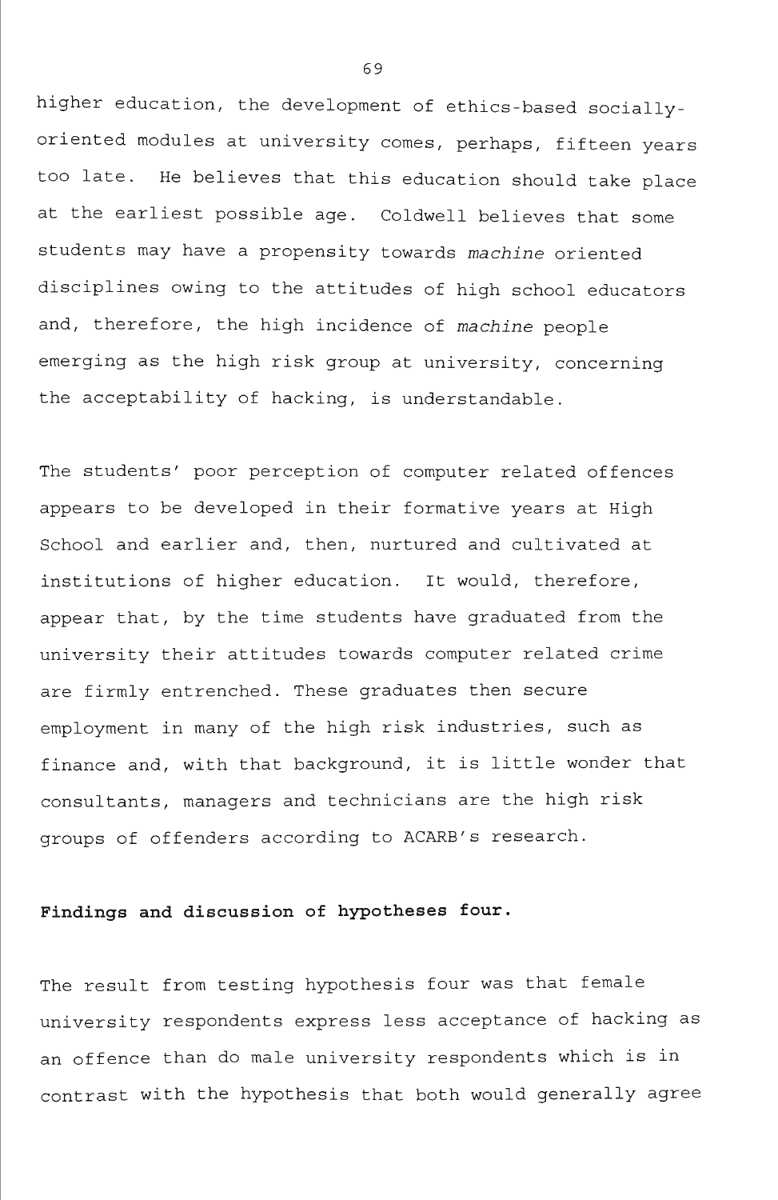higher education, the development of ethics-based socially-oriented modules at university comes, perhaps, fifteen years too late. He believes that this education should take place at the earliest possible age. Coldwell believes that some students may have a propensity towards *machine* oriented disciplines owing to the attitudes of high school educators and, therefore, the high incidence of *machine* people emerging as the high risk group at university, concerning the acceptability of hacking, is understandable.

The students' poor perception of computer related offences appears to be developed in their formative years at High School and earlier and, then, nurtured and cultivated at institutions of higher education. It would, therefore, appear that, by the time students have graduated from the university their attitudes towards computer related crime are firmly entrenched. These graduates then secure employment in many of the high risk industries, such as finance and, with that background, it is little wonder that consultants, managers and technicians are the high risk groups of offenders according to ACARB's research.

**Findings and discussion of hypotheses four.**

The result from testing hypothesis four was that female university respondents express less acceptance of hacking as an offence than do male university respondents which is in contrast with the hypothesis that both would generally agree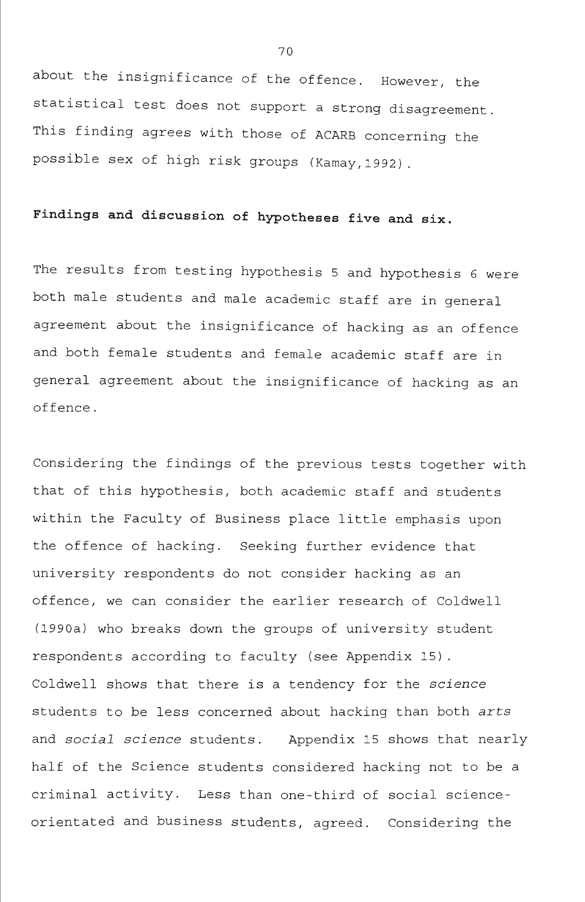about the insignificance of the offence. However, the statistical test does not support a strong disagreement. This finding agrees with those of ACARB concerning the possible sex of high risk groups (Kamay,1992).

**Findings and discussion of hypotheses five and six.**

The results from testing hypothesis 5 and hypothesis 6 were both male students and male academic staff are in general agreement about the insignificance of hacking as an offence and both female students and female academic staff are in general agreement about the insignificance of hacking as an offence.

Considering the findings of the previous tests together with that of this hypothesis, both academic staff and students within the Faculty of Business place little emphasis upon the offence of hacking. Seeking further evidence that university respondents do not consider hacking as an offence, we can consider the earlier research of Coldwell (1990a) who breaks down the groups of university student respondents according to faculty (see Appendix 15). Coldwell shows that there is a tendency for the *science* students to be less concerned about hacking than both *arts* and *social science* students. Appendix 15 shows that nearly half of the Science students considered hacking not to be a criminal activity. Less than one-third of social science-orientated and business students, agreed. Considering the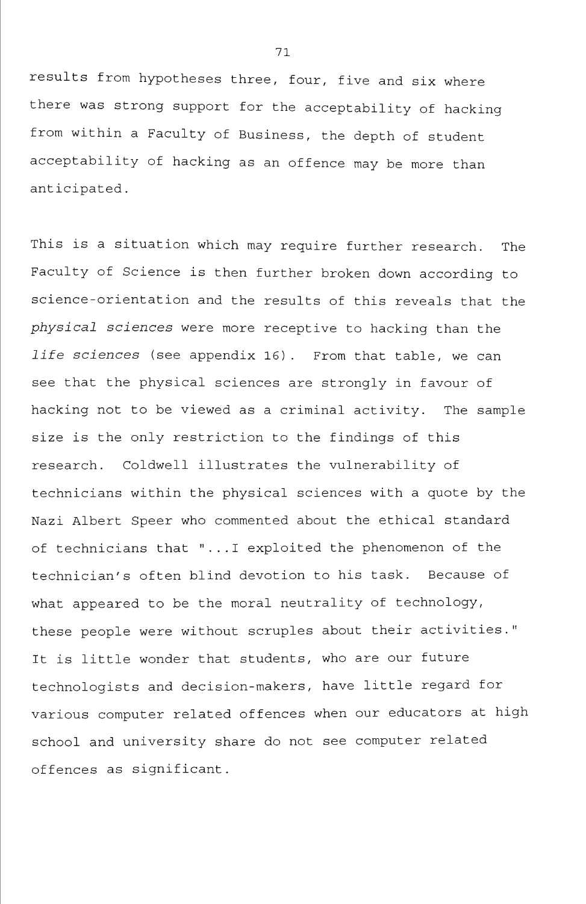results from hypotheses three, four, five and six where there was strong support for the acceptability of hacking from within a Faculty of Business, the depth of student acceptability of hacking as an offence may be more than anticipated.

This is a situation which may require further research. The Faculty of Science is then further broken down according to science-orientation and the results of this reveals that the *physical sciences* were more receptive to hacking than the *life sciences* (see appendix 16). From that table, we can see that the physical sciences are strongly in favour of hacking not to be viewed as a criminal activity. The sample size is the only restriction to the findings of this research. Coldwell illustrates the vulnerability of technicians within the physical sciences with a quote by the Nazi Albert Speer who commented about the ethical standard of technicians that "...I exploited the phenomenon of the technician's often blind devotion to his task. Because of what appeared to be the moral neutrality of technology, these people were without scruples about their activities." It is little wonder that students, who are our future technologists and decision-makers, have little regard for various computer related offences when our educators at high school and university share do not see computer related offences as significant.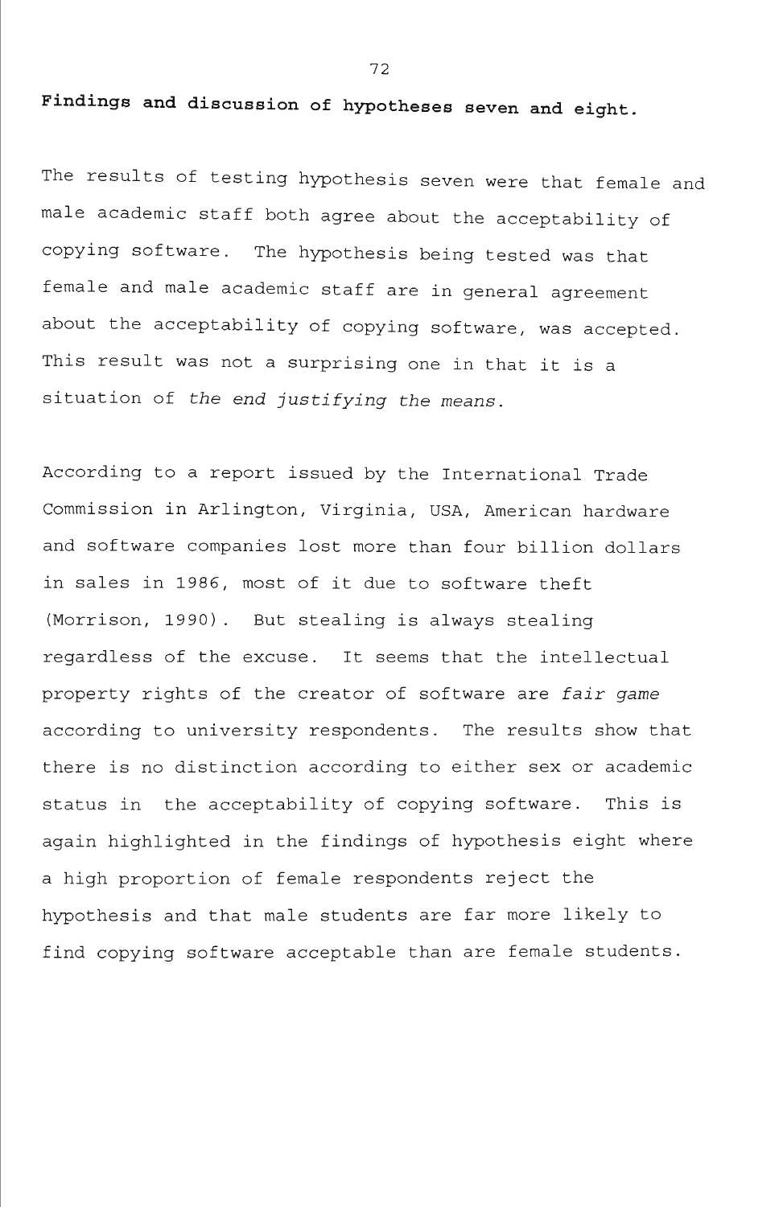**Findings and discussion of hypotheses seven and eight.**

The results of testing hypothesis seven were that female and male academic staff both agree about the acceptability of copying software. The hypothesis being tested was that female and male academic staff are in general agreement about the acceptability of copying software, was accepted. This result was not a surprising one in that it is a situation of *the end justifying the means*.

According to a report issued by the International Trade Commission in Arlington, Virginia, USA, American hardware and software companies lost more than four billion dollars in sales in 1986, most of it due to software theft (Morrison, 1990). But stealing is always stealing regardless of the excuse. It seems that the intellectual property rights of the creator of software are *fair game* according to university respondents. The results show that there is no distinction according to either sex or academic status in the acceptability of copying software. This is again highlighted in the findings of hypothesis eight where a high proportion of female respondents reject the hypothesis and that male students are far more likely to find copying software acceptable than are female students.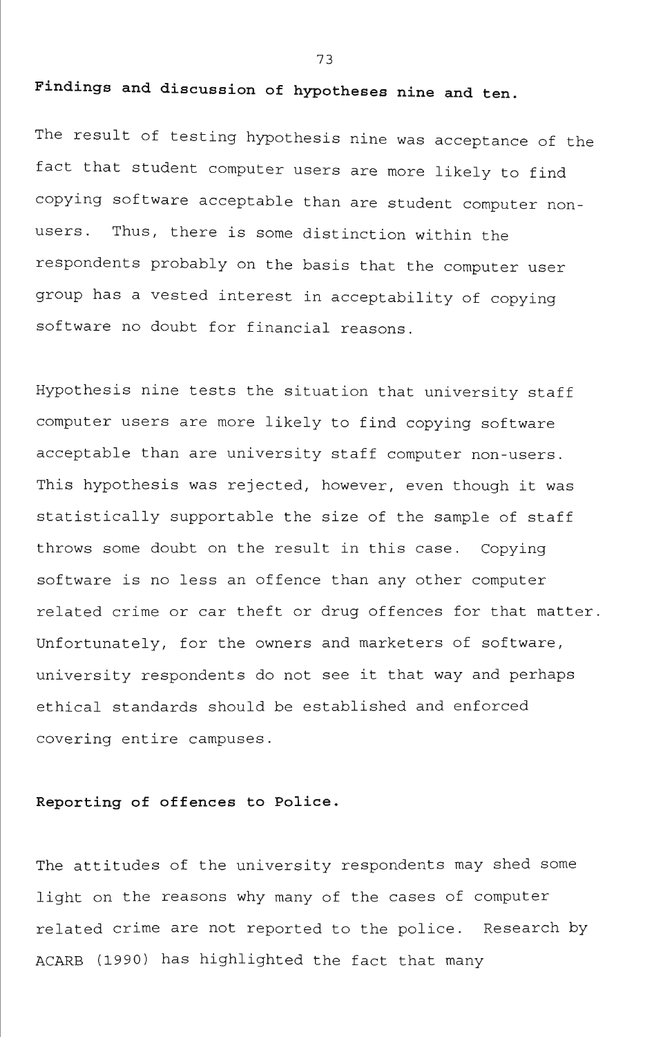**Findings and discussion of hypotheses nine and ten.**

The result of testing hypothesis nine was acceptance of the fact that student computer users are more likely to find copying software acceptable than are student computer non-users. Thus, there is some distinction within the respondents probably on the basis that the computer user group has a vested interest in acceptability of copying software no doubt for financial reasons.

Hypothesis nine tests the situation that university staff computer users are more likely to find copying software acceptable than are university staff computer non-users. This hypothesis was rejected, however, even though it was statistically supportable the size of the sample of staff throws some doubt on the result in this case. Copying software is no less an offence than any other computer related crime or car theft or drug offences for that matter. Unfortunately, for the owners and marketers of software, university respondents do not see it that way and perhaps ethical standards should be established and enforced covering entire campuses.

**Reporting of offences to Police.**

The attitudes of the university respondents may shed some light on the reasons why many of the cases of computer related crime are not reported to the police. Research by ACARB (1990) has highlighted the fact that many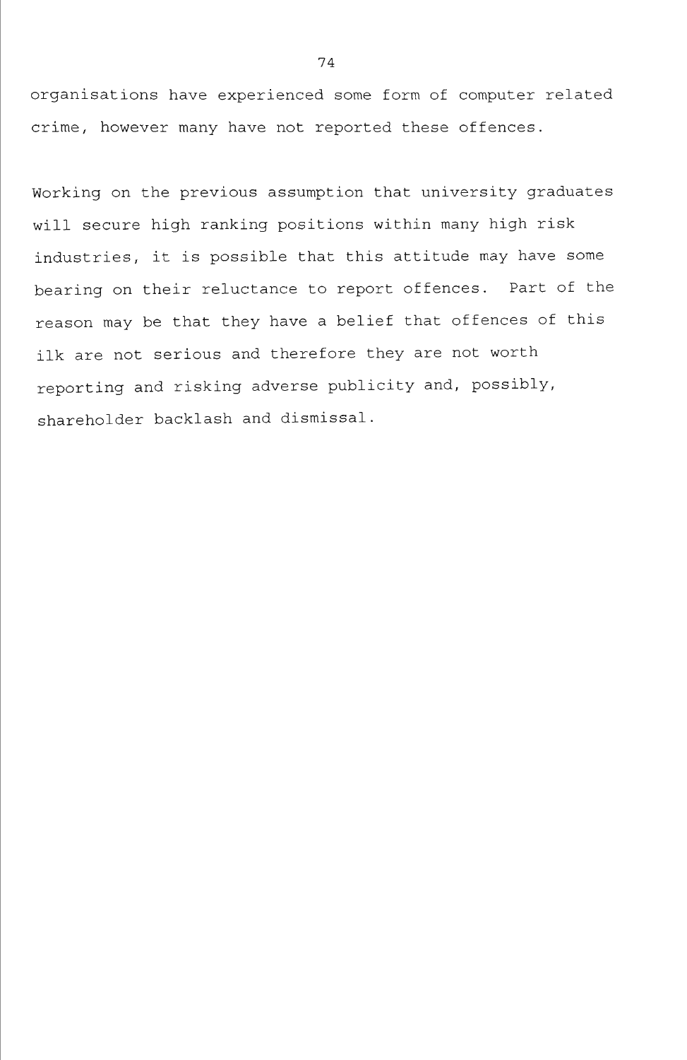organisations have experienced some form of computer related crime, however many have not reported these offences.

Working on the previous assumption that university graduates will secure high ranking positions within many high risk industries, it is possible that this attitude may have some bearing on their reluctance to report offences. Part of the reason may be that they have a belief that offences of this ilk are not serious and therefore they are not worth reporting and risking adverse publicity and, possibly, shareholder backlash and dismissal.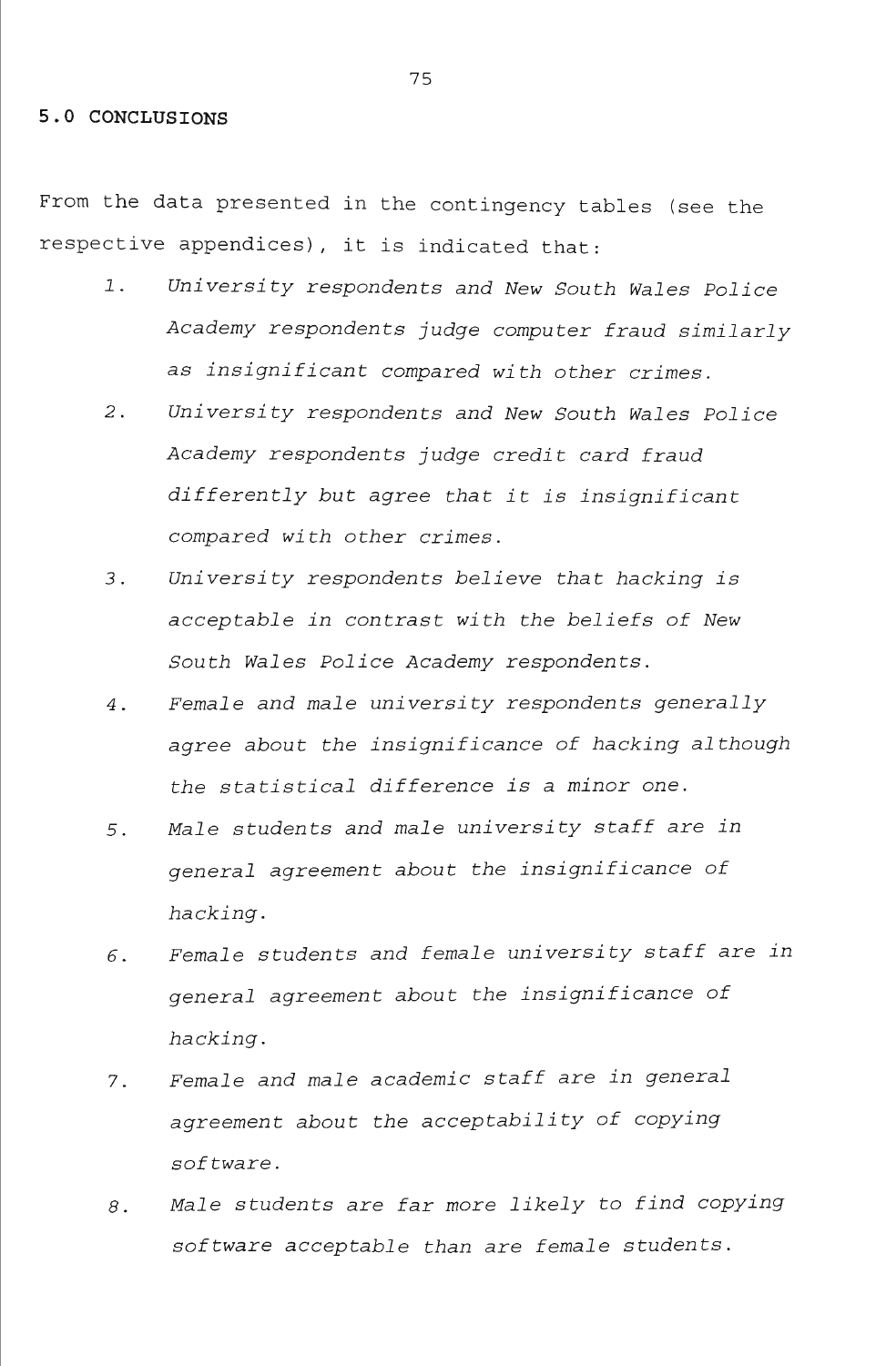## 5.0 CONCLUSIONS

From the data presented in the contingency tables (see the respective appendices), it is indicated that:

1. *University respondents and New South Wales Police Academy respondents judge computer fraud similarly as insignificant compared with other crimes.*
2. *University respondents and New South Wales Police Academy respondents judge credit card fraud differently but agree that it is insignificant compared with other crimes.*
3. *University respondents believe that hacking is acceptable in contrast with the beliefs of New South Wales Police Academy respondents.*
4. *Female and male university respondents generally agree about the insignificance of hacking although the statistical difference is a minor one.*
5. *Male students and male university staff are in general agreement about the insignificance of hacking.*
6. *Female students and female university staff are in general agreement about the insignificance of hacking.*
7. *Female and male academic staff are in general agreement about the acceptability of copying software.*
8. *Male students are far more likely to find copying software acceptable than are female students.*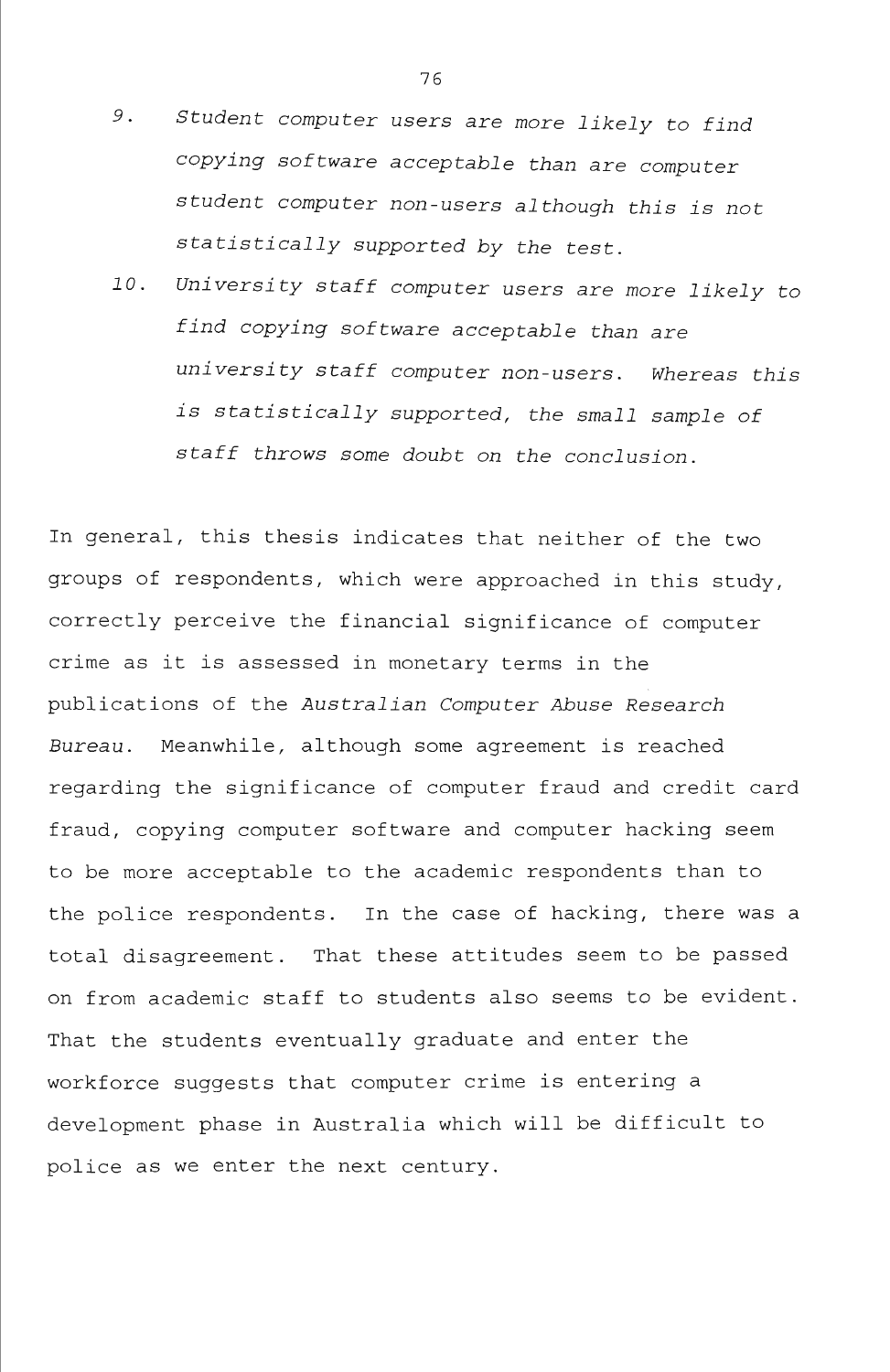9. *Student computer users are more likely to find copying software acceptable than are computer student computer non-users although this is not statistically supported by the test.*
10. *University staff computer users are more likely to find copying software acceptable than are university staff computer non-users. Whereas this is statistically supported, the small sample of staff throws some doubt on the conclusion.*

In general, this thesis indicates that neither of the two groups of respondents, which were approached in this study, correctly perceive the financial significance of computer crime as it is assessed in monetary terms in the publications of the *Australian Computer Abuse Research Bureau*. Meanwhile, although some agreement is reached regarding the significance of computer fraud and credit card fraud, copying computer software and computer hacking seem to be more acceptable to the academic respondents than to the police respondents. In the case of hacking, there was a total disagreement. That these attitudes seem to be passed on from academic staff to students also seems to be evident. That the students eventually graduate and enter the workforce suggests that computer crime is entering a development phase in Australia which will be difficult to police as we enter the next century.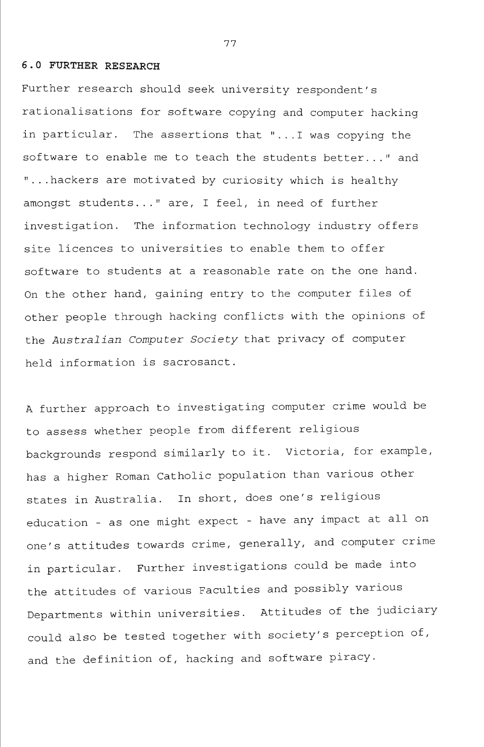## 6.0 FURTHER RESEARCH

Further research should seek university respondent's rationalisations for software copying and computer hacking in particular. The assertions that "...I was copying the software to enable me to teach the students better..." and "...hackers are motivated by curiosity which is healthy amongst students..." are, I feel, in need of further investigation. The information technology industry offers site licences to universities to enable them to offer software to students at a reasonable rate on the one hand. On the other hand, gaining entry to the computer files of other people through hacking conflicts with the opinions of the *Australian Computer Society* that privacy of computer held information is sacrosanct.

A further approach to investigating computer crime would be to assess whether people from different religious backgrounds respond similarly to it. Victoria, for example, has a higher Roman Catholic population than various other states in Australia. In short, does one's religious education - as one might expect - have any impact at all on one's attitudes towards crime, generally, and computer crime in particular. Further investigations could be made into the attitudes of various Faculties and possibly various Departments within universities. Attitudes of the judiciary could also be tested together with society's perception of, and the definition of, hacking and software piracy.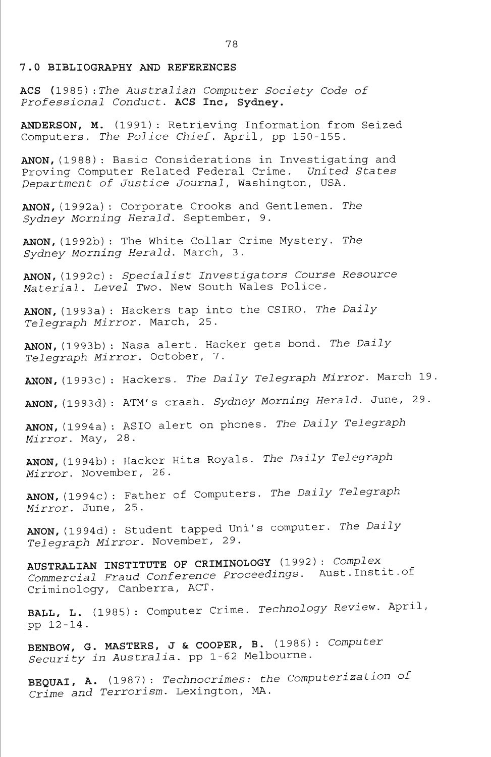## 7.0 BIBLIOGRAPHY AND REFERENCES

**ACS (**1985)*:The Australian Computer Society Code of Professional Conduct.* **ACS Inc, Sydney.**

**ANDERSON, M.** (1991): Retrieving Information from Seized Computers. *The Police Chief*. April, pp 150-155.

**ANON,**(1988): Basic Considerations in Investigating and Proving Computer Related Federal Crime. *United States Department of Justice Journal*, Washington, USA.

**ANON,**(1992a): Corporate Crooks and Gentlemen. *The Sydney Morning Herald.* September, 9.

**ANON,**(1992b): The White Collar Crime Mystery. *The Sydney Morning Herald.* March, 3.

**ANON,**(1992c): *Specialist Investigators Course Resource Material. Level Two.* New South Wales Police.

**ANON,**(1993a): Hackers tap into the CSIRO. *The Daily Telegraph Mirror*. March, 25.

**ANON,**(1993b): Nasa alert. Hacker gets bond. *The Daily Telegraph Mirror*. October, 7.

**ANON,**(1993c): Hackers. *The Daily Telegraph Mirror*. March 19.

**ANON,**(1993d): ATM's crash. *Sydney Morning Herald*. June, 29.

**ANON,**(1994a): ASIO alert on phones. *The Daily Telegraph Mirror*. May, 28.

**ANON,**(1994b): Hacker Hits Royals. *The Daily Telegraph Mirror*. November, 26.

**ANON,**(1994c): Father of Computers. *The Daily Telegraph Mirror*. June, 25.

**ANON,**(1994d): Student tapped Uni's computer. *The Daily Telegraph Mirror*. November, 29.

**AUSTRALIAN INSTITUTE OF CRIMINOLOGY** (1992): *Complex Commercial Fraud Conference Proceedings*. Aust.Instit.of Criminology, Canberra, ACT.

**BALL, L.** (1985): Computer Crime. *Technology Review*. April, pp 12-14.

**BENBOW, G. MASTERS, J & COOPER, B.** (1986): *Computer Security in Australia*. pp 1-62 Melbourne.

**BEQUAI, A.** (1987): *Technocrimes: the Computerization of Crime and Terrorism*. Lexington, MA.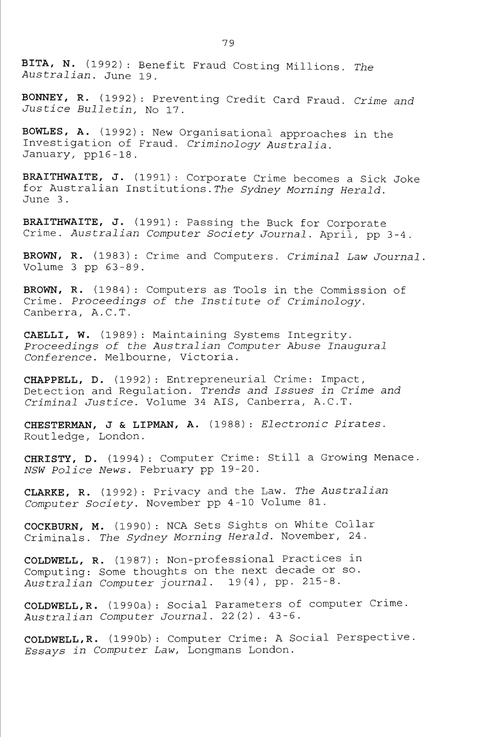**BITA, N.** (1992): Benefit Fraud Costing Millions. *The Australian*. June 19.

**BONNEY, R.** (1992): Preventing Credit Card Fraud. *Crime and Justice Bulletin,* No 17.

**BOWLES, A.** (1992): New Organisational approaches in the Investigation of Fraud. *Criminology Australia*. January, pp16-18.

**BRAITHWAITE, J.** (1991): Corporate Crime becomes a Sick Joke for Australian Institutions.*The Sydney Morning Herald*. June 3.

**BRAITHWAITE, J.** (1991): Passing the Buck for Corporate Crime. *Australian Computer Society Journal*. April, pp 3-4.

**BROWN, R.** (1983): Crime and Computers. *Criminal Law Journal*. Volume 3 pp 63-89.

**BROWN, R.** (1984): Computers as Tools in the Commission of Crime. *Proceedings of the Institute of Criminology.* Canberra, A.C.T.

**CAELLI, W.** (1989): Maintaining Systems Integrity. *Proceedings of the Australian Computer Abuse Inaugural Conference*. Melbourne, Victoria.

**CHAPPELL, D.** (1992): Entrepreneurial Crime: Impact, Detection and Regulation. *Trends and Issues in Crime and Criminal Justice*. Volume 34 AIS, Canberra, A.C.T.

**CHESTERMAN, J & LIPMAN, A.** (1988): *Electronic Pirates*. Routledge, London.

**CHRISTY, D.** (1994): Computer Crime: Still a Growing Menace. *NSW Police News*. February pp 19-20.

**CLARKE, R.** (1992): Privacy and the Law. *The Australian Computer Society*. November pp 4-10 Volume 81.

**COCKBURN, M.** (1990): NCA Sets Sights on White Collar Criminals. *The Sydney Morning Herald*. November, 24.

**COLDWELL, R.** (1987): Non-professional Practices in Computing: Some thoughts on the next decade or so. *Australian Computer journal*. 19(4), pp. 215-8.

**COLDWELL,R.** (1990a): Social Parameters of computer Crime. *Australian Computer Journal*. 22(2). 43-6.

**COLDWELL,R.** (1990b): Computer Crime: A Social Perspective. *Essays in Computer Law*, Longmans London.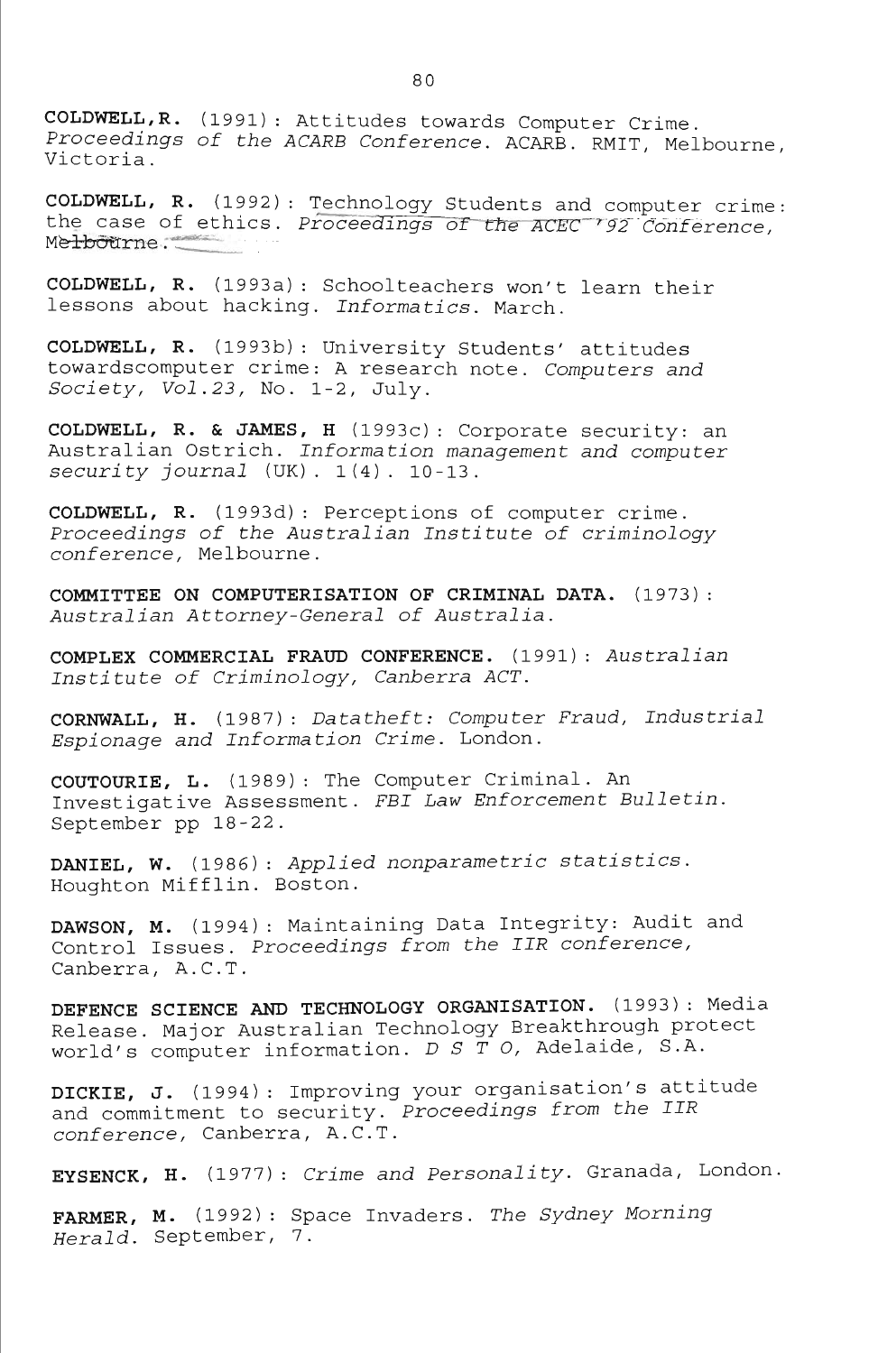**COLDWELL,R.** (1991): Attitudes towards Computer Crime. *Proceedings of the ACARB Conference*. ACARB. RMIT, Melbourne, Victoria.

**COLDWELL, R.** (1992): Technology Students and computer crime: the case of ethics. *Proceedings of the ACEC '92 Conference*, Melbourne.

**COLDWELL, R.** (1993a): Schoolteachers won't learn their lessons about hacking. *Informatics*. March.

**COLDWELL, R.** (1993b): University Students' attitudes towardscomputer crime: A research note. *Computers and Society, Vol.23*, No. 1-2, July.

**COLDWELL, R. & JAMES, H** (1993c): Corporate security: an Australian Ostrich. *Information management and computer security journal* (UK). 1(4). 10-13.

**COLDWELL, R.** (1993d): Perceptions of computer crime. *Proceedings of the Australian Institute of criminology conference*, Melbourne.

**COMMITTEE ON COMPUTERISATION OF CRIMINAL DATA.** (1973): *Australian Attorney-General of Australia*.

**COMPLEX COMMERCIAL FRAUD CONFERENCE.** (1991): *Australian Institute of Criminology, Canberra ACT*.

**CORNWALL, H.** (1987): *Datatheft: Computer Fraud, Industrial Espionage and Information Crime*. London.

**COUTOURIE, L.** (1989): The Computer Criminal. An Investigative Assessment. *FBI Law Enforcement Bulletin*. September pp 18-22.

**DANIEL, W.** (1986): *Applied nonparametric statistics*. Houghton Mifflin. Boston.

**DAWSON, M.** (1994): Maintaining Data Integrity: Audit and Control Issues. *Proceedings from the IIR conference*, Canberra, A.C.T.

**DEFENCE SCIENCE AND TECHNOLOGY ORGANISATION.** (1993): Media Release. Major Australian Technology Breakthrough protect world's computer information. *D S T O*, Adelaide, S.A.

**DICKIE, J.** (1994): Improving your organisation's attitude and commitment to security. *Proceedings from the IIR conference*, Canberra, A.C.T.

**EYSENCK, H.** (1977): *Crime and Personality*. Granada, London.

**FARMER, M.** (1992): Space Invaders. *The Sydney Morning Herald*. September, 7.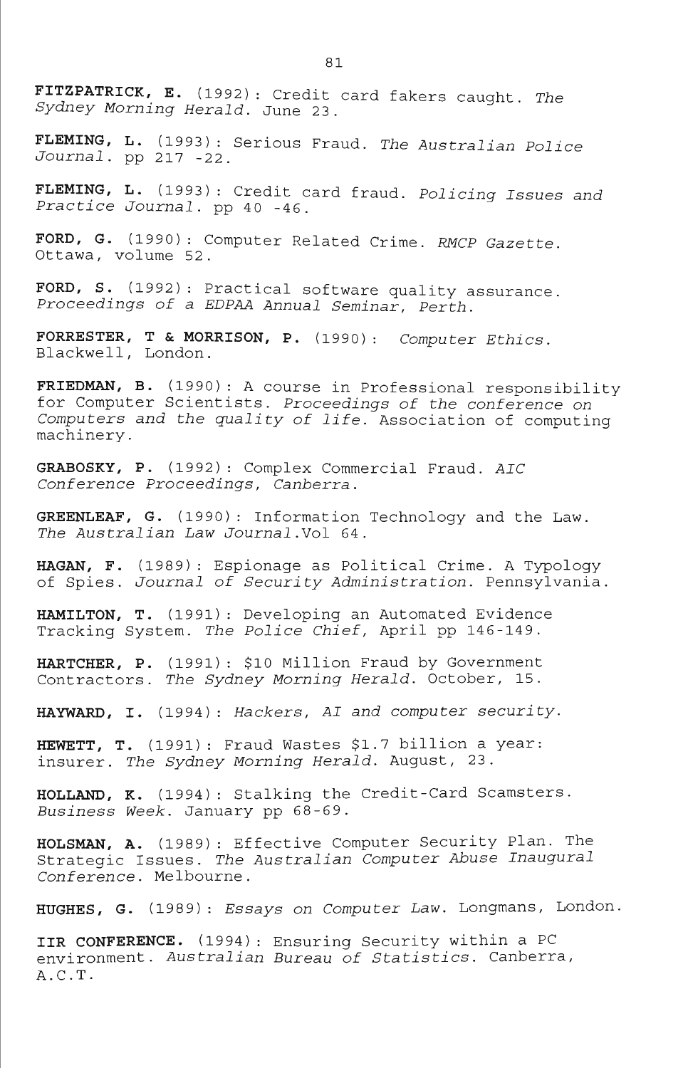**FITZPATRICK, E.** (1992): Credit card fakers caught. *The Sydney Morning Herald*. June 23.

**FLEMING, L.** (1993): Serious Fraud. *The Australian Police Journal*. pp 217 -22.

**FLEMING, L.** (1993): Credit card fraud. *Policing Issues and Practice Journal*. pp 40 -46.

**FORD, G.** (1990): Computer Related Crime. *RMCP Gazette*. Ottawa, volume 52.

**FORD, S.** (1992): Practical software quality assurance. *Proceedings of a EDPAA Annual Seminar, Perth.*

**FORRESTER, T & MORRISON, P.** (1990): *Computer Ethics.* Blackwell, London.

**FRIEDMAN, B.** (1990): A course in Professional responsibility for Computer Scientists. *Proceedings of the conference on Computers and the quality of life.* Association of computing machinery.

**GRABOSKY, P.** (1992): Complex Commercial Fraud. *AIC Conference Proceedings, Canberra.*

**GREENLEAF, G.** (1990): Information Technology and the Law. *The Australian Law Journal*.Vol 64.

**HAGAN, F.** (1989): Espionage as Political Crime. A Typology of Spies. *Journal of Security Administration*. Pennsylvania.

**HAMILTON, T.** (1991): Developing an Automated Evidence Tracking System. *The Police Chief,* April pp 146-149.

**HARTCHER, P.** (1991): $10 Million Fraud by Government Contractors. *The Sydney Morning Herald*. October, 15.

**HAYWARD, I.** (1994): *Hackers, AI and computer security.*

**HEWETT, T.** (1991): Fraud Wastes $1.7 billion a year: insurer. *The Sydney Morning Herald*. August, 23.

**HOLLAND, K.** (1994): Stalking the Credit-Card Scamsters. *Business Week*. January pp 68-69.

**HOLSMAN, A.** (1989): Effective Computer Security Plan. The Strategic Issues. *The Australian Computer Abuse Inaugural Conference*. Melbourne.

**HUGHES, G.** (1989): *Essays on Computer Law*. Longmans, London.

**IIR CONFERENCE.** (1994): Ensuring Security within a PC environment. *Australian Bureau of Statistics*. Canberra, A.C.T.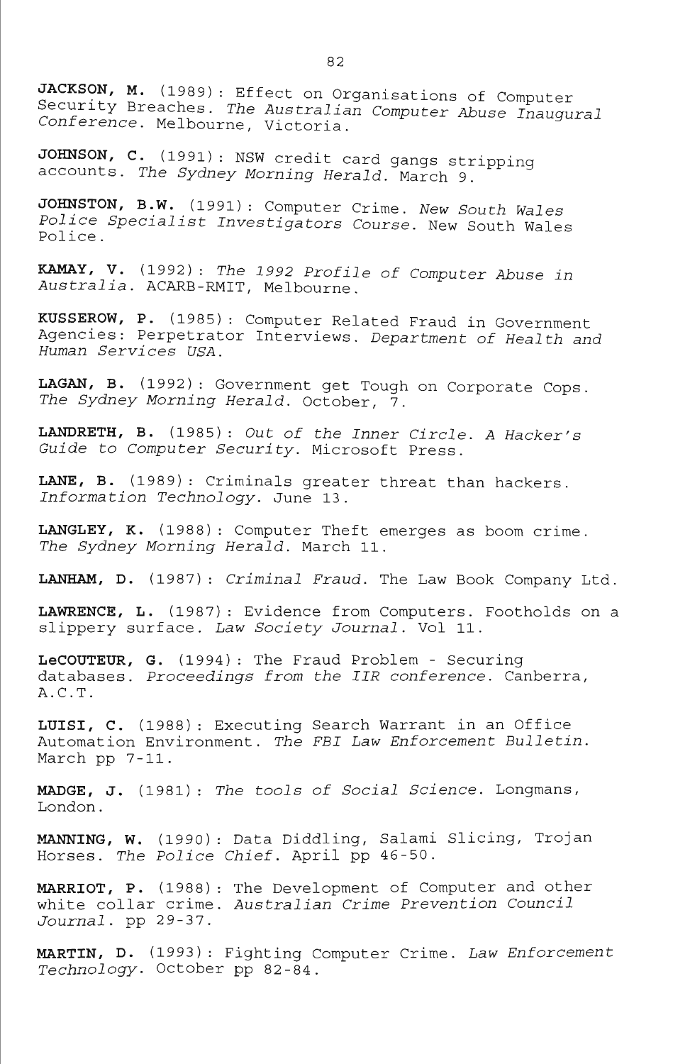**JACKSON, M.** (1989): Effect on Organisations of Computer Security Breaches. *The Australian Computer Abuse Inaugural Conference*. Melbourne, Victoria.

**JOHNSON, C.** (1991): NSW credit card gangs stripping accounts. *The Sydney Morning Herald.* March 9.

**JOHNSTON, B.W.** (1991): Computer Crime. *New South Wales Police Specialist Investigators Course*. New South Wales Police.

**KAMAY, V.** (1992): *The 1992 Profile of Computer Abuse in Australia*. ACARB-RMIT, Melbourne.

**KUSSEROW, P.** (1985): Computer Related Fraud in Government Agencies: Perpetrator Interviews. *Department of Health and Human Services USA*.

**LAGAN, B.** (1992): Government get Tough on Corporate Cops. *The Sydney Morning Herald*. October, 7.

**LANDRETH, B.** (1985): *Out of the Inner Circle. A Hacker's Guide to Computer Security*. Microsoft Press.

**LANE, B.** (1989): Criminals greater threat than hackers. *Information Technology*. June 13.

**LANGLEY, K.** (1988): Computer Theft emerges as boom crime. *The Sydney Morning Herald*. March 11.

**LANHAM, D.** (1987): *Criminal Fraud*. The Law Book Company Ltd.

**LAWRENCE, L.** (1987): Evidence from Computers. Footholds on a slippery surface. *Law Society Journal*. Vol 11.

**LeCOUTEUR, G.** (1994): The Fraud Problem - Securing databases. *Proceedings from the IIR conference*. Canberra, A.C.T.

**LUISI, C.** (1988): Executing Search Warrant in an Office Automation Environment. *The FBI Law Enforcement Bulletin*. March pp 7-11.

**MADGE, J.** (1981): *The tools of Social Science*. Longmans, London.

**MANNING, W.** (1990): Data Diddling, Salami Slicing, Trojan Horses. *The Police Chief*. April pp 46-50.

**MARRIOT, P.** (1988): The Development of Computer and other white collar crime. *Australian Crime Prevention Council Journal*. pp 29-37.

**MARTIN, D.** (1993): Fighting Computer Crime. *Law Enforcement Technology*. October pp 82-84.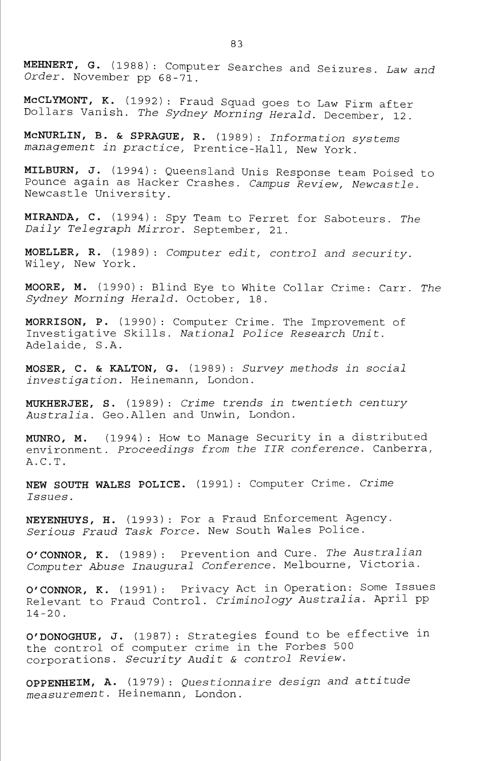**MEHNERT, G.** (1988): Computer Searches and Seizures. *Law and Order*. November pp 68-71.

**McCLYMONT, K.** (1992): Fraud Squad goes to Law Firm after Dollars Vanish. *The Sydney Morning Herald*. December, 12.

**McNURLIN, B. & SPRAGUE, R.** (1989): *Information systems management in practice*, Prentice-Hall, New York.

**MILBURN, J.** (1994): Queensland Unis Response team Poised to Pounce again as Hacker Crashes. *Campus Review, Newcastle*. Newcastle University.

**MIRANDA, C.** (1994): Spy Team to Ferret for Saboteurs. *The Daily Telegraph Mirror*. September, 21.

**MOELLER, R.** (1989): *Computer edit, control and security*. Wiley, New York.

**MOORE, M.** (1990): Blind Eye to White Collar Crime: Carr. *The Sydney Morning Herald*. October, 18.

**MORRISON, P.** (1990): Computer Crime. The Improvement of Investigative Skills. *National Police Research Unit*. Adelaide, S.A.

**MOSER, C. & KALTON, G.** (1989): *Survey methods in social investigation*. Heinemann, London.

**MUKHERJEE, S.** (1989): *Crime trends in twentieth century Australia*. Geo.Allen and Unwin, London.

**MUNRO, M.** (1994): How to Manage Security in a distributed environment. *Proceedings from the IIR conference*. Canberra, A.C.T.

**NEW SOUTH WALES POLICE.** (1991): Computer Crime. *Crime Issues*.

**NEYENHUYS, H.** (1993): For a Fraud Enforcement Agency. *Serious Fraud Task Force*. New South Wales Police.

**O'CONNOR, K.** (1989): Prevention and Cure. *The Australian Computer Abuse Inaugural Conference*. Melbourne, Victoria.

**O'CONNOR, K.** (1991): Privacy Act in Operation: Some Issues Relevant to Fraud Control. *Criminology Australia*. April pp 14-20.

**O'DONOGHUE, J.** (1987): Strategies found to be effective in the control of computer crime in the Forbes 500 corporations. *Security Audit & control Review*.

**OPPENHEIM, A.** (1979): *Questionnaire design and attitude measurement*. Heinemann, London.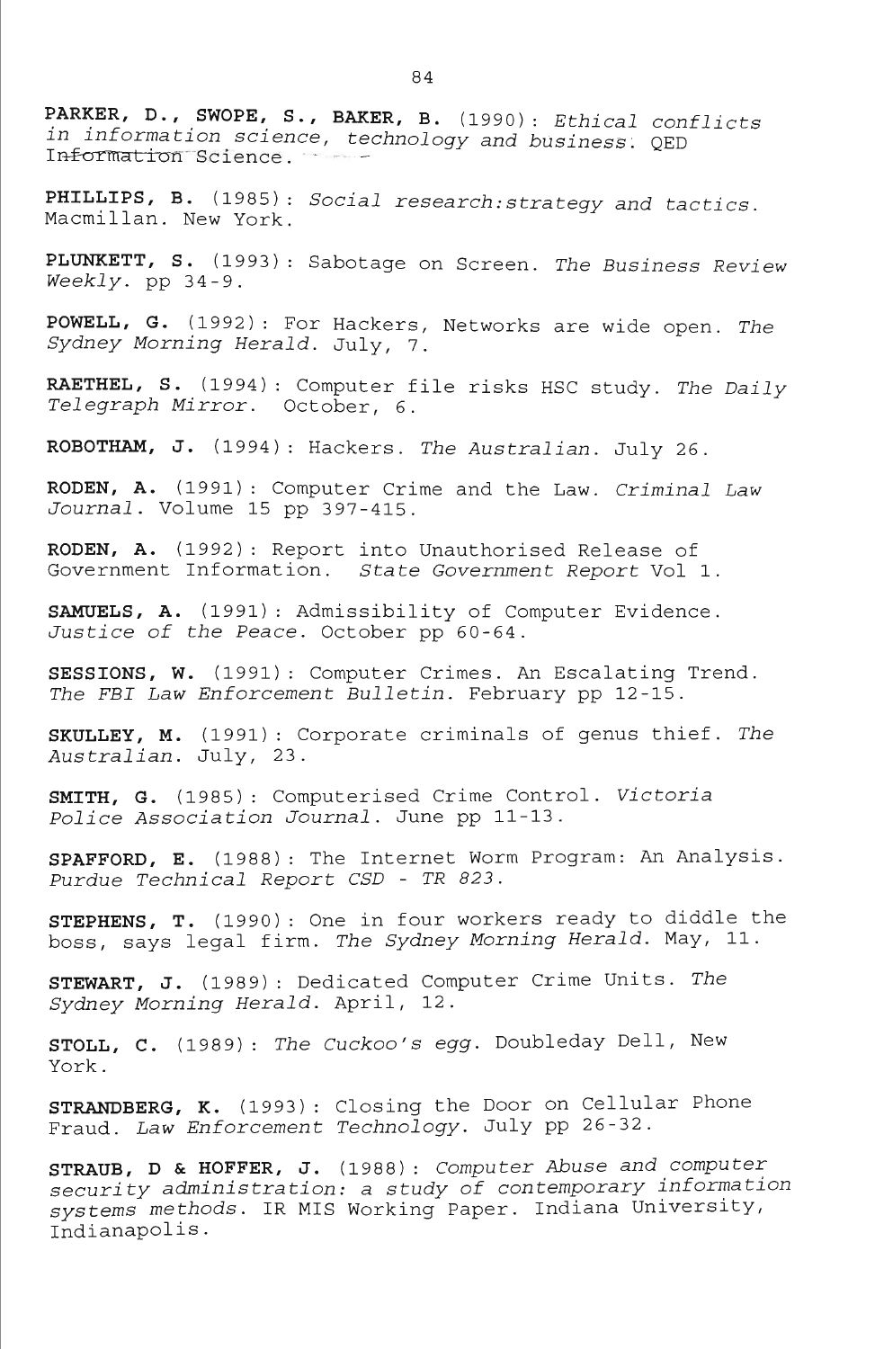**PARKER, D., SWOPE, S., BAKER, B.** (1990): *Ethical conflicts in information science, technology and business.* QED Information Science.

**PHILLIPS, B.** (1985): *Social research:strategy and tactics.* Macmillan. New York.

**PLUNKETT, S.** (1993): Sabotage on Screen. *The Business Review Weekly.* pp 34-9.

**POWELL, G.** (1992): For Hackers, Networks are wide open. *The Sydney Morning Herald.* July, 7.

**RAETHEL, S.** (1994): Computer file risks HSC study. *The Daily Telegraph Mirror.* October, 6.

**ROBOTHAM, J.** (1994): Hackers. *The Australian.* July 26.

**RODEN, A.** (1991): Computer Crime and the Law. *Criminal Law Journal.* Volume 15 pp 397-415.

**RODEN, A.** (1992): Report into Unauthorised Release of Government Information. *State Government Report* Vol 1.

**SAMUELS, A.** (1991): Admissibility of Computer Evidence. *Justice of the Peace.* October pp 60-64.

**SESSIONS, W.** (1991): Computer Crimes. An Escalating Trend. *The FBI Law Enforcement Bulletin.* February pp 12-15.

**SKULLEY, M.** (1991): Corporate criminals of genus thief. *The Australian.* July, 23.

**SMITH, G.** (1985): Computerised Crime Control. *Victoria Police Association Journal.* June pp 11-13.

**SPAFFORD, E.** (1988): The Internet Worm Program: An Analysis. *Purdue Technical Report CSD - TR 823.*

**STEPHENS, T.** (1990): One in four workers ready to diddle the boss, says legal firm. *The Sydney Morning Herald.* May, 11.

**STEWART, J.** (1989): Dedicated Computer Crime Units. *The Sydney Morning Herald.* April, 12.

**STOLL, C.** (1989): *The Cuckoo's egg.* Doubleday Dell, New York.

**STRANDBERG, K.** (1993): Closing the Door on Cellular Phone Fraud. *Law Enforcement Technology.* July pp 26-32.

**STRAUB, D & HOFFER, J.** (1988): *Computer Abuse and computer security administration: a study of contemporary information systems methods.* IR MIS Working Paper. Indiana University, Indianapolis.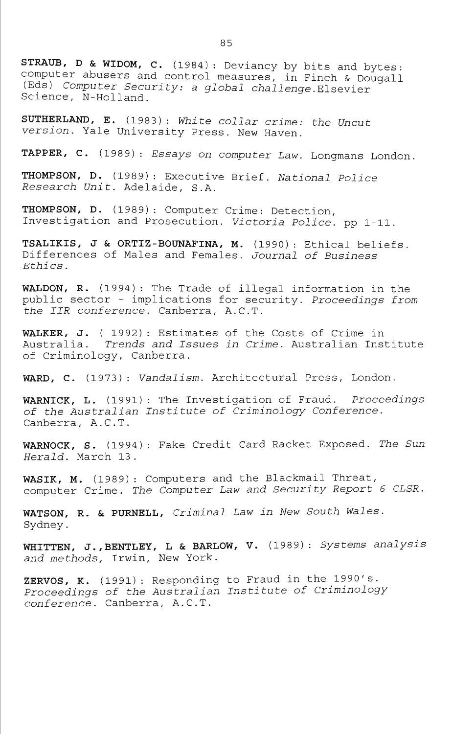**STRAUB, D & WIDOM, C.** (1984): Deviancy by bits and bytes: computer abusers and control measures, in Finch & Dougall (Eds) *Computer Security: a global challenge*.Elsevier Science, N-Holland.

**SUTHERLAND, E.** (1983): *White collar crime: the Uncut version*. Yale University Press. New Haven.

**TAPPER, C.** (1989): *Essays on computer Law*. Longmans London.

**THOMPSON, D.** (1989): Executive Brief. *National Police Research Unit*. Adelaide, S.A.

**THOMPSON, D.** (1989): Computer Crime: Detection, Investigation and Prosecution. *Victoria Police*. pp 1-11.

**TSALIKIS, J & ORTIZ-BOUNAFINA, M.** (1990): Ethical beliefs. Differences of Males and Females. *Journal of Business Ethics*.

**WALDON, R.** (1994): The Trade of illegal information in the public sector - implications for security. *Proceedings from the IIR conference*. Canberra, A.C.T.

**WALKER, J.** ( 1992): Estimates of the Costs of Crime in Australia. *Trends and Issues in Crime*. Australian Institute of Criminology, Canberra.

**WARD, C.** (1973): *Vandalism*. Architectural Press, London.

**WARNICK, L.** (1991): The Investigation of Fraud. *Proceedings of the Australian Institute of Criminology Conference*. Canberra, A.C.T.

**WARNOCK, S.** (1994): Fake Credit Card Racket Exposed. *The Sun Herald*. March 13.

**WASIK, M.** (1989): Computers and the Blackmail Threat, computer Crime. *The Computer Law and Security Report 6 CLSR*.

**WATSON, R. & PURNELL,** *Criminal Law in New South Wales*. Sydney.

**WHITTEN, J.,BENTLEY, L & BARLOW, V.** (1989): *Systems analysis and methods,* Irwin, New York.

**ZERVOS, K.** (1991): Responding to Fraud in the 1990's. *Proceedings of the Australian Institute of Criminology conference*. Canberra, A.C.T.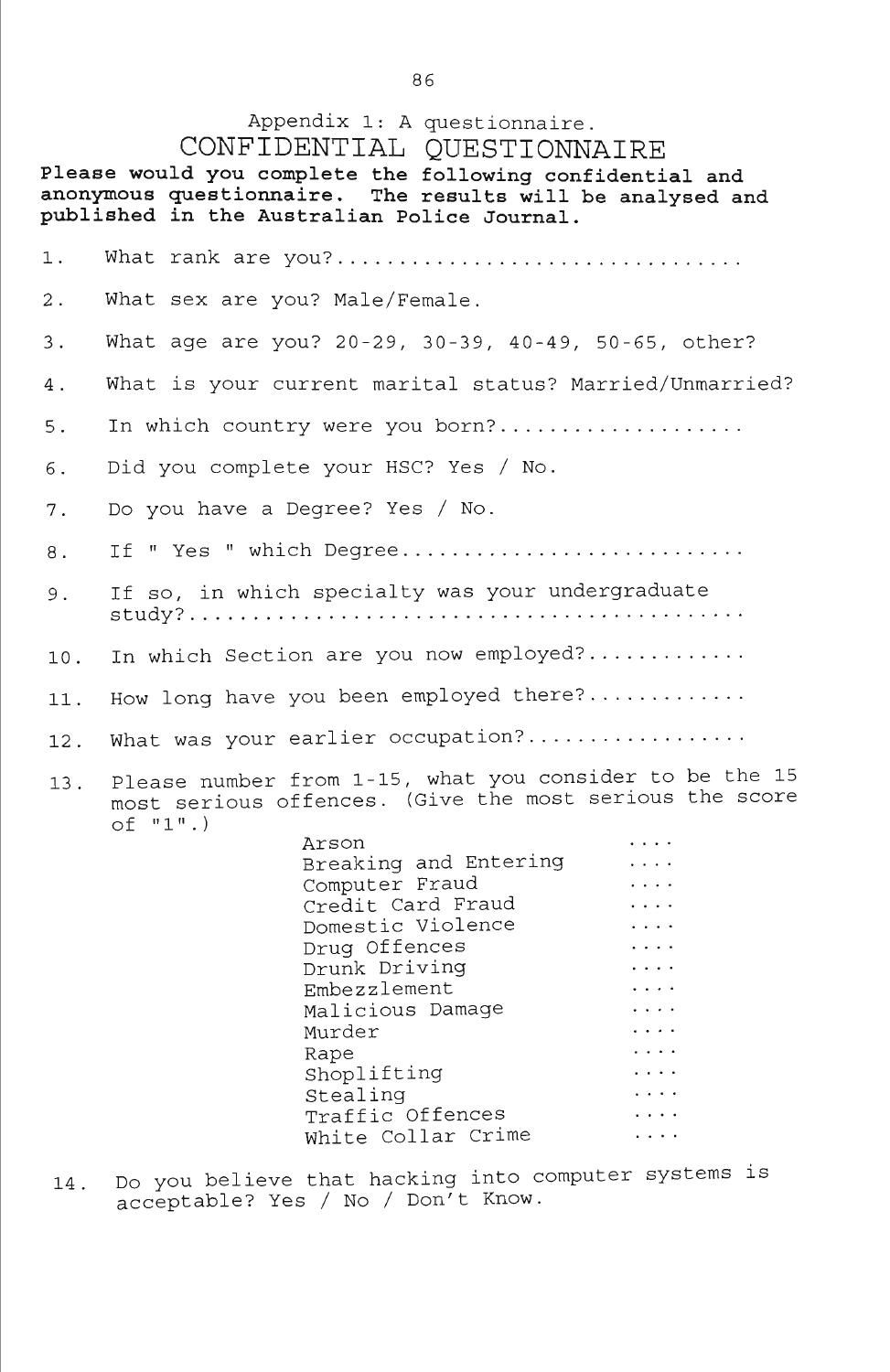Appendix 1: A questionnaire.

# CONFIDENTIAL QUESTIONNAIRE

**Please would you complete the following confidential and anonymous questionnaire. The results will be analysed and published in the Australian Police Journal.**

1. What rank are you?................................
2. What sex are you? Male/Female.
3. What age are you? 20-29, 30-39, 40-49, 50-65, other?
4. What is your current marital status? Married/Unmarried?
5. In which country were you born?...................
6. Did you complete your HSC? Yes / No.
7. Do you have a Degree? Yes / No.
8. If " Yes " which Degree...........................
9. If so, in which specialty was your undergraduate study?............................................
10. In which Section are you now employed?............
11. How long have you been employed there?............
12. What was your earlier occupation?.................
13. Please number from 1-15, what you consider to be the 15 most serious offences. (Give the most serious the score of "1".)

| | |
|---|---|
| Arson | .... |
| Breaking and Entering | .... |
| Computer Fraud | .... |
| Credit Card Fraud | .... |
| Domestic Violence | .... |
| Drug Offences | .... |
| Drunk Driving | .... |
| Embezzlement | .... |
| Malicious Damage | .... |
| Murder | .... |
| Rape | .... |
| Shoplifting | .... |
| Stealing | .... |
| Traffic Offences | .... |
| White Collar Crime | .... |

14. Do you believe that hacking into computer systems is acceptable? Yes / No / Don't Know.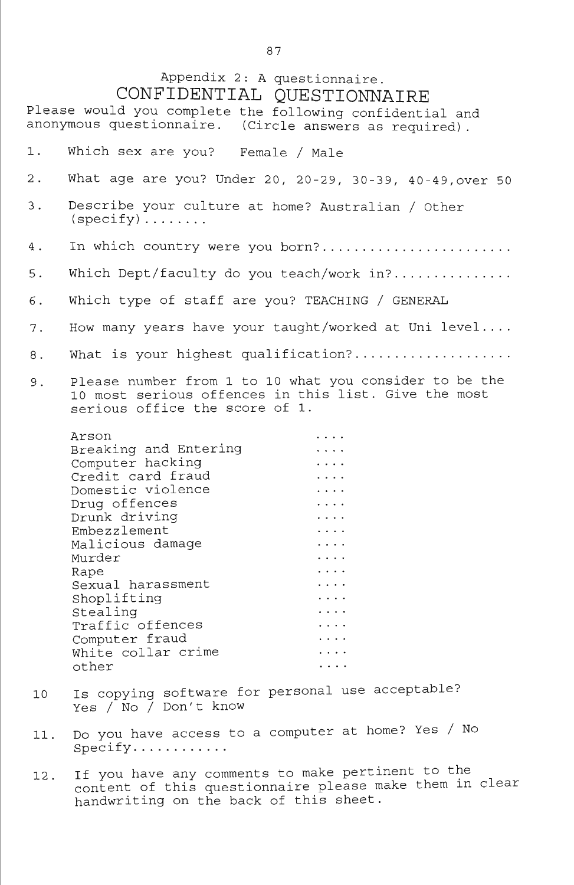Appendix 2: A questionnaire.

# CONFIDENTIAL QUESTIONNAIRE

Please would you complete the following confidential and anonymous questionnaire. (Circle answers as required).

1. Which sex are you? Female / Male

2. What age are you? Under 20, 20-29, 30-39, 40-49,over 50

3. Describe your culture at home? Australian / Other (specify)........

4. In which country were you born?........................

5. Which Dept/faculty do you teach/work in?..............

6. Which type of staff are you? TEACHING / GENERAL

7. How many years have your taught/worked at Uni level....

8. What is your highest qualification?...................

9. Please number from 1 to 10 what you consider to be the 10 most serious offences in this list. Give the most serious office the score of 1.

| | |
|---|---|
| Arson | .... |
| Breaking and Entering | .... |
| Computer hacking | .... |
| Credit card fraud | .... |
| Domestic violence | .... |
| Drug offences | .... |
| Drunk driving | .... |
| Embezzlement | .... |
| Malicious damage | .... |
| Murder | .... |
| Rape | .... |
| Sexual harassment | .... |
| Shoplifting | .... |
| Stealing | .... |
| Traffic offences | .... |
| Computer fraud | .... |
| White collar crime | .... |
| other | .... |

10 Is copying software for personal use acceptable? Yes / No / Don't know

11. Do you have access to a computer at home? Yes / No Specify...........

12. If you have any comments to make pertinent to the content of this questionnaire please make them in clear handwriting on the back of this sheet.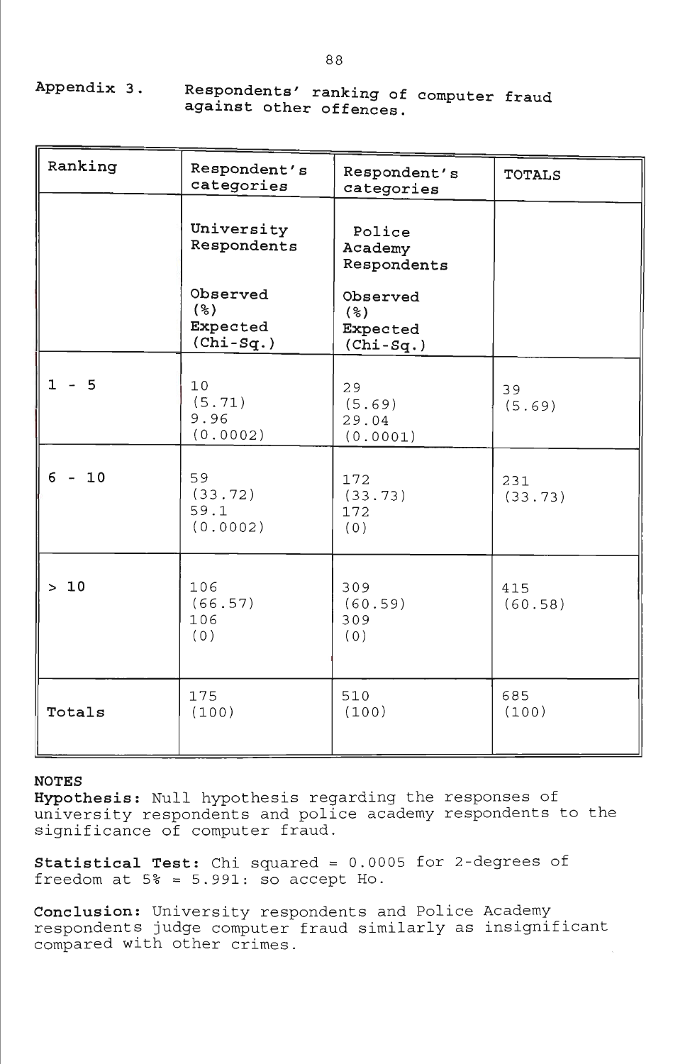Appendix 3. Respondents' ranking of computer fraud against other offences.

| Ranking | Respondent's categories | Respondent's categories | TOTALS |
|---|---|---|---|
| | University Respondents<br><br>Observed<br>(%)<br>Expected<br>(Chi-Sq.) | Police Academy Respondents<br><br>Observed<br>(%)<br>Expected<br>(Chi-Sq.) | |
| 1 - 5 | 10<br>(5.71)<br>9.96<br>(0.0002) | 29<br>(5.69)<br>29.04<br>(0.0001) | 39<br>(5.69) |
| 6 - 10 | 59<br>(33.72)<br>59.1<br>(0.0002) | 172<br>(33.73)<br>172<br>(0) | 231<br>(33.73) |
| > 10 | 106<br>(66.57)<br>106<br>(0) | 309<br>(60.59)<br>309<br>(0) | 415<br>(60.58) |
| Totals | 175<br>(100) | 510<br>(100) | 685<br>(100) |

**NOTES**

**Hypothesis:** Null hypothesis regarding the responses of university respondents and police academy respondents to the significance of computer fraud.

**Statistical Test:** Chi squared = 0.0005 for 2-degrees of freedom at 5% = 5.991: so accept Ho.

**Conclusion:** University respondents and Police Academy respondents judge computer fraud similarly as insignificant compared with other crimes.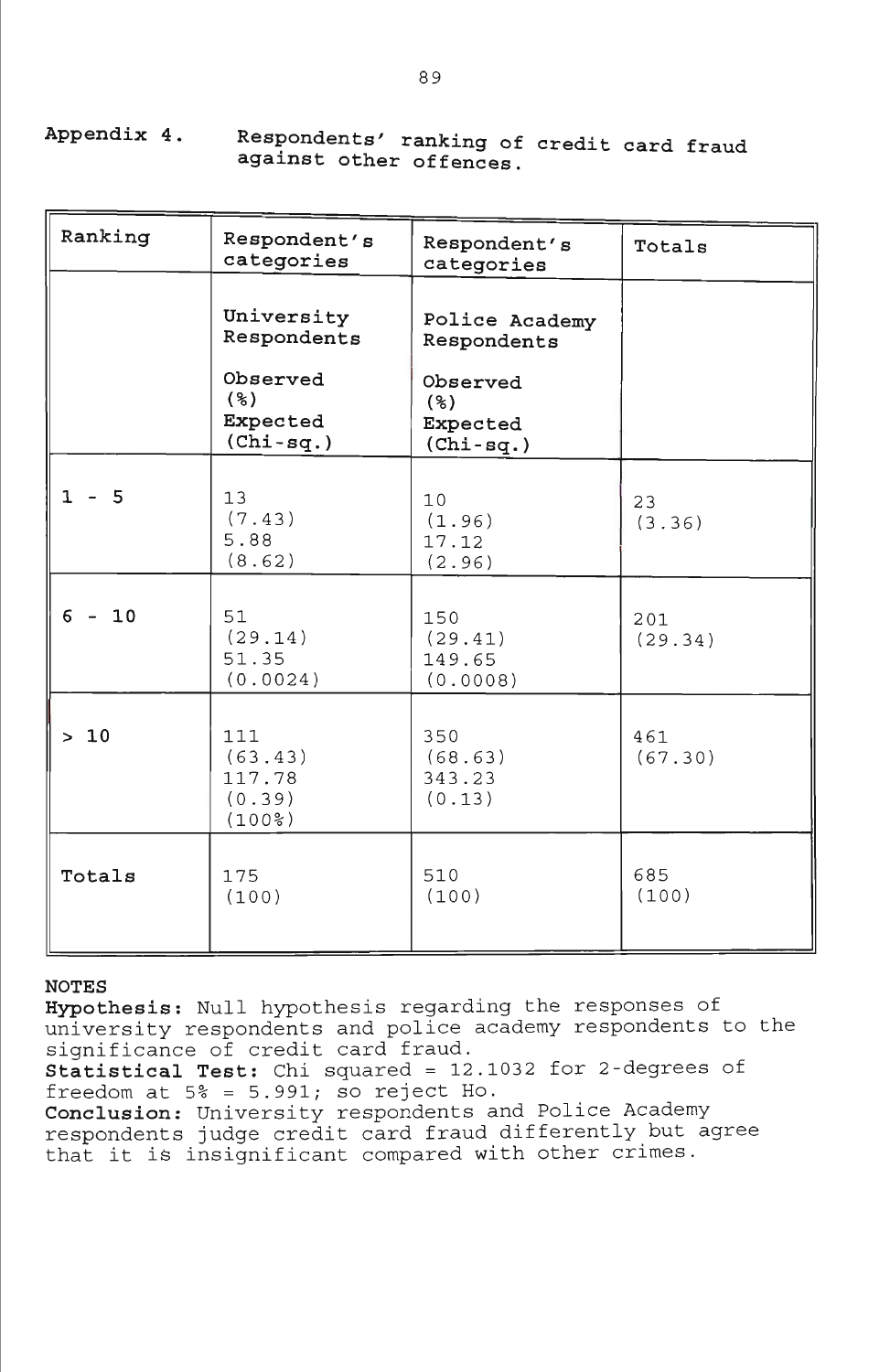**Appendix 4.** **Respondents' ranking of credit card fraud against other offences.**

| Ranking | Respondent's categories | Respondent's categories | Totals |
|---|---|---|---|
| | University Respondents<br><br>Observed<br>(%)<br>Expected<br>(Chi-sq.) | Police Academy Respondents<br><br>Observed<br>(%)<br>Expected<br>(Chi-sq.) | |
| 1 - 5 | 13<br>(7.43)<br>5.88<br>(8.62) | 10<br>(1.96)<br>17.12<br>(2.96) | 23<br>(3.36) |
| 6 - 10 | 51<br>(29.14)<br>51.35<br>(0.0024) | 150<br>(29.41)<br>149.65<br>(0.0008) | 201<br>(29.34) |
| > 10 | 111<br>(63.43)<br>117.78<br>(0.39)<br>(100%) | 350<br>(68.63)<br>343.23<br>(0.13) | 461<br>(67.30) |
| Totals | 175<br>(100) | 510<br>(100) | 685<br>(100) |

**NOTES**

**Hypothesis:** Null hypothesis regarding the responses of university respondents and police academy respondents to the significance of credit card fraud.

**Statistical Test:** Chi squared = 12.1032 for 2-degrees of freedom at 5% = 5.991; so reject Ho.

**Conclusion:** University respondents and Police Academy respondents judge credit card fraud differently but agree that it is insignificant compared with other crimes.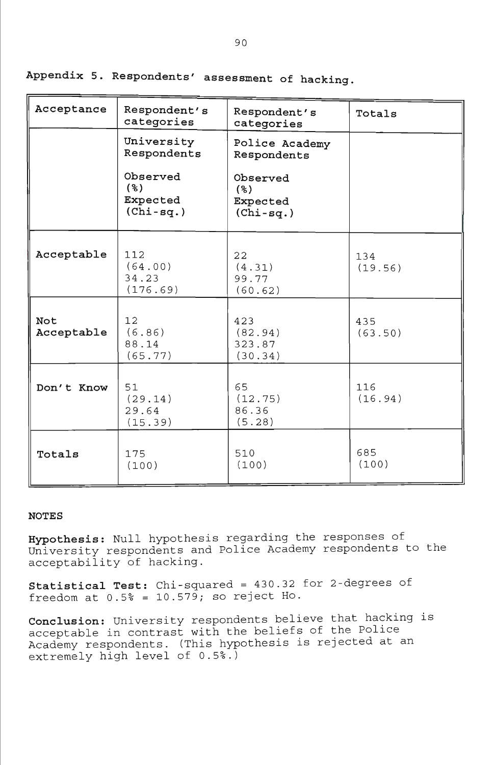**Appendix 5. Respondents' assessment of hacking.**

| Acceptance | Respondent's categories | Respondent's categories | Totals |
|---|---|---|---|
| | University Respondents<br><br>Observed<br>(%)<br>Expected<br>(Chi-sq.) | Police Academy Respondents<br><br>Observed<br>(%)<br>Expected<br>(Chi-sq.) | |
| Acceptable | 112<br>(64.00)<br>34.23<br>(176.69) | 22<br>(4.31)<br>99.77<br>(60.62) | 134<br>(19.56) |
| Not Acceptable | 12<br>(6.86)<br>88.14<br>(65.77) | 423<br>(82.94)<br>323.87<br>(30.34) | 435<br>(63.50) |
| Don't Know | 51<br>(29.14)<br>29.64<br>(15.39) | 65<br>(12.75)<br>86.36<br>(5.28) | 116<br>(16.94) |
| Totals | 175<br>(100) | 510<br>(100) | 685<br>(100) |

NOTES

**Hypothesis:** Null hypothesis regarding the responses of University respondents and Police Academy respondents to the acceptability of hacking.

**Statistical Test:** Chi-squared = 430.32 for 2-degrees of freedom at 0.5% = 10.579; so reject Ho.

**Conclusion:** University respondents believe that hacking is acceptable in contrast with the beliefs of the Police Academy respondents. (This hypothesis is rejected at an extremely high level of 0.5%.)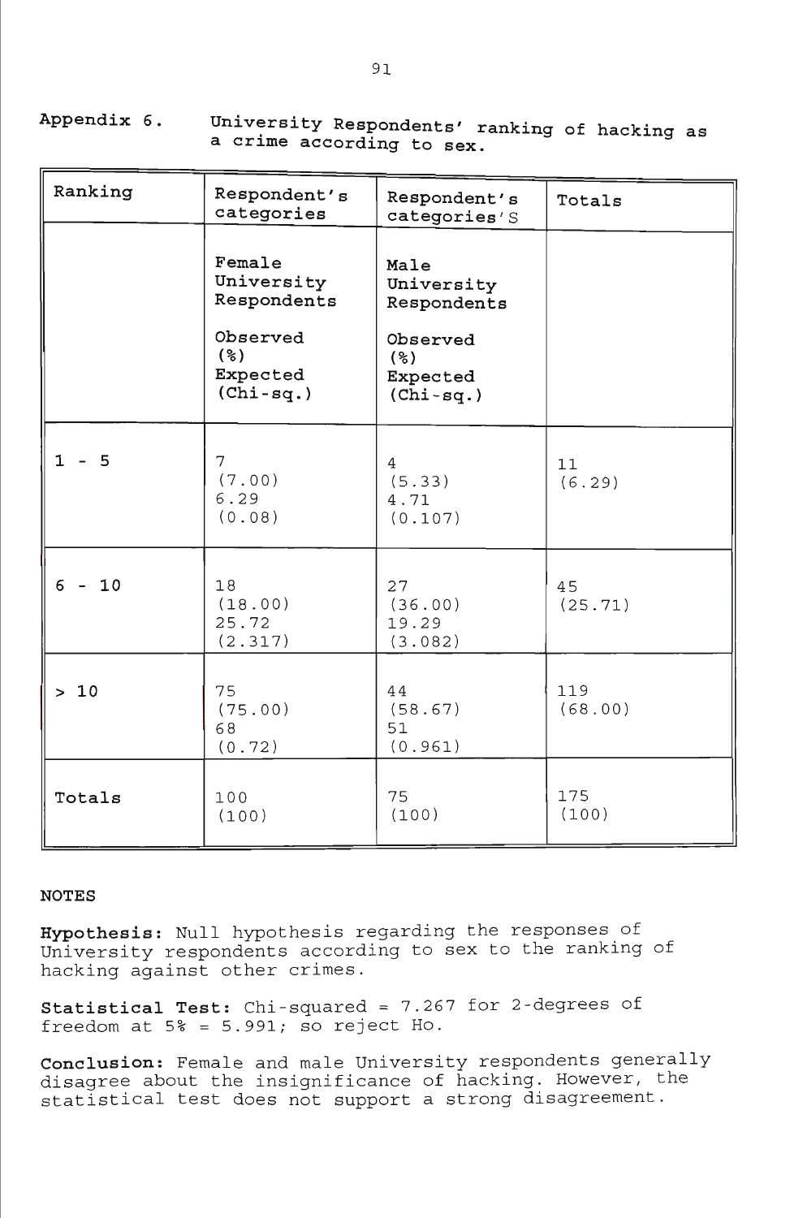**Appendix 6.** **University Respondents' ranking of hacking as a crime according to sex.**

| Ranking | Respondent's categories | Respondent's categories'S | Totals |
|---|---|---|---|
| | **Female University Respondents**<br><br>**Observed (%) Expected (Chi-sq.)** | **Male University Respondents**<br><br>**Observed (%) Expected (Chi-sq.)** | |
| 1 - 5 | 7<br>(7.00)<br>6.29<br>(0.08) | 4<br>(5.33)<br>4.71<br>(0.107) | 11<br>(6.29) |
| 6 - 10 | 18<br>(18.00)<br>25.72<br>(2.317) | 27<br>(36.00)<br>19.29<br>(3.082) | 45<br>(25.71) |
| > 10 | 75<br>(75.00)<br>68<br>(0.72) | 44<br>(58.67)<br>51<br>(0.961) | 119<br>(68.00) |
| Totals | 100<br>(100) | 75<br>(100) | 175<br>(100) |

NOTES

**Hypothesis:** Null hypothesis regarding the responses of University respondents according to sex to the ranking of hacking against other crimes.

**Statistical Test:** Chi-squared = 7.267 for 2-degrees of freedom at 5% = 5.991; so reject Ho.

**Conclusion:** Female and male University respondents generally disagree about the insignificance of hacking. However, the statistical test does not support a strong disagreement.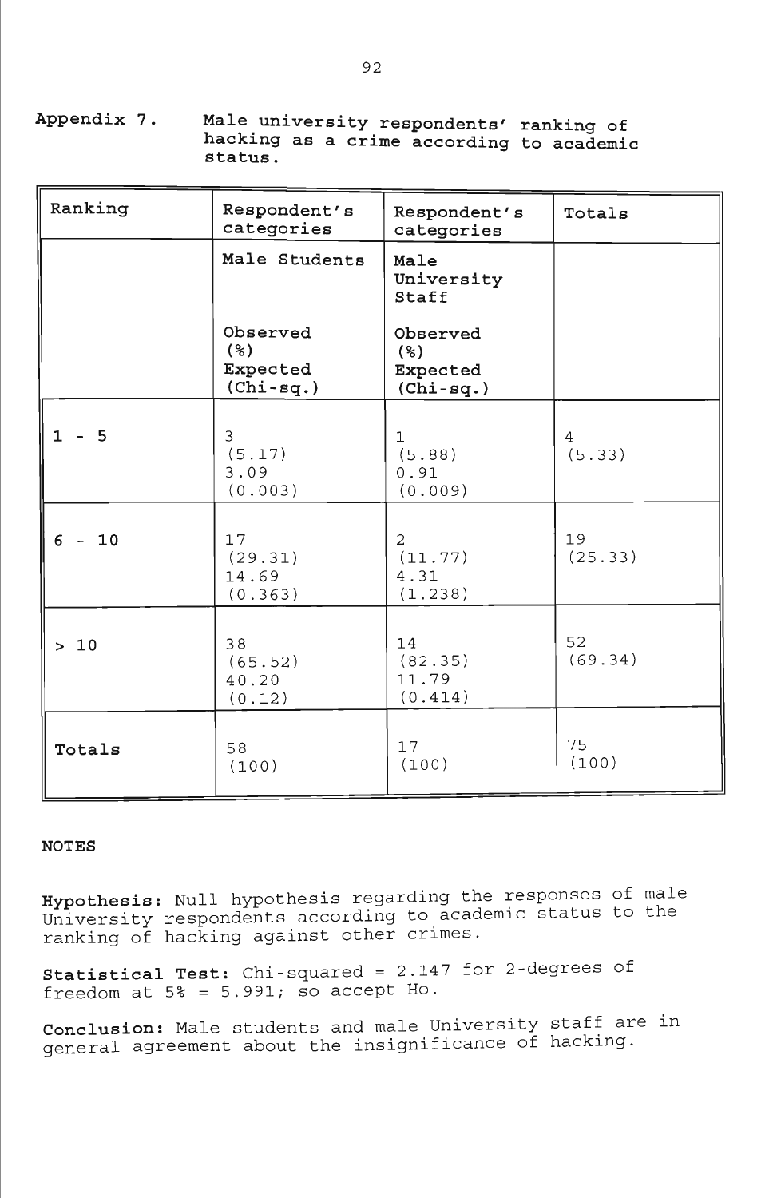**Appendix 7.** **Male university respondents' ranking of hacking as a crime according to academic status.**

| Ranking | Respondent's categories | Respondent's categories | Totals |
|---|---|---|---|
| | Male Students<br><br>Observed<br>(%)<br>Expected<br>(Chi-sq.) | Male University Staff<br><br>Observed<br>(%)<br>Expected<br>(Chi-sq.) | |
| 1 - 5 | 3<br>(5.17)<br>3.09<br>(0.003) | 1<br>(5.88)<br>0.91<br>(0.009) | 4<br>(5.33) |
| 6 - 10 | 17<br>(29.31)<br>14.69<br>(0.363) | 2<br>(11.77)<br>4.31<br>(1.238) | 19<br>(25.33) |
| > 10 | 38<br>(65.52)<br>40.20<br>(0.12) | 14<br>(82.35)<br>11.79<br>(0.414) | 52<br>(69.34) |
| Totals | 58<br>(100) | 17<br>(100) | 75<br>(100) |

NOTES

**Hypothesis:** Null hypothesis regarding the responses of male University respondents according to academic status to the ranking of hacking against other crimes.

**Statistical Test:** Chi-squared = 2.147 for 2-degrees of freedom at 5% = 5.991; so accept Ho.

**Conclusion:** Male students and male University staff are in general agreement about the insignificance of hacking.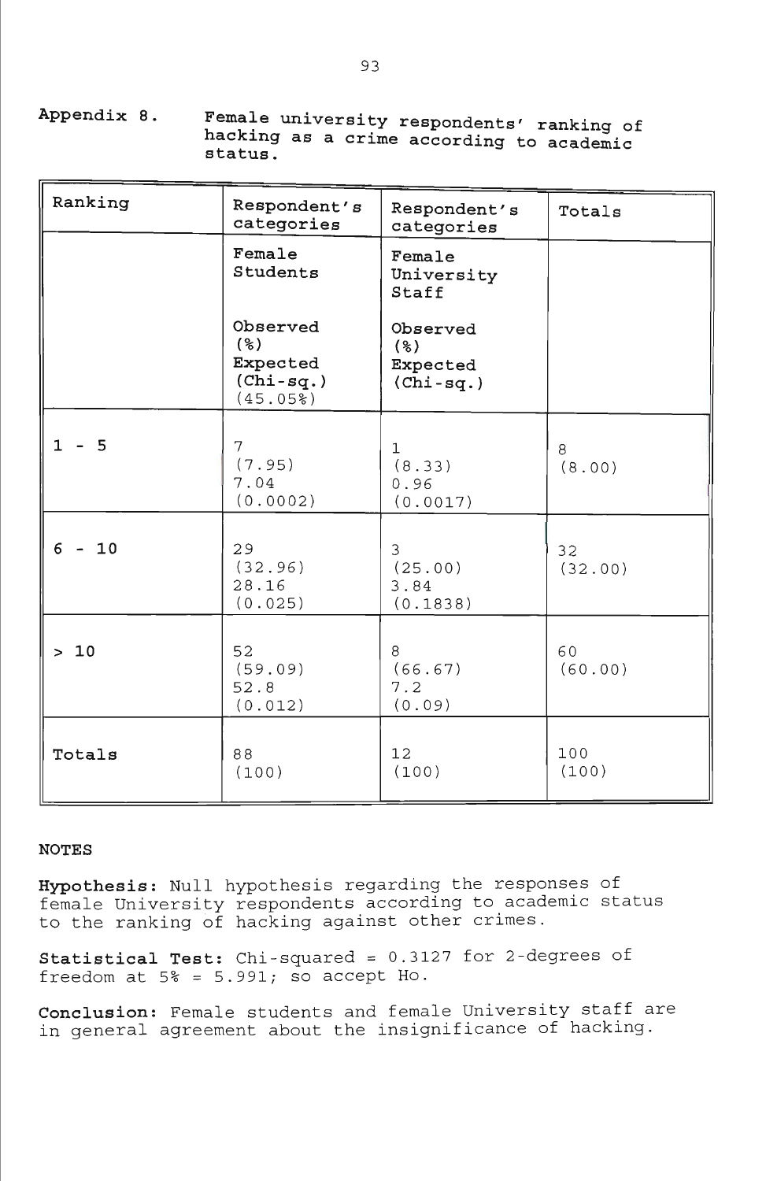Appendix 8. Female university respondents' ranking of hacking as a crime according to academic status.

| Ranking | Respondent's categories | Respondent's categories | Totals |
|---|---|---|---|
| | Female Students<br><br>Observed<br>(%)<br>Expected<br>(Chi-sq.)<br>(45.05%) | Female University Staff<br><br>Observed<br>(%)<br>Expected<br>(Chi-sq.) | |
| 1 - 5 | 7<br>(7.95)<br>7.04<br>(0.0002) | 1<br>(8.33)<br>0.96<br>(0.0017) | 8<br>(8.00) |
| 6 - 10 | 29<br>(32.96)<br>28.16<br>(0.025) | 3<br>(25.00)<br>3.84<br>(0.1838) | 32<br>(32.00) |
| > 10 | 52<br>(59.09)<br>52.8<br>(0.012) | 8<br>(66.67)<br>7.2<br>(0.09) | 60<br>(60.00) |
| Totals | 88<br>(100) | 12<br>(100) | 100<br>(100) |

NOTES

**Hypothesis:** Null hypothesis regarding the responses of female University respondents according to academic status to the ranking of hacking against other crimes.

**Statistical Test:** Chi-squared = 0.3127 for 2-degrees of freedom at 5% = 5.991; so accept Ho.

**Conclusion:** Female students and female University staff are in general agreement about the insignificance of hacking.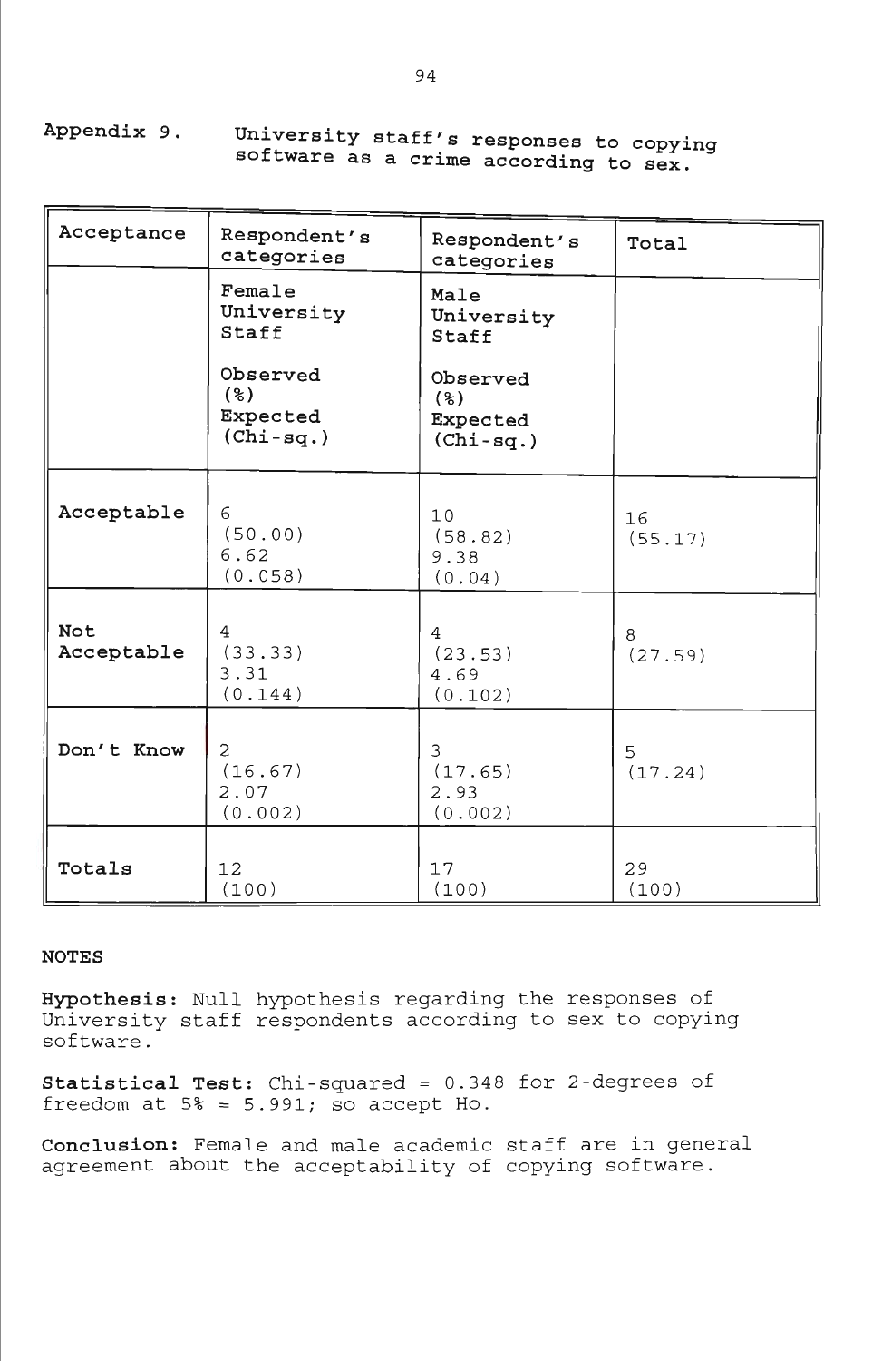Appendix 9. University staff's responses to copying software as a crime according to sex.

| Acceptance | Respondent's categories | Respondent's categories | Total |
|---|---|---|---|
| | Female University Staff<br><br>Observed<br>(%)<br>Expected<br>(Chi-sq.) | Male University Staff<br><br>Observed<br>(%)<br>Expected<br>(Chi-sq.) | |
| Acceptable | 6<br>(50.00)<br>6.62<br>(0.058) | 10<br>(58.82)<br>9.38<br>(0.04) | 16<br>(55.17) |
| Not Acceptable | 4<br>(33.33)<br>3.31<br>(0.144) | 4<br>(23.53)<br>4.69<br>(0.102) | 8<br>(27.59) |
| Don't Know | 2<br>(16.67)<br>2.07<br>(0.002) | 3<br>(17.65)<br>2.93<br>(0.002) | 5<br>(17.24) |
| Totals | 12<br>(100) | 17<br>(100) | 29<br>(100) |

NOTES

**Hypothesis:** Null hypothesis regarding the responses of University staff respondents according to sex to copying software.

**Statistical Test:** Chi-squared = 0.348 for 2-degrees of freedom at 5% = 5.991; so accept Ho.

**Conclusion:** Female and male academic staff are in general agreement about the acceptability of copying software.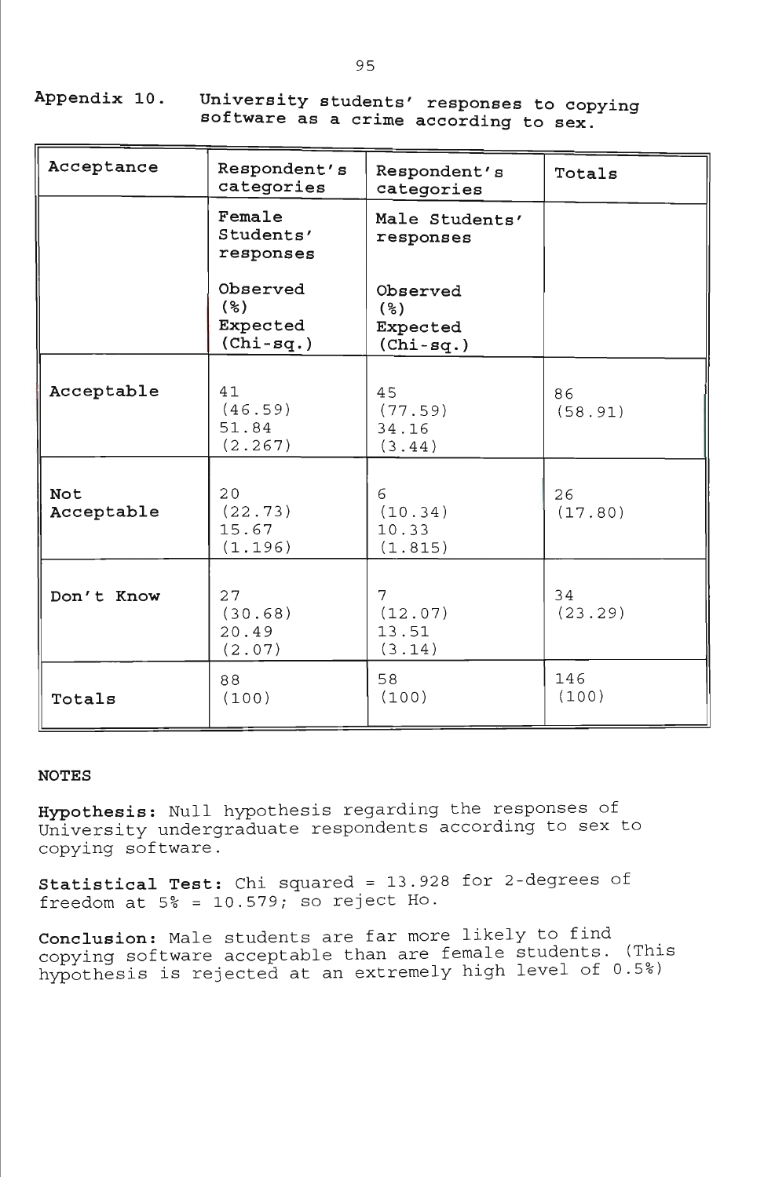**Appendix 10.** University students' responses to copying software as a crime according to sex.

| Acceptance | Respondent's categories | Respondent's categories | Totals |
|---|---|---|---|
| | Female Students' responses<br><br>Observed<br>(%)<br>Expected<br>(Chi-sq.) | Male Students' responses<br><br>Observed<br>(%)<br>Expected<br>(Chi-sq.) | |
| Acceptable | 41<br>(46.59)<br>51.84<br>(2.267) | 45<br>(77.59)<br>34.16<br>(3.44) | 86<br>(58.91) |
| Not Acceptable | 20<br>(22.73)<br>15.67<br>(1.196) | 6<br>(10.34)<br>10.33<br>(1.815) | 26<br>(17.80) |
| Don't Know | 27<br>(30.68)<br>20.49<br>(2.07) | 7<br>(12.07)<br>13.51<br>(3.14) | 34<br>(23.29) |
| Totals | 88<br>(100) | 58<br>(100) | 146<br>(100) |

**NOTES**

**Hypothesis:** Null hypothesis regarding the responses of University undergraduate respondents according to sex to copying software.

**Statistical Test:** Chi squared = 13.928 for 2-degrees of freedom at 5% = 10.579; so reject Ho.

**Conclusion:** Male students are far more likely to find copying software acceptable than are female students. (This hypothesis is rejected at an extremely high level of 0.5%)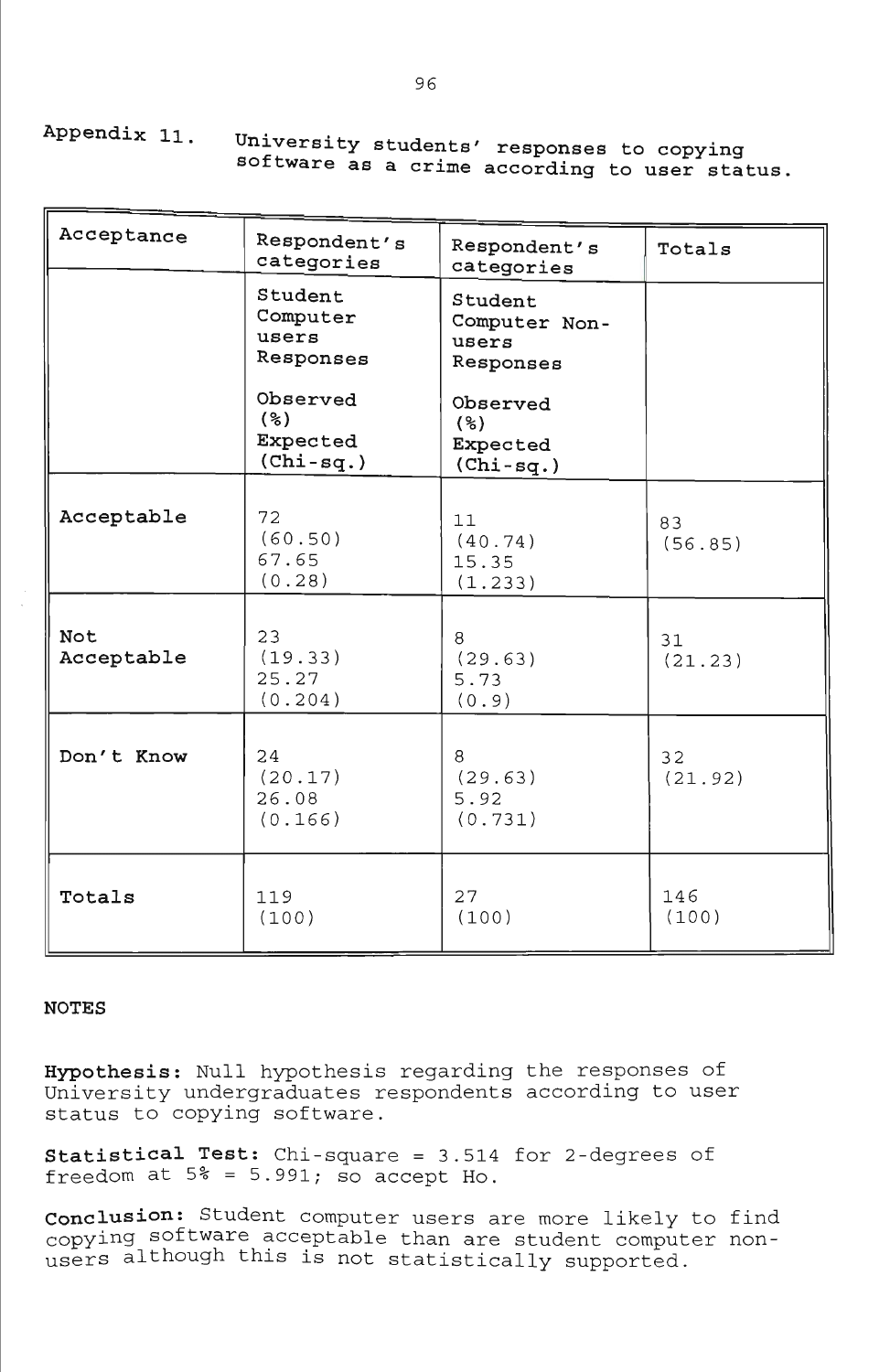Appendix 11. University students' responses to copying software as a crime according to user status.

| Acceptance | Respondent's categories | Respondent's categories | Totals |
|---|---|---|---|
| | Student Computer users Responses<br><br>Observed (%) Expected (Chi-sq.) | Student Computer Non-users Responses<br><br>Observed (%) Expected (Chi-sq.) | |
| Acceptable | 72 (60.50) 67.65 (0.28) | 11 (40.74) 15.35 (1.233) | 83 (56.85) |
| Not Acceptable | 23 (19.33) 25.27 (0.204) | 8 (29.63) 5.73 (0.9) | 31 (21.23) |
| Don't Know | 24 (20.17) 26.08 (0.166) | 8 (29.63) 5.92 (0.731) | 32 (21.92) |
| Totals | 119 (100) | 27 (100) | 146 (100) |

NOTES

**Hypothesis:** Null hypothesis regarding the responses of University undergraduates respondents according to user status to copying software.

**Statistical Test:** Chi-square = 3.514 for 2-degrees of freedom at 5% = 5.991; so accept Ho.

**Conclusion:** Student computer users are more likely to find copying software acceptable than are student computer non-users although this is not statistically supported.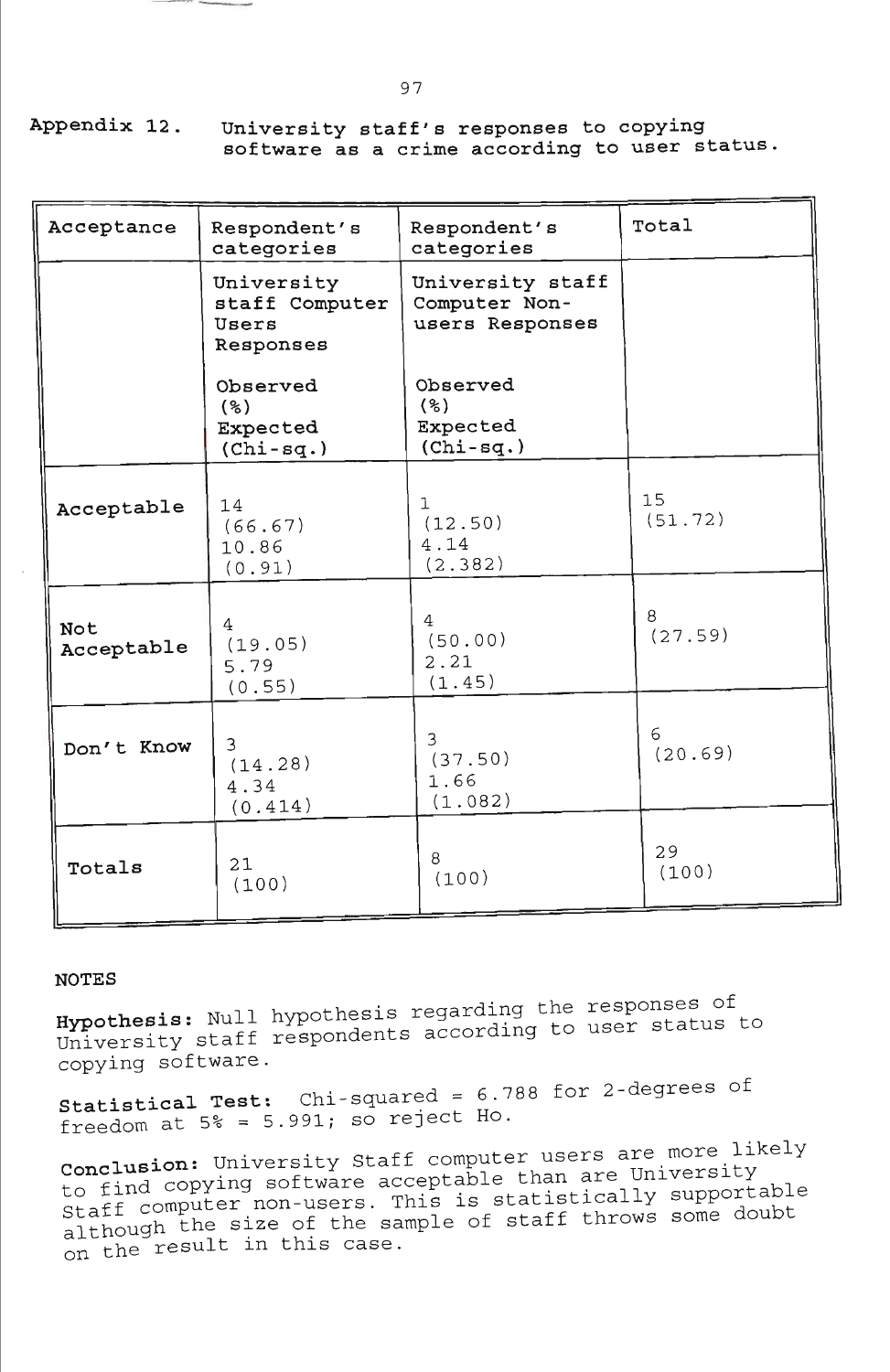**Appendix 12.** University staff's responses to copying software as a crime according to user status.

| Acceptance | Respondent's categories | Respondent's categories | Total |
|---|---|---|---|
| | University staff Computer Users Responses<br><br>Observed (%) Expected (Chi-sq.) | University staff Computer Non-users Responses<br><br>Observed (%) Expected (Chi-sq.) | |
| Acceptable | 14 (66.67) 10.86 (0.91) | 1 (12.50) 4.14 (2.382) | 15 (51.72) |
| Not Acceptable | 4 (19.05) 5.79 (0.55) | 4 (50.00) 2.21 (1.45) | 8 (27.59) |
| Don't Know | 3 (14.28) 4.34 (0.414) | 3 (37.50) 1.66 (1.082) | 6 (20.69) |
| Totals | 21 (100) | 8 (100) | 29 (100) |

NOTES

**Hypothesis:** Null hypothesis regarding the responses of University staff respondents according to user status to copying software.

**Statistical Test:** Chi-squared = 6.788 for 2-degrees of freedom at 5% = 5.991; so reject Ho.

**Conclusion:** University Staff computer users are more likely to find copying software acceptable than are University Staff computer non-users. This is statistically supportable although the size of the sample of staff throws some doubt on the result in this case.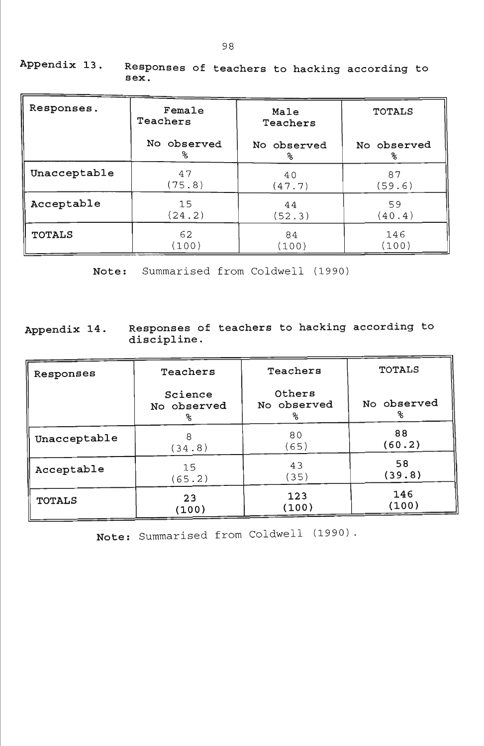**Appendix 13.** **Responses of teachers to hacking according to sex.**

| Responses. | Female Teachers<br>No observed<br>% | Male Teachers<br>No observed<br>% | TOTALS<br>No observed<br>% |
|---|---|---|---|
| Unacceptable | 47<br>(75.8) | 40<br>(47.7) | 87<br>(59.6) |
| Acceptable | 15<br>(24.2) | 44<br>(52.3) | 59<br>(40.4) |
| TOTALS | 62<br>(100) | 84<br>(100) | 146<br>(100) |

**Note:** Summarised from Coldwell (1990)

**Appendix 14.** **Responses of teachers to hacking according to discipline.**

| Responses | Teachers<br>Science<br>No observed<br>% | Teachers<br>Others<br>No observed<br>% | TOTALS<br>No observed<br>% |
|---|---|---|---|
| Unacceptable | 8<br>(34.8) | 80<br>(65) | **88**<br>**(60.2)** |
| Acceptable | 15<br>(65.2) | 43<br>(35) | **58**<br>**(39.8)** |
| TOTALS | **23**<br>**(100)** | **123**<br>**(100)** | **146**<br>**(100)** |

**Note:** Summarised from Coldwell (1990).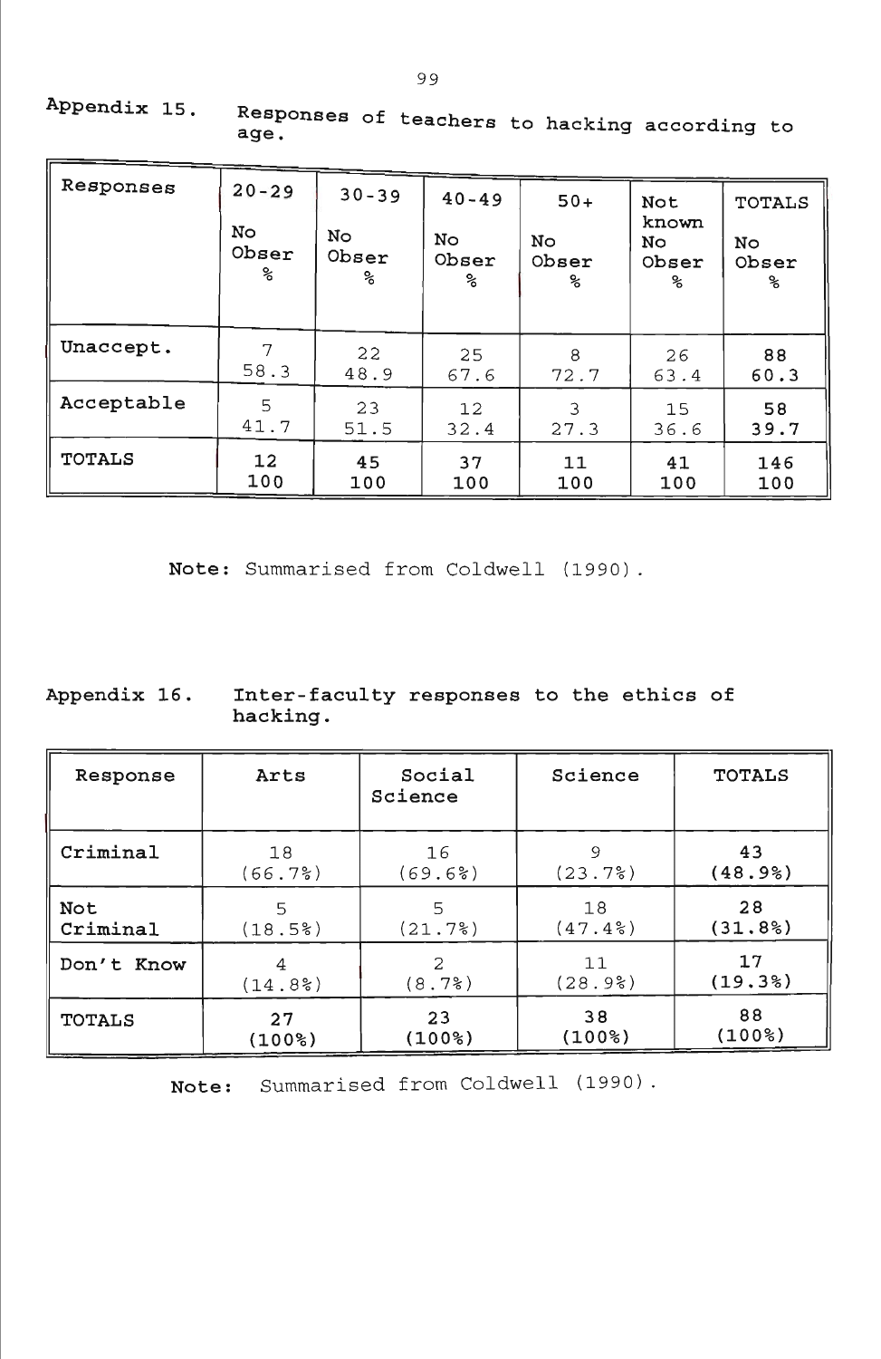Appendix 15. Responses of teachers to hacking according to age.

| Responses | 20-29<br>No<br>Obser<br>% | 30-39<br>No<br>Obser<br>% | 40-49<br>No<br>Obser<br>% | 50+<br>No<br>Obser<br>% | Not known<br>No<br>Obser<br>% | TOTALS<br>No<br>Obser<br>% |
|---|---|---|---|---|---|---|
| Unaccept. | 7<br>58.3 | 22<br>48.9 | 25<br>67.6 | 8<br>72.7 | 26<br>63.4 | **88**<br>**60.3** |
| Acceptable | 5<br>41.7 | 23<br>51.5 | 12<br>32.4 | 3<br>27.3 | 15<br>36.6 | **58**<br>**39.7** |
| TOTALS | **12**<br>**100** | **45**<br>**100** | **37**<br>**100** | **11**<br>**100** | **41**<br>**100** | **146**<br>**100** |

**Note:** Summarised from Coldwell (1990).

Appendix 16. Inter-faculty responses to the ethics of hacking.

| Response | Arts | Social Science | Science | TOTALS |
|---|---|---|---|---|
| Criminal | 18<br>(66.7%) | 16<br>(69.6%) | 9<br>(23.7%) | **43**<br>**(48.9%)** |
| Not Criminal | 5<br>(18.5%) | 5<br>(21.7%) | 18<br>(47.4%) | **28**<br>**(31.8%)** |
| Don't Know | 4<br>(14.8%) | 2<br>(8.7%) | 11<br>(28.9%) | **17**<br>**(19.3%)** |
| TOTALS | **27**<br>**(100%)** | **23**<br>**(100%)** | **38**<br>**(100%)** | **88**<br>**(100%)** |

**Note:** Summarised from Coldwell (1990).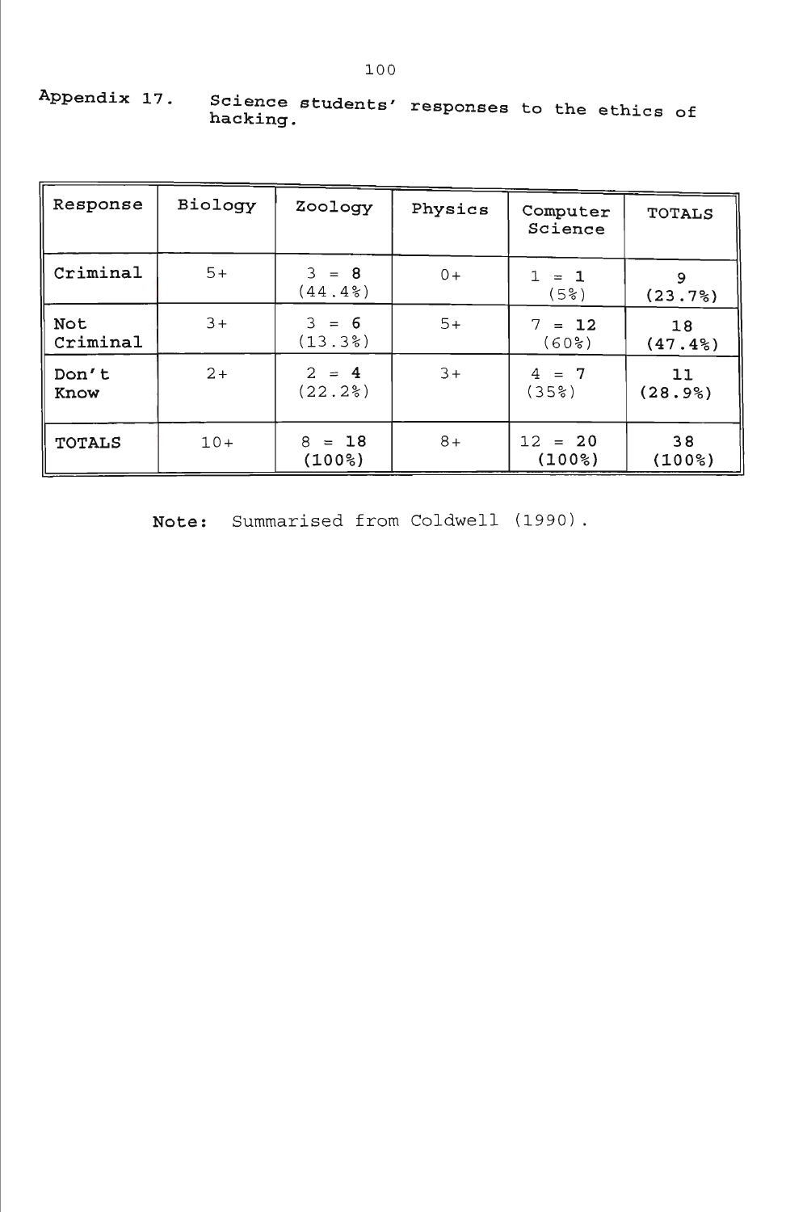**Appendix 17.** Science students' responses to the ethics of hacking.

| Response | Biology | Zoology | Physics | Computer Science | TOTALS |
|---|---|---|---|---|---|
| Criminal | 5+ | 3 = **8** (44.4%) | 0+ | 1 = **1** (5%) | **9** **(23.7%)** |
| Not Criminal | 3+ | 3 = **6** (13.3%) | 5+ | 7 = **12** (60%) | **18** **(47.4%)** |
| Don't Know | 2+ | 2 = **4** (22.2%) | 3+ | 4 = **7** (35%) | **11** **(28.9%)** |
| TOTALS | 10+ | 8 = **18** **(100%)** | 8+ | 12 = **20** **(100%)** | **38** **(100%)** |

**Note:** Summarised from Coldwell (1990).